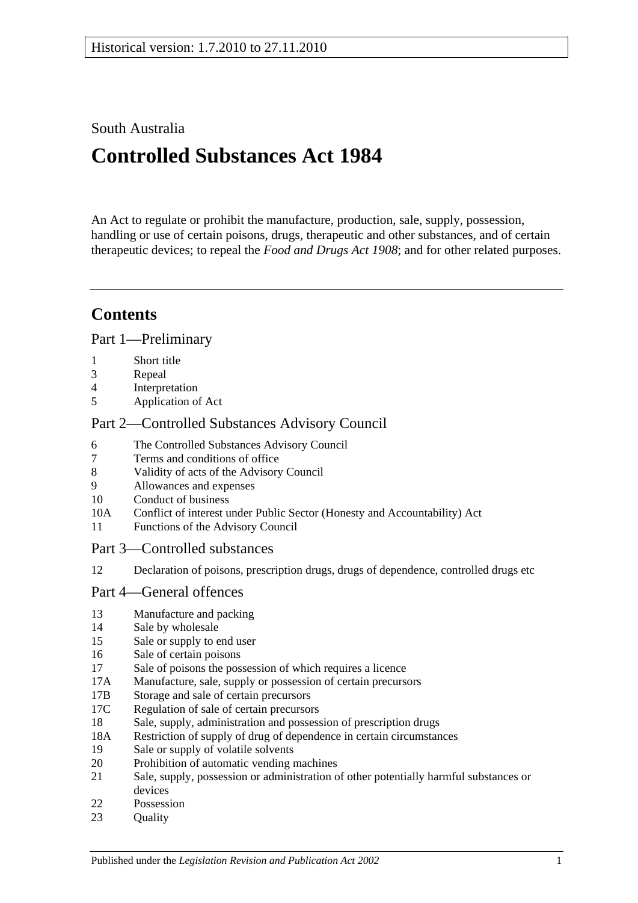Historical version: 1.7.2010 to 27.11.2010

South Australia

# Controlled Substances Act 1984

An Act to regulate or prohibit the manufacture, production, sale, supply, possession, handling or use of certain poisons, drugs, therapeutic and other substances, and of certain therapeutic devices; to repeal the *Food and Drugs Act 1908*; and for other related purposes.

---

## Contents

### Part 1—Preliminary

1 Short title
3 Repeal
4 Interpretation
5 Application of Act

### Part 2—Controlled Substances Advisory Council

6 The Controlled Substances Advisory Council
7 Terms and conditions of office
8 Validity of acts of the Advisory Council
9 Allowances and expenses
10 Conduct of business
10A Conflict of interest under Public Sector (Honesty and Accountability) Act
11 Functions of the Advisory Council

### Part 3—Controlled substances

12 Declaration of poisons, prescription drugs, drugs of dependence, controlled drugs etc

### Part 4—General offences

13 Manufacture and packing
14 Sale by wholesale
15 Sale or supply to end user
16 Sale of certain poisons
17 Sale of poisons the possession of which requires a licence
17A Manufacture, sale, supply or possession of certain precursors
17B Storage and sale of certain precursors
17C Regulation of sale of certain precursors
18 Sale, supply, administration and possession of prescription drugs
18A Restriction of supply of drug of dependence in certain circumstances
19 Sale or supply of volatile solvents
20 Prohibition of automatic vending machines
21 Sale, supply, possession or administration of other potentially harmful substances or devices
22 Possession
23 Quality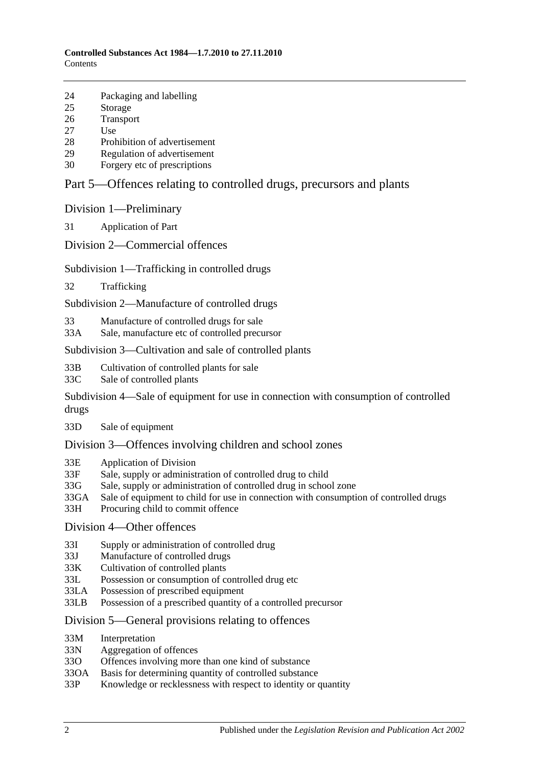24 Packaging and labelling
25 Storage
26 Transport
27 Use
28 Prohibition of advertisement
29 Regulation of advertisement
30 Forgery etc of prescriptions

## Part 5—Offences relating to controlled drugs, precursors and plants

### Division 1—Preliminary

31 Application of Part

### Division 2—Commercial offences

#### Subdivision 1—Trafficking in controlled drugs

32 Trafficking

#### Subdivision 2—Manufacture of controlled drugs

33 Manufacture of controlled drugs for sale
33A Sale, manufacture etc of controlled precursor

#### Subdivision 3—Cultivation and sale of controlled plants

33B Cultivation of controlled plants for sale
33C Sale of controlled plants

#### Subdivision 4—Sale of equipment for use in connection with consumption of controlled drugs

33D Sale of equipment

### Division 3—Offences involving children and school zones

33E Application of Division
33F Sale, supply or administration of controlled drug to child
33G Sale, supply or administration of controlled drug in school zone
33GA Sale of equipment to child for use in connection with consumption of controlled drugs
33H Procuring child to commit offence

### Division 4—Other offences

33I Supply or administration of controlled drug
33J Manufacture of controlled drugs
33K Cultivation of controlled plants
33L Possession or consumption of controlled drug etc
33LA Possession of prescribed equipment
33LB Possession of a prescribed quantity of a controlled precursor

### Division 5—General provisions relating to offences

33M Interpretation
33N Aggregation of offences
33O Offences involving more than one kind of substance
33OA Basis for determining quantity of controlled substance
33P Knowledge or recklessness with respect to identity or quantity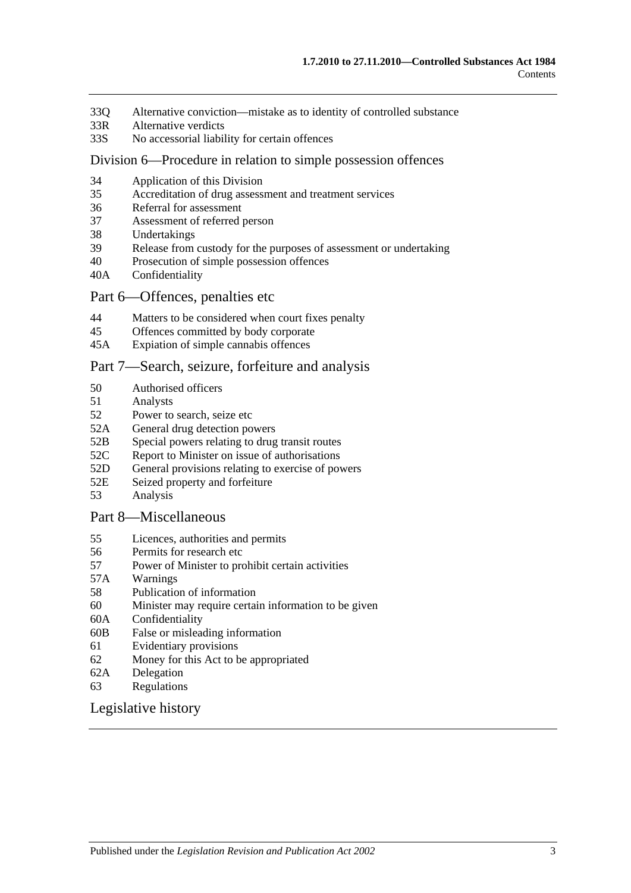33Q Alternative conviction—mistake as to identity of controlled substance
33R Alternative verdicts
33S No accessorial liability for certain offences

## Division 6—Procedure in relation to simple possession offences

34 Application of this Division
35 Accreditation of drug assessment and treatment services
36 Referral for assessment
37 Assessment of referred person
38 Undertakings
39 Release from custody for the purposes of assessment or undertaking
40 Prosecution of simple possession offences
40A Confidentiality

## Part 6—Offences, penalties etc

44 Matters to be considered when court fixes penalty
45 Offences committed by body corporate
45A Expiation of simple cannabis offences

## Part 7—Search, seizure, forfeiture and analysis

50 Authorised officers
51 Analysts
52 Power to search, seize etc
52A General drug detection powers
52B Special powers relating to drug transit routes
52C Report to Minister on issue of authorisations
52D General provisions relating to exercise of powers
52E Seized property and forfeiture
53 Analysis

## Part 8—Miscellaneous

55 Licences, authorities and permits
56 Permits for research etc
57 Power of Minister to prohibit certain activities
57A Warnings
58 Publication of information
60 Minister may require certain information to be given
60A Confidentiality
60B False or misleading information
61 Evidentiary provisions
62 Money for this Act to be appropriated
62A Delegation
63 Regulations

## Legislative history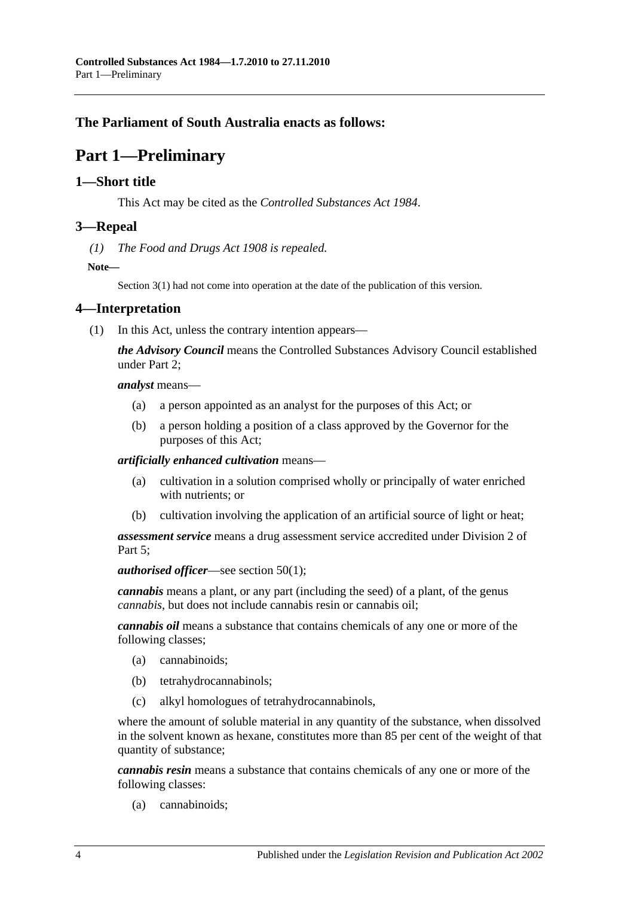**The Parliament of South Australia enacts as follows:**

# Part 1—Preliminary

## 1—Short title

This Act may be cited as the *Controlled Substances Act 1984*.

## 3—Repeal

*(1) The Food and Drugs Act 1908 is repealed.*

**Note—**

Section 3(1) had not come into operation at the date of the publication of this version.

## 4—Interpretation

(1) In this Act, unless the contrary intention appears—

***the Advisory Council*** means the Controlled Substances Advisory Council established under Part 2;

***analyst*** means—

- (a) a person appointed as an analyst for the purposes of this Act; or
- (b) a person holding a position of a class approved by the Governor for the purposes of this Act;

***artificially enhanced cultivation*** means—

- (a) cultivation in a solution comprised wholly or principally of water enriched with nutrients; or
- (b) cultivation involving the application of an artificial source of light or heat;

***assessment service*** means a drug assessment service accredited under Division 2 of Part 5;

***authorised officer***—see section 50(1);

***cannabis*** means a plant, or any part (including the seed) of a plant, of the genus *cannabis*, but does not include cannabis resin or cannabis oil;

***cannabis oil*** means a substance that contains chemicals of any one or more of the following classes;

- (a) cannabinoids;
- (b) tetrahydrocannabinols;
- (c) alkyl homologues of tetrahydrocannabinols,

where the amount of soluble material in any quantity of the substance, when dissolved in the solvent known as hexane, constitutes more than 85 per cent of the weight of that quantity of substance;

***cannabis resin*** means a substance that contains chemicals of any one or more of the following classes:

- (a) cannabinoids;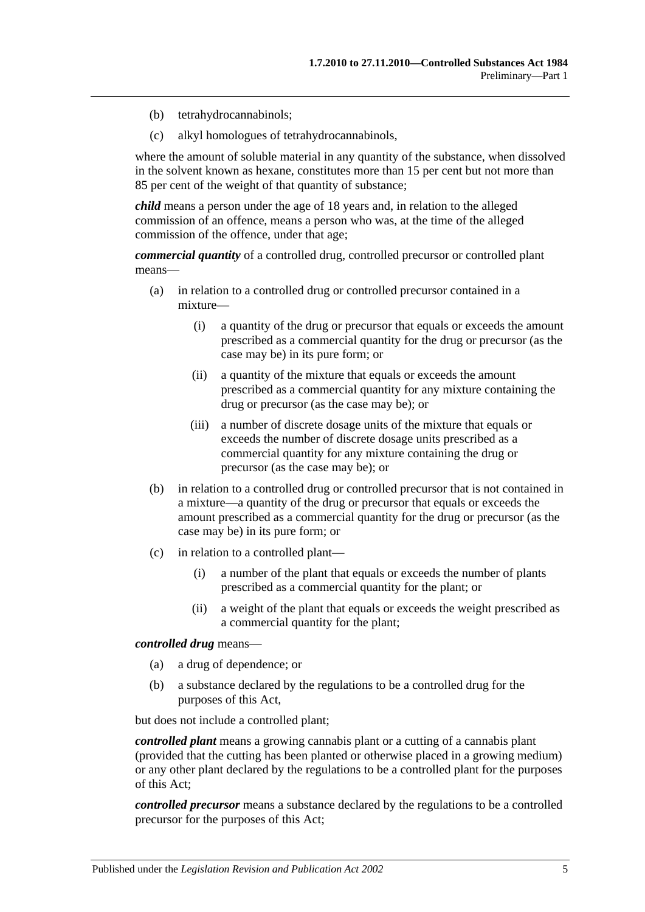(b) tetrahydrocannabinols;

(c) alkyl homologues of tetrahydrocannabinols,

where the amount of soluble material in any quantity of the substance, when dissolved in the solvent known as hexane, constitutes more than 15 per cent but not more than 85 per cent of the weight of that quantity of substance;

***child*** means a person under the age of 18 years and, in relation to the alleged commission of an offence, means a person who was, at the time of the alleged commission of the offence, under that age;

***commercial quantity*** of a controlled drug, controlled precursor or controlled plant means—

(a) in relation to a controlled drug or controlled precursor contained in a mixture—

(i) a quantity of the drug or precursor that equals or exceeds the amount prescribed as a commercial quantity for the drug or precursor (as the case may be) in its pure form; or

(ii) a quantity of the mixture that equals or exceeds the amount prescribed as a commercial quantity for any mixture containing the drug or precursor (as the case may be); or

(iii) a number of discrete dosage units of the mixture that equals or exceeds the number of discrete dosage units prescribed as a commercial quantity for any mixture containing the drug or precursor (as the case may be); or

(b) in relation to a controlled drug or controlled precursor that is not contained in a mixture—a quantity of the drug or precursor that equals or exceeds the amount prescribed as a commercial quantity for the drug or precursor (as the case may be) in its pure form; or

(c) in relation to a controlled plant—

(i) a number of the plant that equals or exceeds the number of plants prescribed as a commercial quantity for the plant; or

(ii) a weight of the plant that equals or exceeds the weight prescribed as a commercial quantity for the plant;

***controlled drug*** means—

(a) a drug of dependence; or

(b) a substance declared by the regulations to be a controlled drug for the purposes of this Act,

but does not include a controlled plant;

***controlled plant*** means a growing cannabis plant or a cutting of a cannabis plant (provided that the cutting has been planted or otherwise placed in a growing medium) or any other plant declared by the regulations to be a controlled plant for the purposes of this Act;

***controlled precursor*** means a substance declared by the regulations to be a controlled precursor for the purposes of this Act;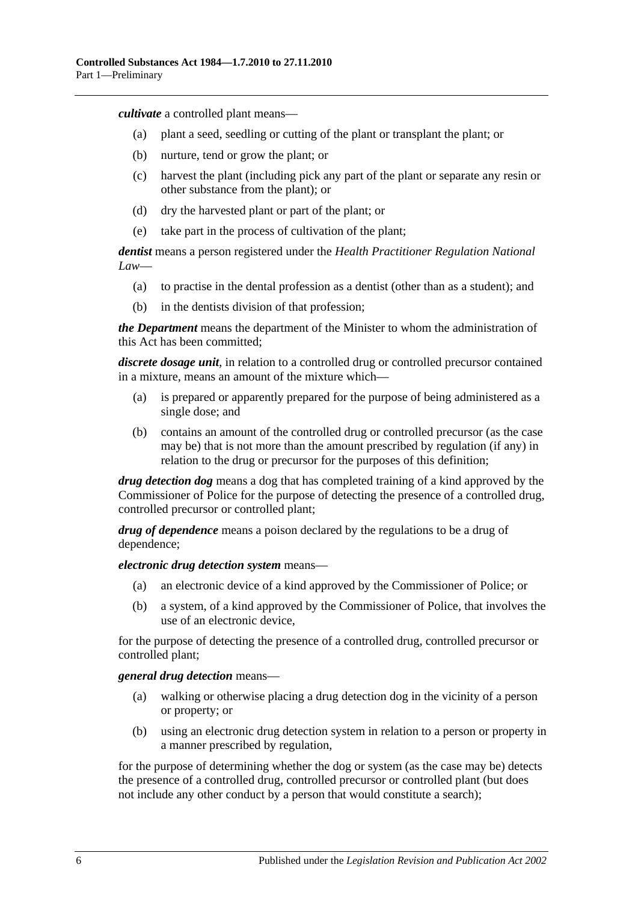***cultivate*** a controlled plant means—

(a) plant a seed, seedling or cutting of the plant or transplant the plant; or

(b) nurture, tend or grow the plant; or

(c) harvest the plant (including pick any part of the plant or separate any resin or other substance from the plant); or

(d) dry the harvested plant or part of the plant; or

(e) take part in the process of cultivation of the plant;

***dentist*** means a person registered under the *Health Practitioner Regulation National Law*—

(a) to practise in the dental profession as a dentist (other than as a student); and

(b) in the dentists division of that profession;

***the Department*** means the department of the Minister to whom the administration of this Act has been committed;

***discrete dosage unit***, in relation to a controlled drug or controlled precursor contained in a mixture, means an amount of the mixture which—

(a) is prepared or apparently prepared for the purpose of being administered as a single dose; and

(b) contains an amount of the controlled drug or controlled precursor (as the case may be) that is not more than the amount prescribed by regulation (if any) in relation to the drug or precursor for the purposes of this definition;

***drug detection dog*** means a dog that has completed training of a kind approved by the Commissioner of Police for the purpose of detecting the presence of a controlled drug, controlled precursor or controlled plant;

***drug of dependence*** means a poison declared by the regulations to be a drug of dependence;

***electronic drug detection system*** means—

(a) an electronic device of a kind approved by the Commissioner of Police; or

(b) a system, of a kind approved by the Commissioner of Police, that involves the use of an electronic device,

for the purpose of detecting the presence of a controlled drug, controlled precursor or controlled plant;

***general drug detection*** means—

(a) walking or otherwise placing a drug detection dog in the vicinity of a person or property; or

(b) using an electronic drug detection system in relation to a person or property in a manner prescribed by regulation,

for the purpose of determining whether the dog or system (as the case may be) detects the presence of a controlled drug, controlled precursor or controlled plant (but does not include any other conduct by a person that would constitute a search);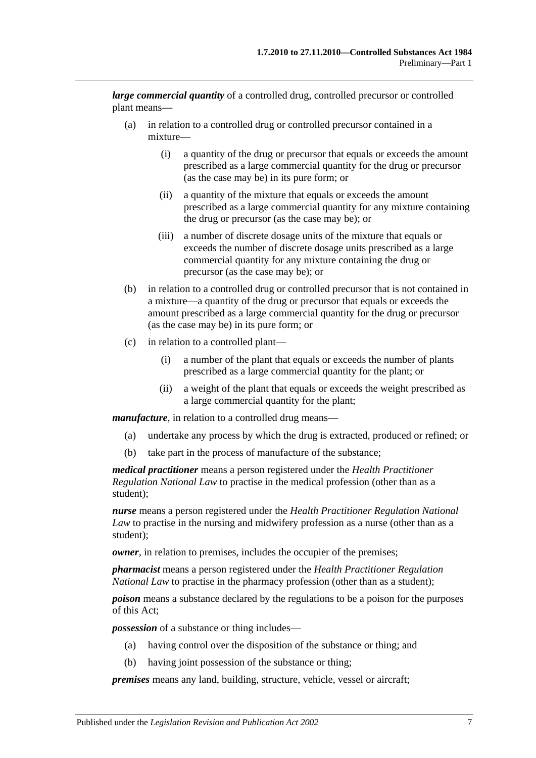***large commercial quantity*** of a controlled drug, controlled precursor or controlled plant means—

(a) in relation to a controlled drug or controlled precursor contained in a mixture—

  (i) a quantity of the drug or precursor that equals or exceeds the amount prescribed as a large commercial quantity for the drug or precursor (as the case may be) in its pure form; or

  (ii) a quantity of the mixture that equals or exceeds the amount prescribed as a large commercial quantity for any mixture containing the drug or precursor (as the case may be); or

  (iii) a number of discrete dosage units of the mixture that equals or exceeds the number of discrete dosage units prescribed as a large commercial quantity for any mixture containing the drug or precursor (as the case may be); or

(b) in relation to a controlled drug or controlled precursor that is not contained in a mixture—a quantity of the drug or precursor that equals or exceeds the amount prescribed as a large commercial quantity for the drug or precursor (as the case may be) in its pure form; or

(c) in relation to a controlled plant—

  (i) a number of the plant that equals or exceeds the number of plants prescribed as a large commercial quantity for the plant; or

  (ii) a weight of the plant that equals or exceeds the weight prescribed as a large commercial quantity for the plant;

***manufacture***, in relation to a controlled drug means—

(a) undertake any process by which the drug is extracted, produced or refined; or

(b) take part in the process of manufacture of the substance;

***medical practitioner*** means a person registered under the *Health Practitioner Regulation National Law* to practise in the medical profession (other than as a student);

***nurse*** means a person registered under the *Health Practitioner Regulation National Law* to practise in the nursing and midwifery profession as a nurse (other than as a student);

***owner***, in relation to premises, includes the occupier of the premises;

***pharmacist*** means a person registered under the *Health Practitioner Regulation National Law* to practise in the pharmacy profession (other than as a student);

***poison*** means a substance declared by the regulations to be a poison for the purposes of this Act;

***possession*** of a substance or thing includes—

(a) having control over the disposition of the substance or thing; and

(b) having joint possession of the substance or thing;

***premises*** means any land, building, structure, vehicle, vessel or aircraft;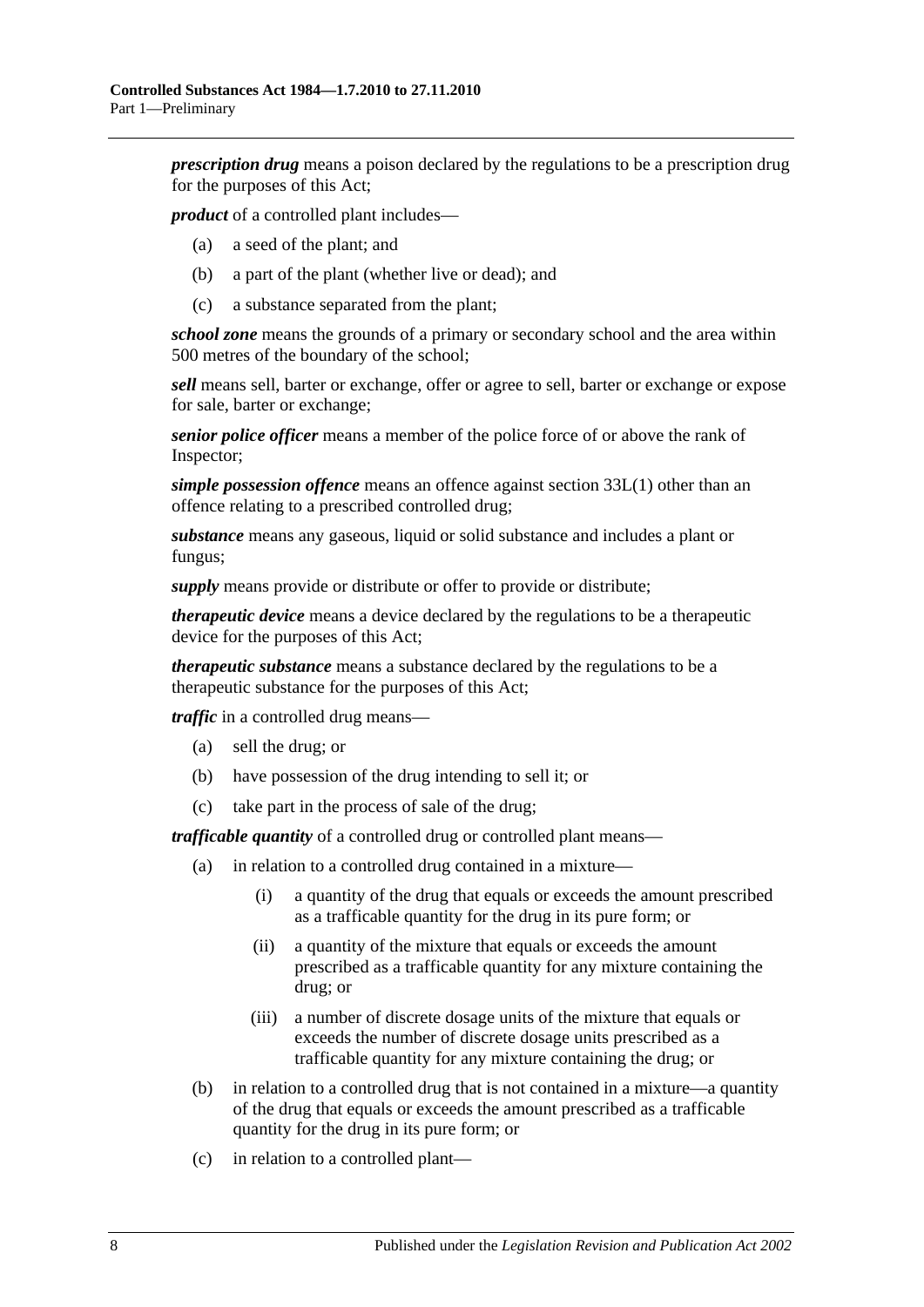***prescription drug*** means a poison declared by the regulations to be a prescription drug for the purposes of this Act;

***product*** of a controlled plant includes—

- (a) a seed of the plant; and
- (b) a part of the plant (whether live or dead); and
- (c) a substance separated from the plant;

***school zone*** means the grounds of a primary or secondary school and the area within 500 metres of the boundary of the school;

***sell*** means sell, barter or exchange, offer or agree to sell, barter or exchange or expose for sale, barter or exchange;

***senior police officer*** means a member of the police force of or above the rank of Inspector;

***simple possession offence*** means an offence against section 33L(1) other than an offence relating to a prescribed controlled drug;

***substance*** means any gaseous, liquid or solid substance and includes a plant or fungus;

***supply*** means provide or distribute or offer to provide or distribute;

***therapeutic device*** means a device declared by the regulations to be a therapeutic device for the purposes of this Act;

***therapeutic substance*** means a substance declared by the regulations to be a therapeutic substance for the purposes of this Act;

***traffic*** in a controlled drug means—

- (a) sell the drug; or
- (b) have possession of the drug intending to sell it; or
- (c) take part in the process of sale of the drug;

***trafficable quantity*** of a controlled drug or controlled plant means—

- (a) in relation to a controlled drug contained in a mixture—
    - (i) a quantity of the drug that equals or exceeds the amount prescribed as a trafficable quantity for the drug in its pure form; or
    - (ii) a quantity of the mixture that equals or exceeds the amount prescribed as a trafficable quantity for any mixture containing the drug; or
    - (iii) a number of discrete dosage units of the mixture that equals or exceeds the number of discrete dosage units prescribed as a trafficable quantity for any mixture containing the drug; or
- (b) in relation to a controlled drug that is not contained in a mixture—a quantity of the drug that equals or exceeds the amount prescribed as a trafficable quantity for the drug in its pure form; or
- (c) in relation to a controlled plant—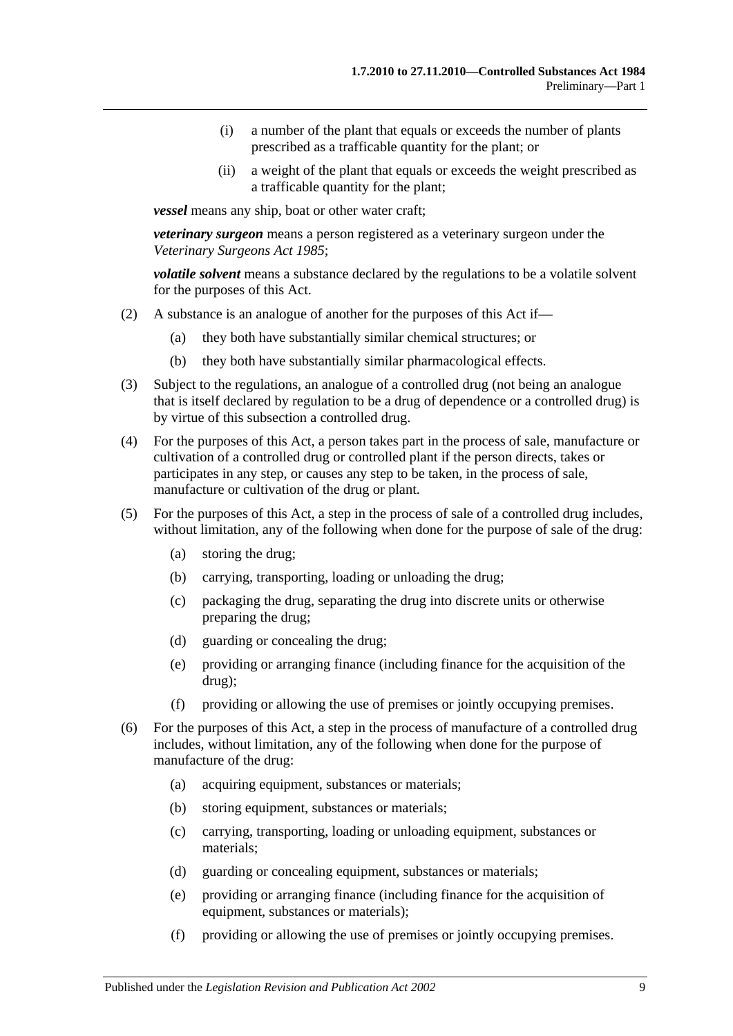(i) a number of the plant that equals or exceeds the number of plants prescribed as a trafficable quantity for the plant; or

(ii) a weight of the plant that equals or exceeds the weight prescribed as a trafficable quantity for the plant;

***vessel*** means any ship, boat or other water craft;

***veterinary surgeon*** means a person registered as a veterinary surgeon under the *Veterinary Surgeons Act 1985*;

***volatile solvent*** means a substance declared by the regulations to be a volatile solvent for the purposes of this Act.

(2) A substance is an analogue of another for the purposes of this Act if—

(a) they both have substantially similar chemical structures; or

(b) they both have substantially similar pharmacological effects.

(3) Subject to the regulations, an analogue of a controlled drug (not being an analogue that is itself declared by regulation to be a drug of dependence or a controlled drug) is by virtue of this subsection a controlled drug.

(4) For the purposes of this Act, a person takes part in the process of sale, manufacture or cultivation of a controlled drug or controlled plant if the person directs, takes or participates in any step, or causes any step to be taken, in the process of sale, manufacture or cultivation of the drug or plant.

(5) For the purposes of this Act, a step in the process of sale of a controlled drug includes, without limitation, any of the following when done for the purpose of sale of the drug:

(a) storing the drug;

(b) carrying, transporting, loading or unloading the drug;

(c) packaging the drug, separating the drug into discrete units or otherwise preparing the drug;

(d) guarding or concealing the drug;

(e) providing or arranging finance (including finance for the acquisition of the drug);

(f) providing or allowing the use of premises or jointly occupying premises.

(6) For the purposes of this Act, a step in the process of manufacture of a controlled drug includes, without limitation, any of the following when done for the purpose of manufacture of the drug:

(a) acquiring equipment, substances or materials;

(b) storing equipment, substances or materials;

(c) carrying, transporting, loading or unloading equipment, substances or materials;

(d) guarding or concealing equipment, substances or materials;

(e) providing or arranging finance (including finance for the acquisition of equipment, substances or materials);

(f) providing or allowing the use of premises or jointly occupying premises.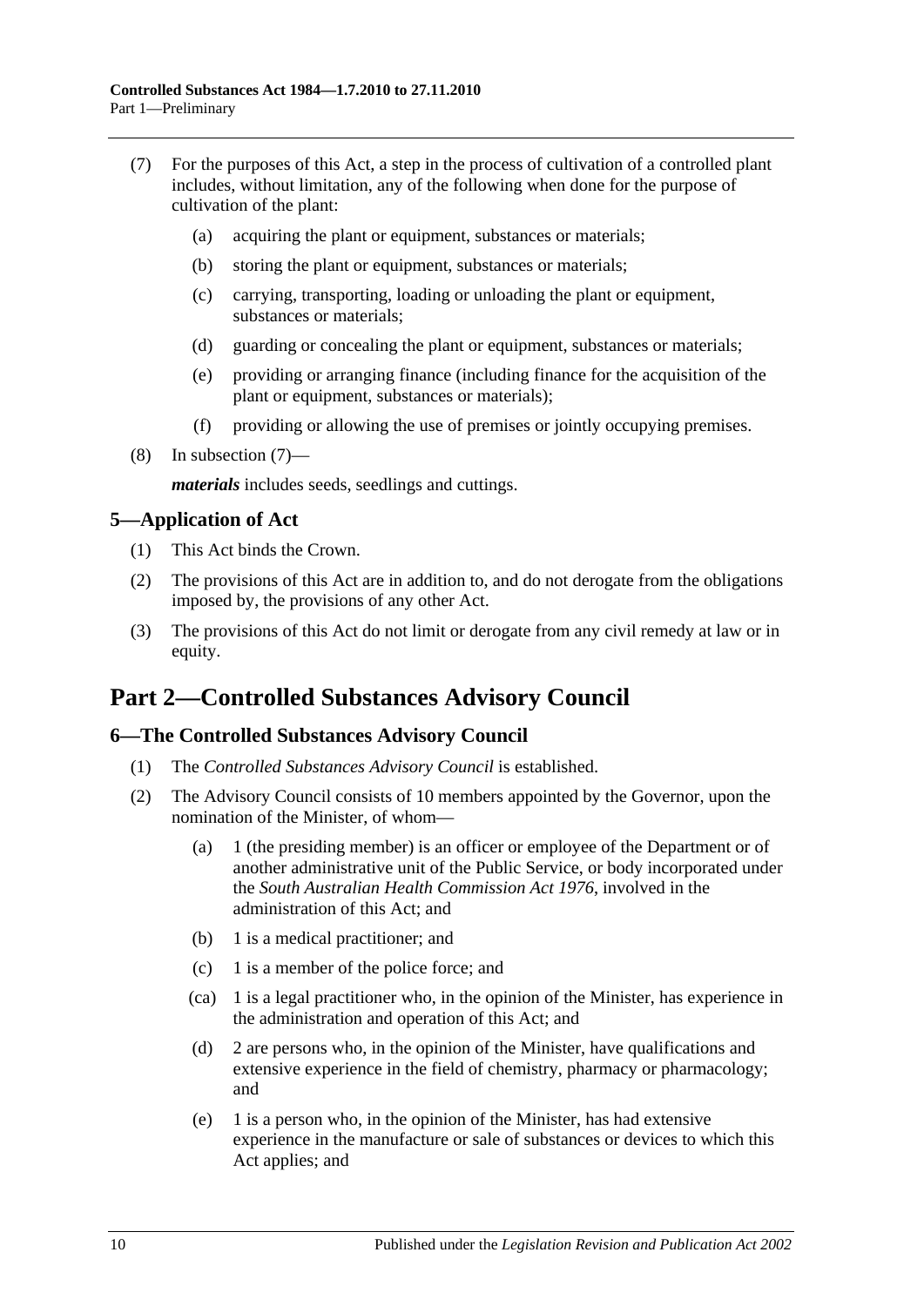(7) For the purposes of this Act, a step in the process of cultivation of a controlled plant includes, without limitation, any of the following when done for the purpose of cultivation of the plant:

(a) acquiring the plant or equipment, substances or materials;

(b) storing the plant or equipment, substances or materials;

(c) carrying, transporting, loading or unloading the plant or equipment, substances or materials;

(d) guarding or concealing the plant or equipment, substances or materials;

(e) providing or arranging finance (including finance for the acquisition of the plant or equipment, substances or materials);

(f) providing or allowing the use of premises or jointly occupying premises.

(8) In subsection (7)—

***materials*** includes seeds, seedlings and cuttings.

## 5—Application of Act

(1) This Act binds the Crown.

(2) The provisions of this Act are in addition to, and do not derogate from the obligations imposed by, the provisions of any other Act.

(3) The provisions of this Act do not limit or derogate from any civil remedy at law or in equity.

# Part 2—Controlled Substances Advisory Council

## 6—The Controlled Substances Advisory Council

(1) The *Controlled Substances Advisory Council* is established.

(2) The Advisory Council consists of 10 members appointed by the Governor, upon the nomination of the Minister, of whom—

(a) 1 (the presiding member) is an officer or employee of the Department or of another administrative unit of the Public Service, or body incorporated under the *South Australian Health Commission Act 1976*, involved in the administration of this Act; and

(b) 1 is a medical practitioner; and

(c) 1 is a member of the police force; and

(ca) 1 is a legal practitioner who, in the opinion of the Minister, has experience in the administration and operation of this Act; and

(d) 2 are persons who, in the opinion of the Minister, have qualifications and extensive experience in the field of chemistry, pharmacy or pharmacology; and

(e) 1 is a person who, in the opinion of the Minister, has had extensive experience in the manufacture or sale of substances or devices to which this Act applies; and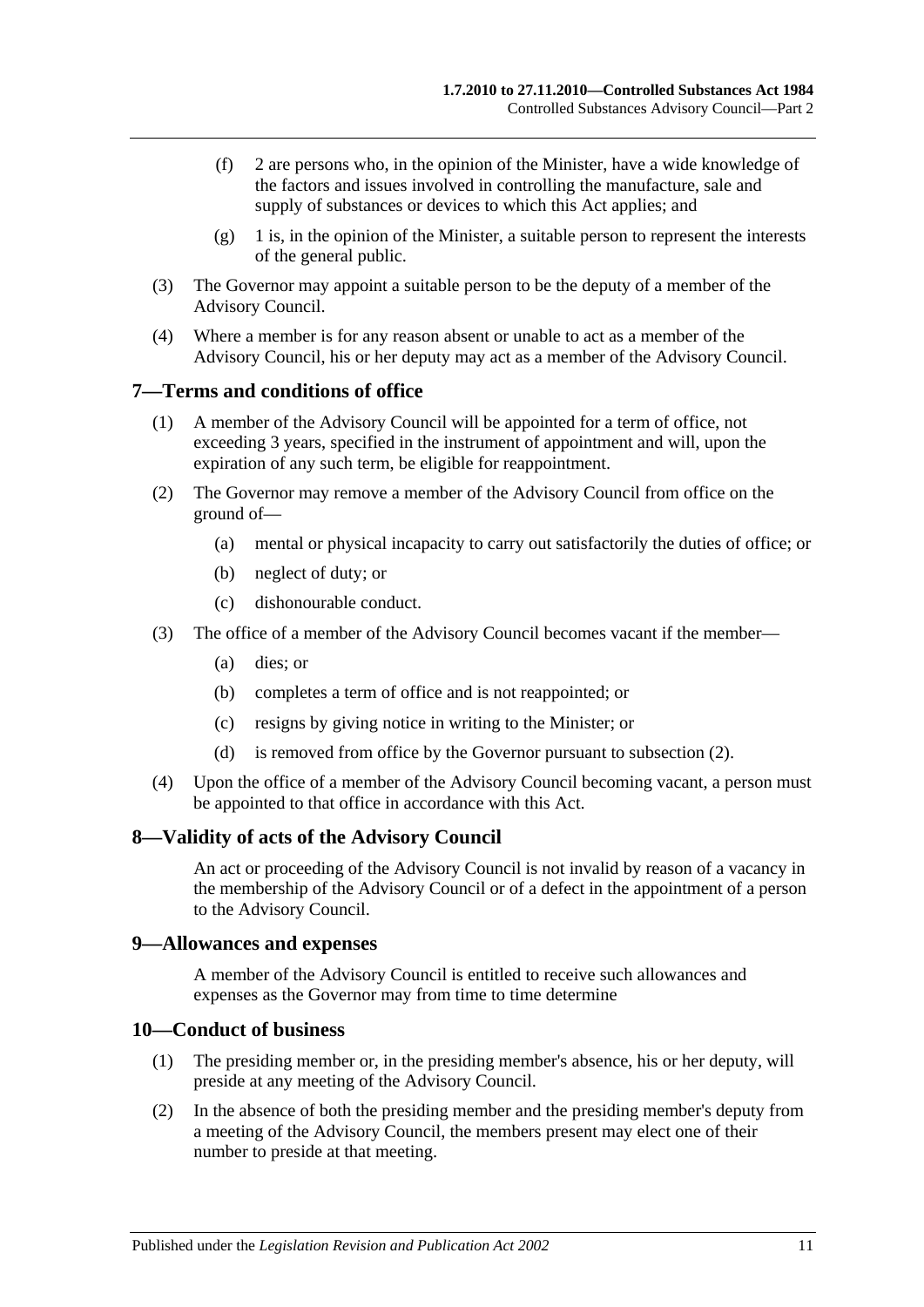(f) 2 are persons who, in the opinion of the Minister, have a wide knowledge of the factors and issues involved in controlling the manufacture, sale and supply of substances or devices to which this Act applies; and

(g) 1 is, in the opinion of the Minister, a suitable person to represent the interests of the general public.

(3) The Governor may appoint a suitable person to be the deputy of a member of the Advisory Council.

(4) Where a member is for any reason absent or unable to act as a member of the Advisory Council, his or her deputy may act as a member of the Advisory Council.

## 7—Terms and conditions of office

(1) A member of the Advisory Council will be appointed for a term of office, not exceeding 3 years, specified in the instrument of appointment and will, upon the expiration of any such term, be eligible for reappointment.

(2) The Governor may remove a member of the Advisory Council from office on the ground of—

(a) mental or physical incapacity to carry out satisfactorily the duties of office; or

(b) neglect of duty; or

(c) dishonourable conduct.

(3) The office of a member of the Advisory Council becomes vacant if the member—

(a) dies; or

(b) completes a term of office and is not reappointed; or

(c) resigns by giving notice in writing to the Minister; or

(d) is removed from office by the Governor pursuant to subsection (2).

(4) Upon the office of a member of the Advisory Council becoming vacant, a person must be appointed to that office in accordance with this Act.

## 8—Validity of acts of the Advisory Council

An act or proceeding of the Advisory Council is not invalid by reason of a vacancy in the membership of the Advisory Council or of a defect in the appointment of a person to the Advisory Council.

## 9—Allowances and expenses

A member of the Advisory Council is entitled to receive such allowances and expenses as the Governor may from time to time determine

## 10—Conduct of business

(1) The presiding member or, in the presiding member's absence, his or her deputy, will preside at any meeting of the Advisory Council.

(2) In the absence of both the presiding member and the presiding member's deputy from a meeting of the Advisory Council, the members present may elect one of their number to preside at that meeting.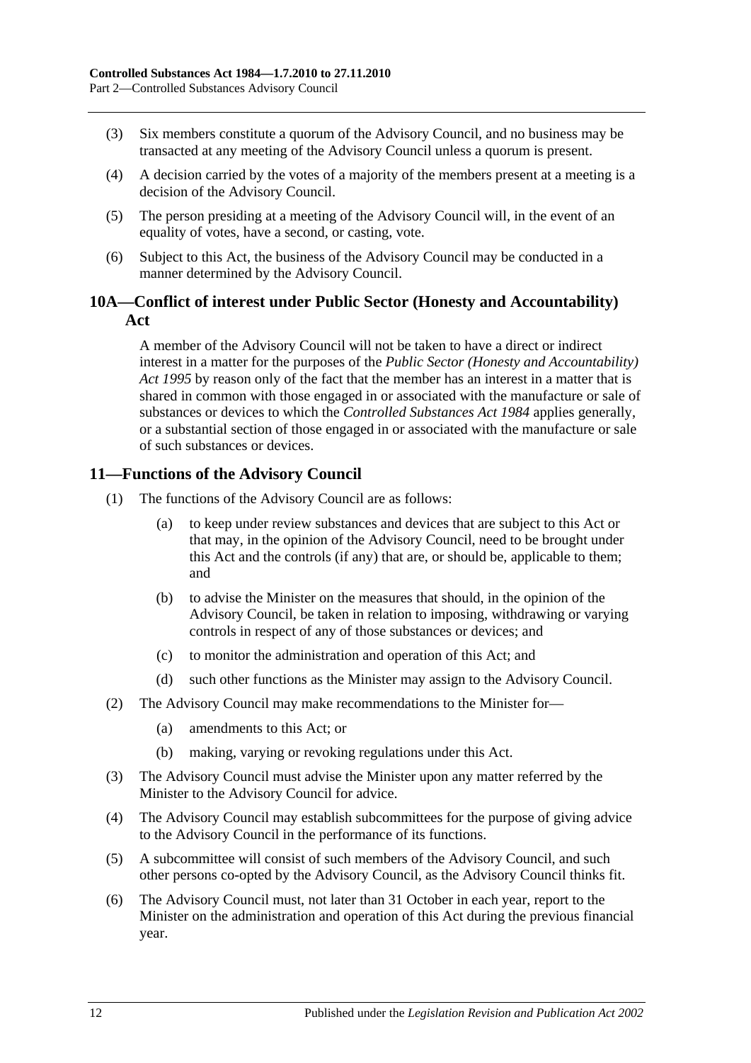(3) Six members constitute a quorum of the Advisory Council, and no business may be transacted at any meeting of the Advisory Council unless a quorum is present.

(4) A decision carried by the votes of a majority of the members present at a meeting is a decision of the Advisory Council.

(5) The person presiding at a meeting of the Advisory Council will, in the event of an equality of votes, have a second, or casting, vote.

(6) Subject to this Act, the business of the Advisory Council may be conducted in a manner determined by the Advisory Council.

## 10A—Conflict of interest under Public Sector (Honesty and Accountability) Act

A member of the Advisory Council will not be taken to have a direct or indirect interest in a matter for the purposes of the *Public Sector (Honesty and Accountability) Act 1995* by reason only of the fact that the member has an interest in a matter that is shared in common with those engaged in or associated with the manufacture or sale of substances or devices to which the *Controlled Substances Act 1984* applies generally, or a substantial section of those engaged in or associated with the manufacture or sale of such substances or devices.

## 11—Functions of the Advisory Council

(1) The functions of the Advisory Council are as follows:

- (a) to keep under review substances and devices that are subject to this Act or that may, in the opinion of the Advisory Council, need to be brought under this Act and the controls (if any) that are, or should be, applicable to them; and
- (b) to advise the Minister on the measures that should, in the opinion of the Advisory Council, be taken in relation to imposing, withdrawing or varying controls in respect of any of those substances or devices; and
- (c) to monitor the administration and operation of this Act; and
- (d) such other functions as the Minister may assign to the Advisory Council.

(2) The Advisory Council may make recommendations to the Minister for—

- (a) amendments to this Act; or
- (b) making, varying or revoking regulations under this Act.

(3) The Advisory Council must advise the Minister upon any matter referred by the Minister to the Advisory Council for advice.

(4) The Advisory Council may establish subcommittees for the purpose of giving advice to the Advisory Council in the performance of its functions.

(5) A subcommittee will consist of such members of the Advisory Council, and such other persons co-opted by the Advisory Council, as the Advisory Council thinks fit.

(6) The Advisory Council must, not later than 31 October in each year, report to the Minister on the administration and operation of this Act during the previous financial year.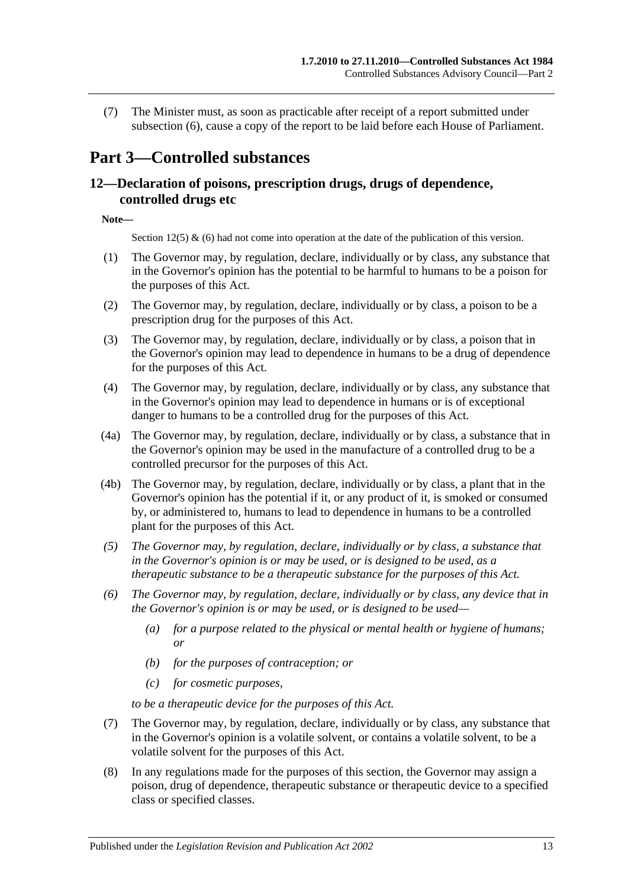(7) The Minister must, as soon as practicable after receipt of a report submitted under subsection (6), cause a copy of the report to be laid before each House of Parliament.

# Part 3—Controlled substances

## 12—Declaration of poisons, prescription drugs, drugs of dependence, controlled drugs etc

**Note—**

Section 12(5) & (6) had not come into operation at the date of the publication of this version.

(1) The Governor may, by regulation, declare, individually or by class, any substance that in the Governor's opinion has the potential to be harmful to humans to be a poison for the purposes of this Act.

(2) The Governor may, by regulation, declare, individually or by class, a poison to be a prescription drug for the purposes of this Act.

(3) The Governor may, by regulation, declare, individually or by class, a poison that in the Governor's opinion may lead to dependence in humans to be a drug of dependence for the purposes of this Act.

(4) The Governor may, by regulation, declare, individually or by class, any substance that in the Governor's opinion may lead to dependence in humans or is of exceptional danger to humans to be a controlled drug for the purposes of this Act.

(4a) The Governor may, by regulation, declare, individually or by class, a substance that in the Governor's opinion may be used in the manufacture of a controlled drug to be a controlled precursor for the purposes of this Act.

(4b) The Governor may, by regulation, declare, individually or by class, a plant that in the Governor's opinion has the potential if it, or any product of it, is smoked or consumed by, or administered to, humans to lead to dependence in humans to be a controlled plant for the purposes of this Act.

*(5) The Governor may, by regulation, declare, individually or by class, a substance that in the Governor's opinion is or may be used, or is designed to be used, as a therapeutic substance to be a therapeutic substance for the purposes of this Act.*

*(6) The Governor may, by regulation, declare, individually or by class, any device that in the Governor's opinion is or may be used, or is designed to be used—*

*(a) for a purpose related to the physical or mental health or hygiene of humans; or*

*(b) for the purposes of contraception; or*

*(c) for cosmetic purposes,*

*to be a therapeutic device for the purposes of this Act.*

(7) The Governor may, by regulation, declare, individually or by class, any substance that in the Governor's opinion is a volatile solvent, or contains a volatile solvent, to be a volatile solvent for the purposes of this Act.

(8) In any regulations made for the purposes of this section, the Governor may assign a poison, drug of dependence, therapeutic substance or therapeutic device to a specified class or specified classes.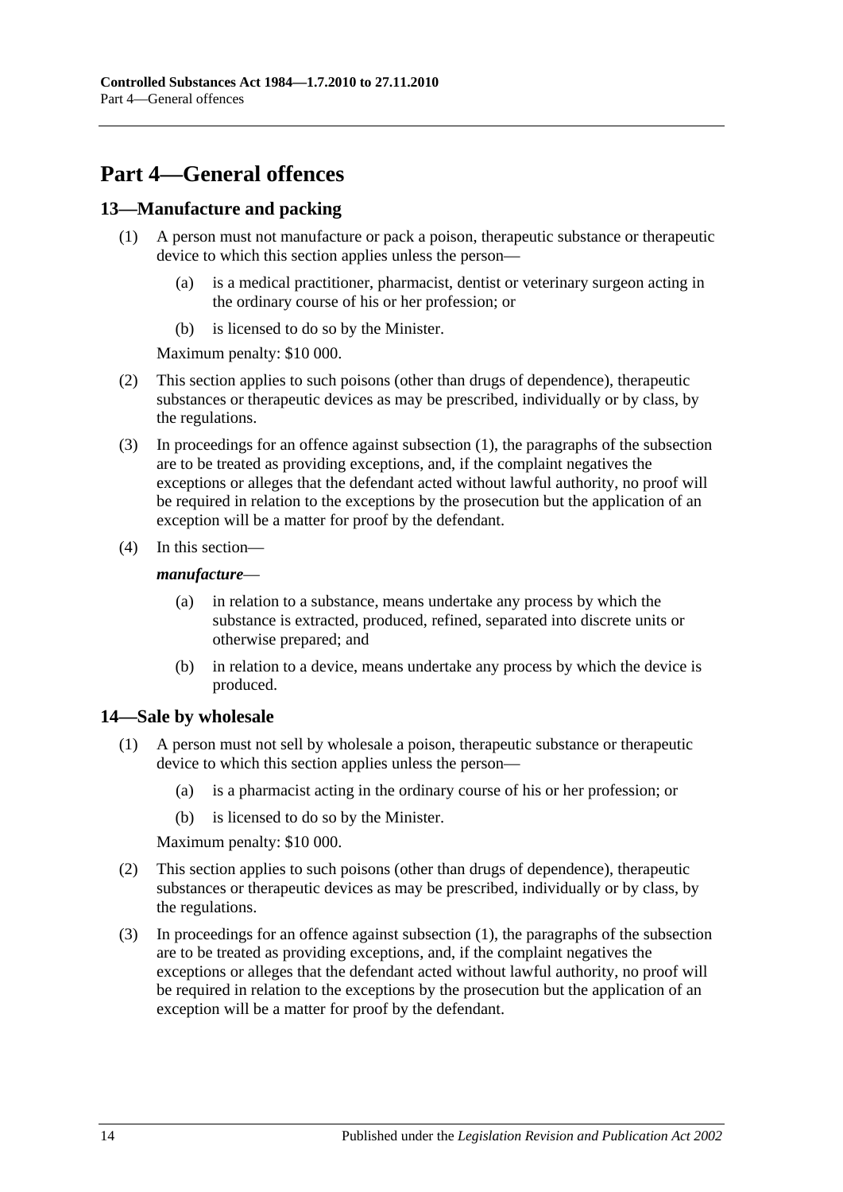# Part 4—General offences

## 13—Manufacture and packing

(1) A person must not manufacture or pack a poison, therapeutic substance or therapeutic device to which this section applies unless the person—

(a) is a medical practitioner, pharmacist, dentist or veterinary surgeon acting in the ordinary course of his or her profession; or

(b) is licensed to do so by the Minister.

Maximum penalty: $10 000.

(2) This section applies to such poisons (other than drugs of dependence), therapeutic substances or therapeutic devices as may be prescribed, individually or by class, by the regulations.

(3) In proceedings for an offence against subsection (1), the paragraphs of the subsection are to be treated as providing exceptions, and, if the complaint negatives the exceptions or alleges that the defendant acted without lawful authority, no proof will be required in relation to the exceptions by the prosecution but the application of an exception will be a matter for proof by the defendant.

(4) In this section—

***manufacture***—

(a) in relation to a substance, means undertake any process by which the substance is extracted, produced, refined, separated into discrete units or otherwise prepared; and

(b) in relation to a device, means undertake any process by which the device is produced.

## 14—Sale by wholesale

(1) A person must not sell by wholesale a poison, therapeutic substance or therapeutic device to which this section applies unless the person—

(a) is a pharmacist acting in the ordinary course of his or her profession; or

(b) is licensed to do so by the Minister.

Maximum penalty: $10 000.

(2) This section applies to such poisons (other than drugs of dependence), therapeutic substances or therapeutic devices as may be prescribed, individually or by class, by the regulations.

(3) In proceedings for an offence against subsection (1), the paragraphs of the subsection are to be treated as providing exceptions, and, if the complaint negatives the exceptions or alleges that the defendant acted without lawful authority, no proof will be required in relation to the exceptions by the prosecution but the application of an exception will be a matter for proof by the defendant.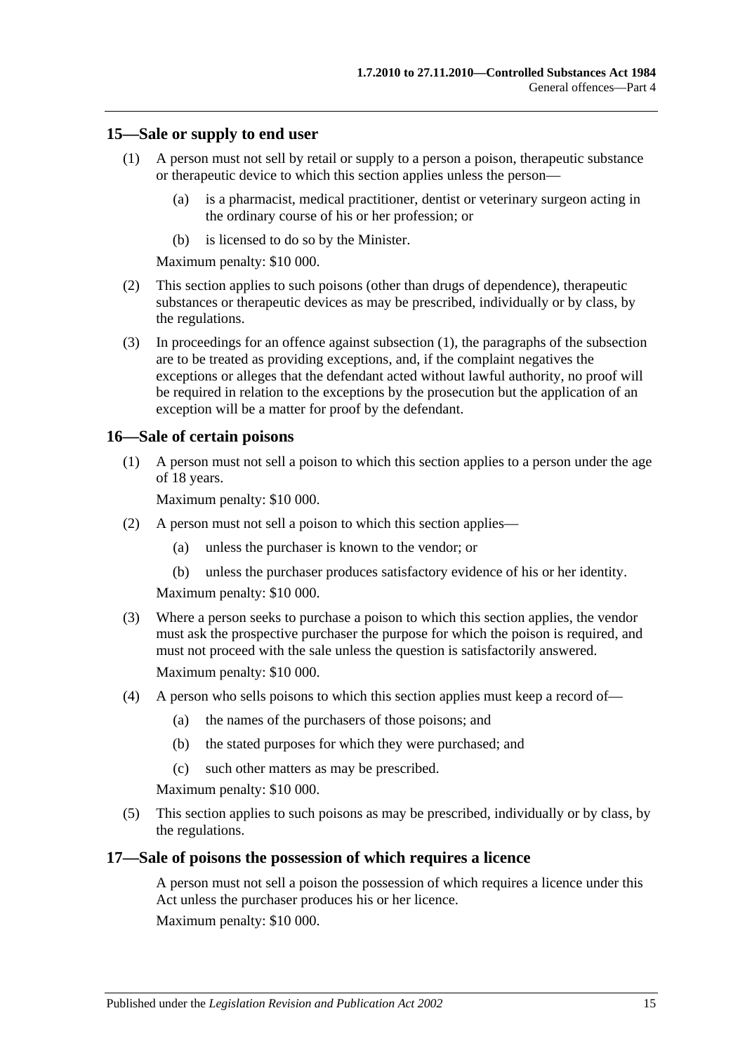## 15—Sale or supply to end user

(1) A person must not sell by retail or supply to a person a poison, therapeutic substance or therapeutic device to which this section applies unless the person—

  (a) is a pharmacist, medical practitioner, dentist or veterinary surgeon acting in the ordinary course of his or her profession; or

  (b) is licensed to do so by the Minister.

Maximum penalty: $10 000.

(2) This section applies to such poisons (other than drugs of dependence), therapeutic substances or therapeutic devices as may be prescribed, individually or by class, by the regulations.

(3) In proceedings for an offence against subsection (1), the paragraphs of the subsection are to be treated as providing exceptions, and, if the complaint negatives the exceptions or alleges that the defendant acted without lawful authority, no proof will be required in relation to the exceptions by the prosecution but the application of an exception will be a matter for proof by the defendant.

## 16—Sale of certain poisons

(1) A person must not sell a poison to which this section applies to a person under the age of 18 years.

Maximum penalty: $10 000.

(2) A person must not sell a poison to which this section applies—

  (a) unless the purchaser is known to the vendor; or

  (b) unless the purchaser produces satisfactory evidence of his or her identity.

Maximum penalty: $10 000.

(3) Where a person seeks to purchase a poison to which this section applies, the vendor must ask the prospective purchaser the purpose for which the poison is required, and must not proceed with the sale unless the question is satisfactorily answered.

Maximum penalty: $10 000.

(4) A person who sells poisons to which this section applies must keep a record of—

  (a) the names of the purchasers of those poisons; and

  (b) the stated purposes for which they were purchased; and

  (c) such other matters as may be prescribed.

Maximum penalty: $10 000.

(5) This section applies to such poisons as may be prescribed, individually or by class, by the regulations.

## 17—Sale of poisons the possession of which requires a licence

A person must not sell a poison the possession of which requires a licence under this Act unless the purchaser produces his or her licence.

Maximum penalty: $10 000.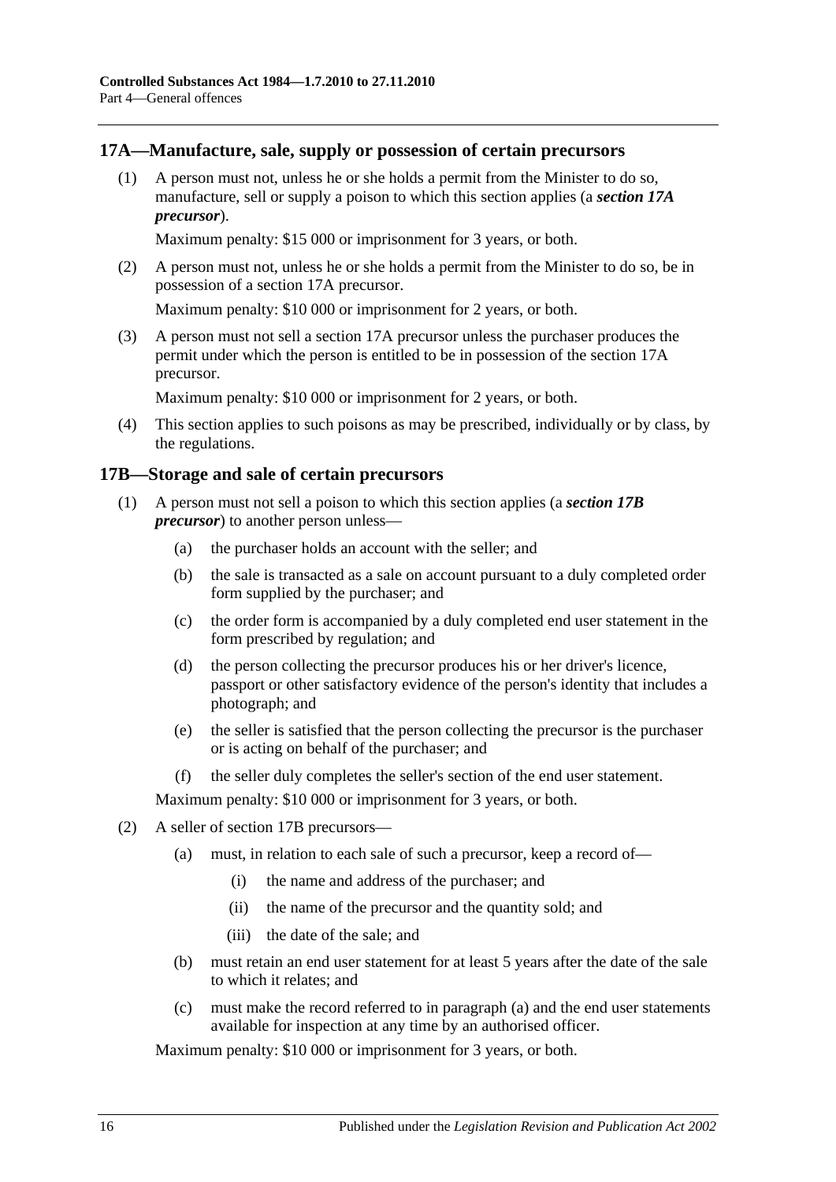## 17A—Manufacture, sale, supply or possession of certain precursors

(1) A person must not, unless he or she holds a permit from the Minister to do so, manufacture, sell or supply a poison to which this section applies (a ***section 17A precursor***).

Maximum penalty: $15 000 or imprisonment for 3 years, or both.

(2) A person must not, unless he or she holds a permit from the Minister to do so, be in possession of a section 17A precursor.

Maximum penalty: $10 000 or imprisonment for 2 years, or both.

(3) A person must not sell a section 17A precursor unless the purchaser produces the permit under which the person is entitled to be in possession of the section 17A precursor.

Maximum penalty: $10 000 or imprisonment for 2 years, or both.

(4) This section applies to such poisons as may be prescribed, individually or by class, by the regulations.

## 17B—Storage and sale of certain precursors

(1) A person must not sell a poison to which this section applies (a ***section 17B precursor***) to another person unless—

- (a) the purchaser holds an account with the seller; and
- (b) the sale is transacted as a sale on account pursuant to a duly completed order form supplied by the purchaser; and
- (c) the order form is accompanied by a duly completed end user statement in the form prescribed by regulation; and
- (d) the person collecting the precursor produces his or her driver's licence, passport or other satisfactory evidence of the person's identity that includes a photograph; and
- (e) the seller is satisfied that the person collecting the precursor is the purchaser or is acting on behalf of the purchaser; and
- (f) the seller duly completes the seller's section of the end user statement.

Maximum penalty: $10 000 or imprisonment for 3 years, or both.

(2) A seller of section 17B precursors—

- (a) must, in relation to each sale of such a precursor, keep a record of—
  - (i) the name and address of the purchaser; and
  - (ii) the name of the precursor and the quantity sold; and
  - (iii) the date of the sale; and
- (b) must retain an end user statement for at least 5 years after the date of the sale to which it relates; and
- (c) must make the record referred to in paragraph (a) and the end user statements available for inspection at any time by an authorised officer.

Maximum penalty: $10 000 or imprisonment for 3 years, or both.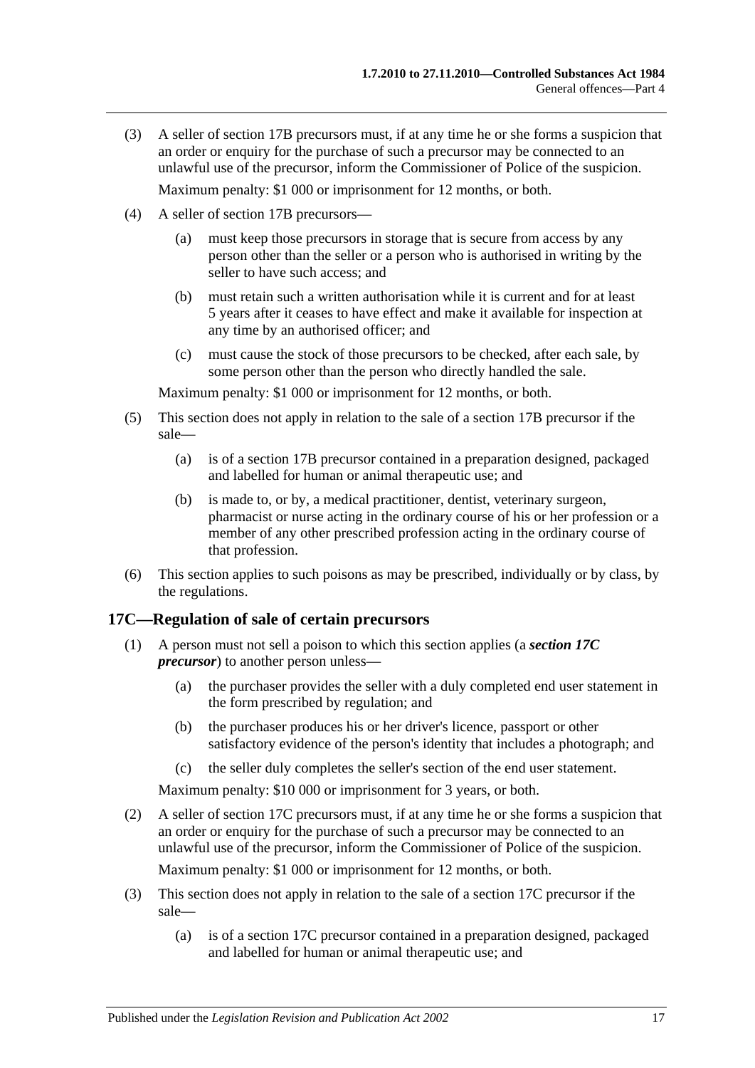(3) A seller of section 17B precursors must, if at any time he or she forms a suspicion that an order or enquiry for the purchase of such a precursor may be connected to an unlawful use of the precursor, inform the Commissioner of Police of the suspicion.

Maximum penalty: $1 000 or imprisonment for 12 months, or both.

(4) A seller of section 17B precursors—

(a) must keep those precursors in storage that is secure from access by any person other than the seller or a person who is authorised in writing by the seller to have such access; and

(b) must retain such a written authorisation while it is current and for at least 5 years after it ceases to have effect and make it available for inspection at any time by an authorised officer; and

(c) must cause the stock of those precursors to be checked, after each sale, by some person other than the person who directly handled the sale.

Maximum penalty: $1 000 or imprisonment for 12 months, or both.

(5) This section does not apply in relation to the sale of a section 17B precursor if the sale—

(a) is of a section 17B precursor contained in a preparation designed, packaged and labelled for human or animal therapeutic use; and

(b) is made to, or by, a medical practitioner, dentist, veterinary surgeon, pharmacist or nurse acting in the ordinary course of his or her profession or a member of any other prescribed profession acting in the ordinary course of that profession.

(6) This section applies to such poisons as may be prescribed, individually or by class, by the regulations.

## 17C—Regulation of sale of certain precursors

(1) A person must not sell a poison to which this section applies (a ***section 17C precursor***) to another person unless—

(a) the purchaser provides the seller with a duly completed end user statement in the form prescribed by regulation; and

(b) the purchaser produces his or her driver's licence, passport or other satisfactory evidence of the person's identity that includes a photograph; and

(c) the seller duly completes the seller's section of the end user statement.

Maximum penalty: $10 000 or imprisonment for 3 years, or both.

(2) A seller of section 17C precursors must, if at any time he or she forms a suspicion that an order or enquiry for the purchase of such a precursor may be connected to an unlawful use of the precursor, inform the Commissioner of Police of the suspicion.

Maximum penalty: $1 000 or imprisonment for 12 months, or both.

(3) This section does not apply in relation to the sale of a section 17C precursor if the sale—

(a) is of a section 17C precursor contained in a preparation designed, packaged and labelled for human or animal therapeutic use; and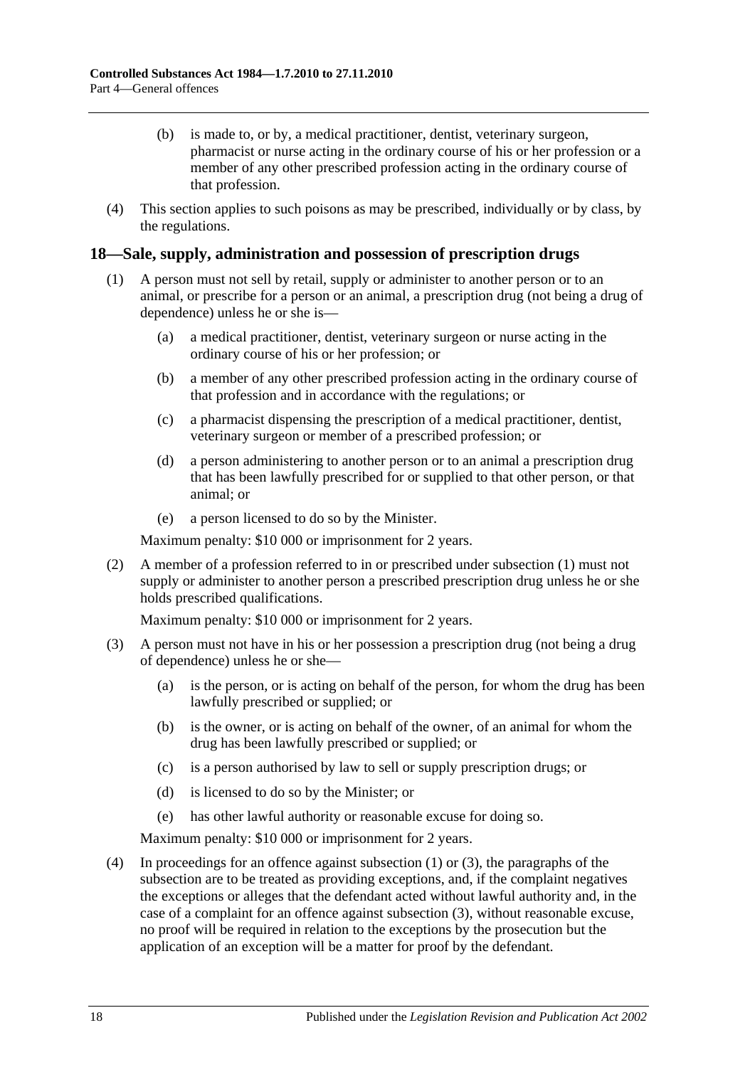(b) is made to, or by, a medical practitioner, dentist, veterinary surgeon, pharmacist or nurse acting in the ordinary course of his or her profession or a member of any other prescribed profession acting in the ordinary course of that profession.

(4) This section applies to such poisons as may be prescribed, individually or by class, by the regulations.

## 18—Sale, supply, administration and possession of prescription drugs

(1) A person must not sell by retail, supply or administer to another person or to an animal, or prescribe for a person or an animal, a prescription drug (not being a drug of dependence) unless he or she is—

(a) a medical practitioner, dentist, veterinary surgeon or nurse acting in the ordinary course of his or her profession; or

(b) a member of any other prescribed profession acting in the ordinary course of that profession and in accordance with the regulations; or

(c) a pharmacist dispensing the prescription of a medical practitioner, dentist, veterinary surgeon or member of a prescribed profession; or

(d) a person administering to another person or to an animal a prescription drug that has been lawfully prescribed for or supplied to that other person, or that animal; or

(e) a person licensed to do so by the Minister.

Maximum penalty: $10 000 or imprisonment for 2 years.

(2) A member of a profession referred to in or prescribed under subsection (1) must not supply or administer to another person a prescribed prescription drug unless he or she holds prescribed qualifications.

Maximum penalty: $10 000 or imprisonment for 2 years.

(3) A person must not have in his or her possession a prescription drug (not being a drug of dependence) unless he or she—

(a) is the person, or is acting on behalf of the person, for whom the drug has been lawfully prescribed or supplied; or

(b) is the owner, or is acting on behalf of the owner, of an animal for whom the drug has been lawfully prescribed or supplied; or

(c) is a person authorised by law to sell or supply prescription drugs; or

(d) is licensed to do so by the Minister; or

(e) has other lawful authority or reasonable excuse for doing so.

Maximum penalty: $10 000 or imprisonment for 2 years.

(4) In proceedings for an offence against subsection (1) or (3), the paragraphs of the subsection are to be treated as providing exceptions, and, if the complaint negatives the exceptions or alleges that the defendant acted without lawful authority and, in the case of a complaint for an offence against subsection (3), without reasonable excuse, no proof will be required in relation to the exceptions by the prosecution but the application of an exception will be a matter for proof by the defendant.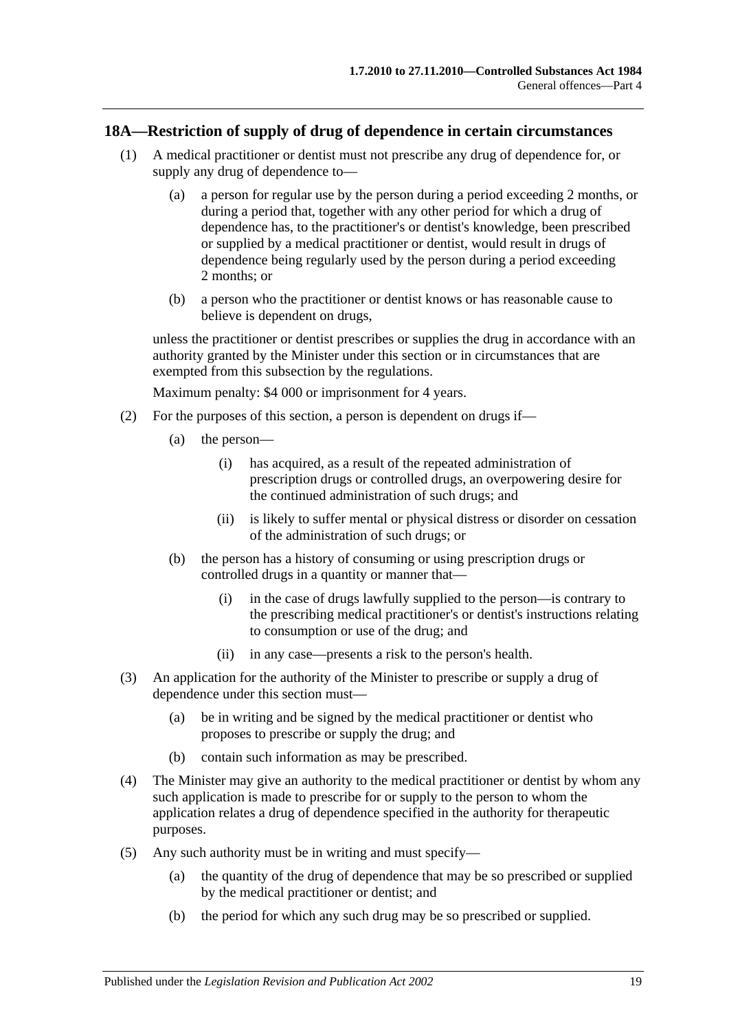## 18A—Restriction of supply of drug of dependence in certain circumstances

(1) A medical practitioner or dentist must not prescribe any drug of dependence for, or supply any drug of dependence to—

(a) a person for regular use by the person during a period exceeding 2 months, or during a period that, together with any other period for which a drug of dependence has, to the practitioner's or dentist's knowledge, been prescribed or supplied by a medical practitioner or dentist, would result in drugs of dependence being regularly used by the person during a period exceeding 2 months; or

(b) a person who the practitioner or dentist knows or has reasonable cause to believe is dependent on drugs,

unless the practitioner or dentist prescribes or supplies the drug in accordance with an authority granted by the Minister under this section or in circumstances that are exempted from this subsection by the regulations.

Maximum penalty: $4 000 or imprisonment for 4 years.

(2) For the purposes of this section, a person is dependent on drugs if—

(a) the person—

(i) has acquired, as a result of the repeated administration of prescription drugs or controlled drugs, an overpowering desire for the continued administration of such drugs; and

(ii) is likely to suffer mental or physical distress or disorder on cessation of the administration of such drugs; or

(b) the person has a history of consuming or using prescription drugs or controlled drugs in a quantity or manner that—

(i) in the case of drugs lawfully supplied to the person—is contrary to the prescribing medical practitioner's or dentist's instructions relating to consumption or use of the drug; and

(ii) in any case—presents a risk to the person's health.

(3) An application for the authority of the Minister to prescribe or supply a drug of dependence under this section must—

(a) be in writing and be signed by the medical practitioner or dentist who proposes to prescribe or supply the drug; and

(b) contain such information as may be prescribed.

(4) The Minister may give an authority to the medical practitioner or dentist by whom any such application is made to prescribe for or supply to the person to whom the application relates a drug of dependence specified in the authority for therapeutic purposes.

(5) Any such authority must be in writing and must specify—

(a) the quantity of the drug of dependence that may be so prescribed or supplied by the medical practitioner or dentist; and

(b) the period for which any such drug may be so prescribed or supplied.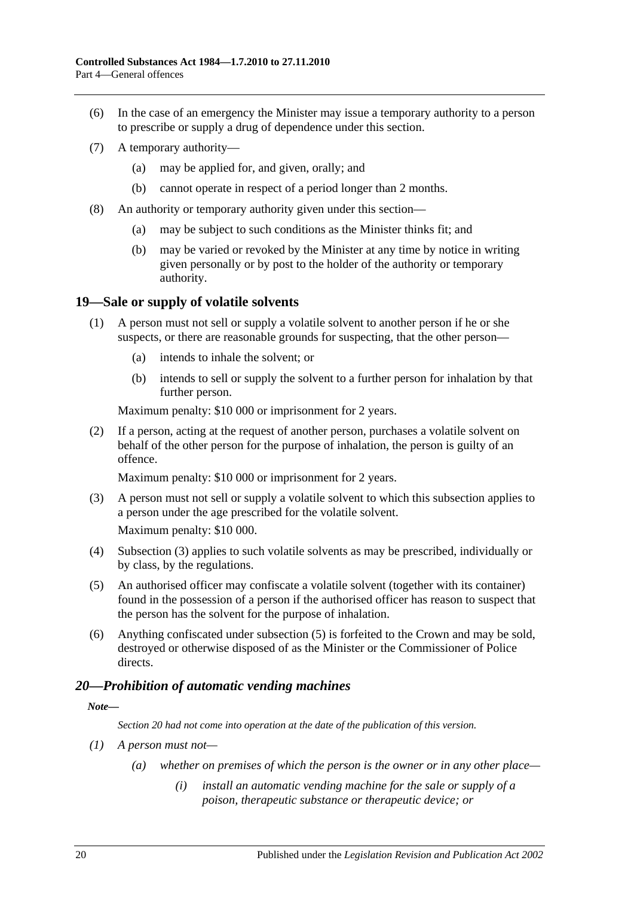(6) In the case of an emergency the Minister may issue a temporary authority to a person to prescribe or supply a drug of dependence under this section.

(7) A temporary authority—

(a) may be applied for, and given, orally; and

(b) cannot operate in respect of a period longer than 2 months.

(8) An authority or temporary authority given under this section—

(a) may be subject to such conditions as the Minister thinks fit; and

(b) may be varied or revoked by the Minister at any time by notice in writing given personally or by post to the holder of the authority or temporary authority.

## 19—Sale or supply of volatile solvents

(1) A person must not sell or supply a volatile solvent to another person if he or she suspects, or there are reasonable grounds for suspecting, that the other person—

(a) intends to inhale the solvent; or

(b) intends to sell or supply the solvent to a further person for inhalation by that further person.

Maximum penalty: $10 000 or imprisonment for 2 years.

(2) If a person, acting at the request of another person, purchases a volatile solvent on behalf of the other person for the purpose of inhalation, the person is guilty of an offence.

Maximum penalty: $10 000 or imprisonment for 2 years.

(3) A person must not sell or supply a volatile solvent to which this subsection applies to a person under the age prescribed for the volatile solvent.

Maximum penalty: $10 000.

(4) Subsection (3) applies to such volatile solvents as may be prescribed, individually or by class, by the regulations.

(5) An authorised officer may confiscate a volatile solvent (together with its container) found in the possession of a person if the authorised officer has reason to suspect that the person has the solvent for the purpose of inhalation.

(6) Anything confiscated under subsection (5) is forfeited to the Crown and may be sold, destroyed or otherwise disposed of as the Minister or the Commissioner of Police directs.

## *20—Prohibition of automatic vending machines*

***Note—***

*Section 20 had not come into operation at the date of the publication of this version.*

*(1) A person must not—*

*(a) whether on premises of which the person is the owner or in any other place—*

*(i) install an automatic vending machine for the sale or supply of a poison, therapeutic substance or therapeutic device; or*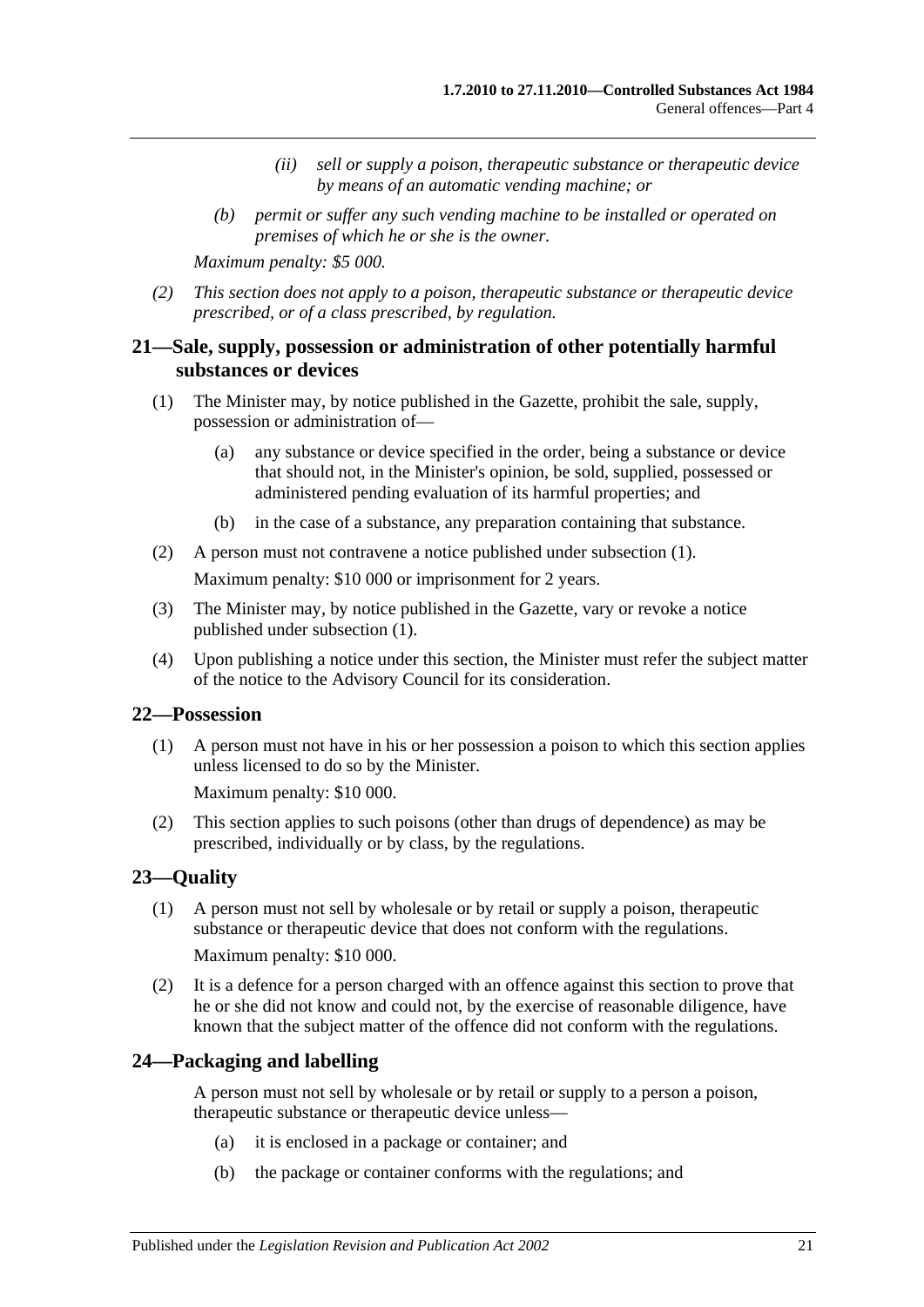*(ii) sell or supply a poison, therapeutic substance or therapeutic device by means of an automatic vending machine; or*

*(b) permit or suffer any such vending machine to be installed or operated on premises of which he or she is the owner.*

*Maximum penalty: $5 000.*

*(2) This section does not apply to a poison, therapeutic substance or therapeutic device prescribed, or of a class prescribed, by regulation.*

## 21—Sale, supply, possession or administration of other potentially harmful substances or devices

(1) The Minister may, by notice published in the Gazette, prohibit the sale, supply, possession or administration of—

(a) any substance or device specified in the order, being a substance or device that should not, in the Minister's opinion, be sold, supplied, possessed or administered pending evaluation of its harmful properties; and

(b) in the case of a substance, any preparation containing that substance.

(2) A person must not contravene a notice published under subsection (1).

Maximum penalty: $10 000 or imprisonment for 2 years.

(3) The Minister may, by notice published in the Gazette, vary or revoke a notice published under subsection (1).

(4) Upon publishing a notice under this section, the Minister must refer the subject matter of the notice to the Advisory Council for its consideration.

## 22—Possession

(1) A person must not have in his or her possession a poison to which this section applies unless licensed to do so by the Minister.

Maximum penalty: $10 000.

(2) This section applies to such poisons (other than drugs of dependence) as may be prescribed, individually or by class, by the regulations.

## 23—Quality

(1) A person must not sell by wholesale or by retail or supply a poison, therapeutic substance or therapeutic device that does not conform with the regulations.

Maximum penalty: $10 000.

(2) It is a defence for a person charged with an offence against this section to prove that he or she did not know and could not, by the exercise of reasonable diligence, have known that the subject matter of the offence did not conform with the regulations.

## 24—Packaging and labelling

A person must not sell by wholesale or by retail or supply to a person a poison, therapeutic substance or therapeutic device unless—

(a) it is enclosed in a package or container; and

(b) the package or container conforms with the regulations; and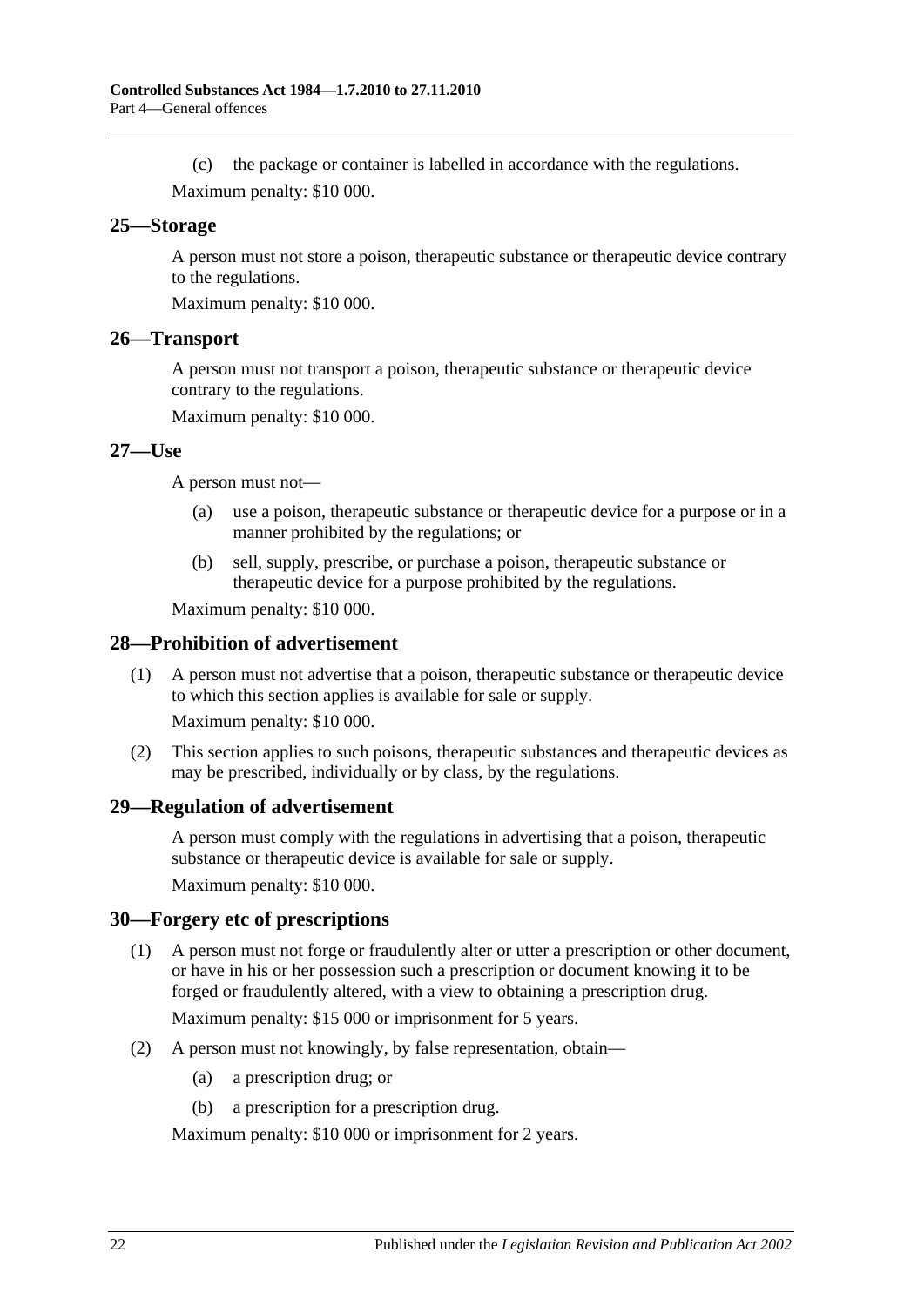(c) the package or container is labelled in accordance with the regulations.

Maximum penalty: $10 000.

## 25—Storage

A person must not store a poison, therapeutic substance or therapeutic device contrary to the regulations.

Maximum penalty: $10 000.

## 26—Transport

A person must not transport a poison, therapeutic substance or therapeutic device contrary to the regulations.

Maximum penalty: $10 000.

## 27—Use

A person must not—

(a) use a poison, therapeutic substance or therapeutic device for a purpose or in a manner prohibited by the regulations; or

(b) sell, supply, prescribe, or purchase a poison, therapeutic substance or therapeutic device for a purpose prohibited by the regulations.

Maximum penalty: $10 000.

## 28—Prohibition of advertisement

(1) A person must not advertise that a poison, therapeutic substance or therapeutic device to which this section applies is available for sale or supply.

Maximum penalty: $10 000.

(2) This section applies to such poisons, therapeutic substances and therapeutic devices as may be prescribed, individually or by class, by the regulations.

## 29—Regulation of advertisement

A person must comply with the regulations in advertising that a poison, therapeutic substance or therapeutic device is available for sale or supply.

Maximum penalty: $10 000.

## 30—Forgery etc of prescriptions

(1) A person must not forge or fraudulently alter or utter a prescription or other document, or have in his or her possession such a prescription or document knowing it to be forged or fraudulently altered, with a view to obtaining a prescription drug.

Maximum penalty: $15 000 or imprisonment for 5 years.

(2) A person must not knowingly, by false representation, obtain—

(a) a prescription drug; or

(b) a prescription for a prescription drug.

Maximum penalty: $10 000 or imprisonment for 2 years.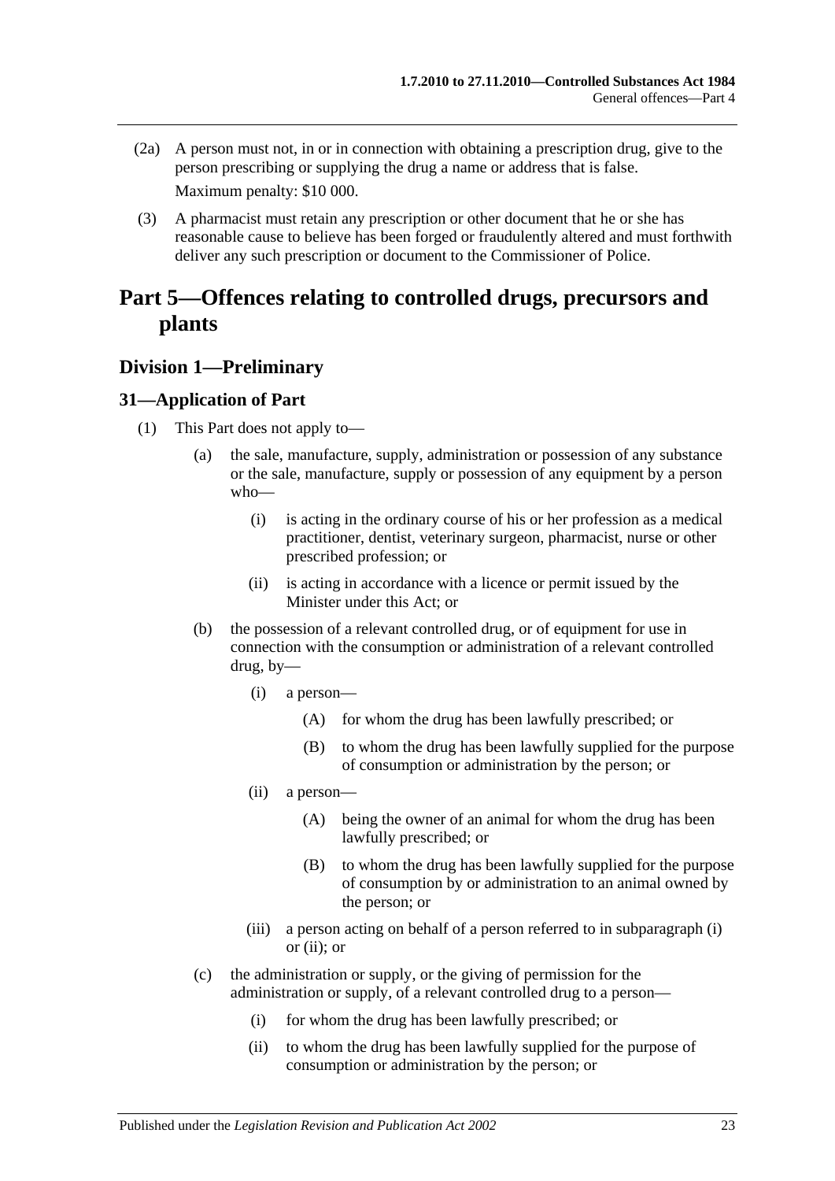(2a) A person must not, in or in connection with obtaining a prescription drug, give to the person prescribing or supplying the drug a name or address that is false.

Maximum penalty: $10 000.

(3) A pharmacist must retain any prescription or other document that he or she has reasonable cause to believe has been forged or fraudulently altered and must forthwith deliver any such prescription or document to the Commissioner of Police.

# Part 5—Offences relating to controlled drugs, precursors and plants

## Division 1—Preliminary

### 31—Application of Part

(1) This Part does not apply to—

(a) the sale, manufacture, supply, administration or possession of any substance or the sale, manufacture, supply or possession of any equipment by a person who—

(i) is acting in the ordinary course of his or her profession as a medical practitioner, dentist, veterinary surgeon, pharmacist, nurse or other prescribed profession; or

(ii) is acting in accordance with a licence or permit issued by the Minister under this Act; or

(b) the possession of a relevant controlled drug, or of equipment for use in connection with the consumption or administration of a relevant controlled drug, by—

(i) a person—

(A) for whom the drug has been lawfully prescribed; or

(B) to whom the drug has been lawfully supplied for the purpose of consumption or administration by the person; or

(ii) a person—

(A) being the owner of an animal for whom the drug has been lawfully prescribed; or

(B) to whom the drug has been lawfully supplied for the purpose of consumption by or administration to an animal owned by the person; or

(iii) a person acting on behalf of a person referred to in subparagraph (i) or (ii); or

(c) the administration or supply, or the giving of permission for the administration or supply, of a relevant controlled drug to a person—

(i) for whom the drug has been lawfully prescribed; or

(ii) to whom the drug has been lawfully supplied for the purpose of consumption or administration by the person; or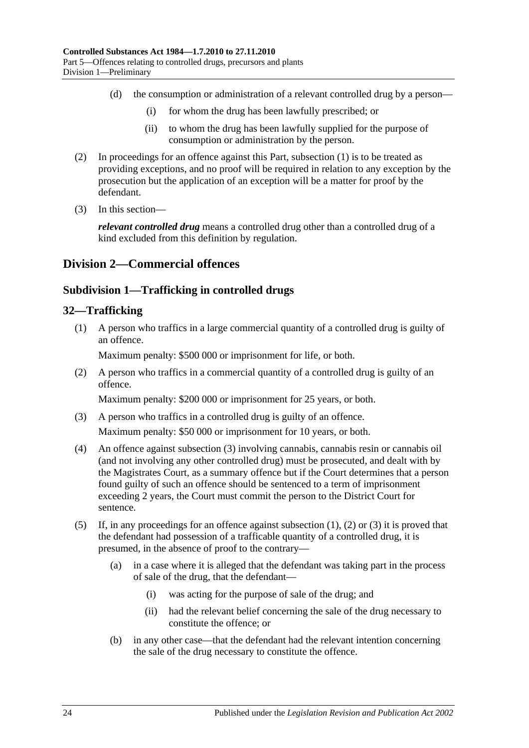(d) the consumption or administration of a relevant controlled drug by a person—

(i) for whom the drug has been lawfully prescribed; or

(ii) to whom the drug has been lawfully supplied for the purpose of consumption or administration by the person.

(2) In proceedings for an offence against this Part, subsection (1) is to be treated as providing exceptions, and no proof will be required in relation to any exception by the prosecution but the application of an exception will be a matter for proof by the defendant.

(3) In this section—

***relevant controlled drug*** means a controlled drug other than a controlled drug of a kind excluded from this definition by regulation.

## Division 2—Commercial offences

### Subdivision 1—Trafficking in controlled drugs

### 32—Trafficking

(1) A person who traffics in a large commercial quantity of a controlled drug is guilty of an offence.

Maximum penalty: $500 000 or imprisonment for life, or both.

(2) A person who traffics in a commercial quantity of a controlled drug is guilty of an offence.

Maximum penalty: $200 000 or imprisonment for 25 years, or both.

(3) A person who traffics in a controlled drug is guilty of an offence.

Maximum penalty: $50 000 or imprisonment for 10 years, or both.

(4) An offence against subsection (3) involving cannabis, cannabis resin or cannabis oil (and not involving any other controlled drug) must be prosecuted, and dealt with by the Magistrates Court, as a summary offence but if the Court determines that a person found guilty of such an offence should be sentenced to a term of imprisonment exceeding 2 years, the Court must commit the person to the District Court for sentence.

(5) If, in any proceedings for an offence against subsection (1), (2) or (3) it is proved that the defendant had possession of a trafficable quantity of a controlled drug, it is presumed, in the absence of proof to the contrary—

(a) in a case where it is alleged that the defendant was taking part in the process of sale of the drug, that the defendant—

(i) was acting for the purpose of sale of the drug; and

(ii) had the relevant belief concerning the sale of the drug necessary to constitute the offence; or

(b) in any other case—that the defendant had the relevant intention concerning the sale of the drug necessary to constitute the offence.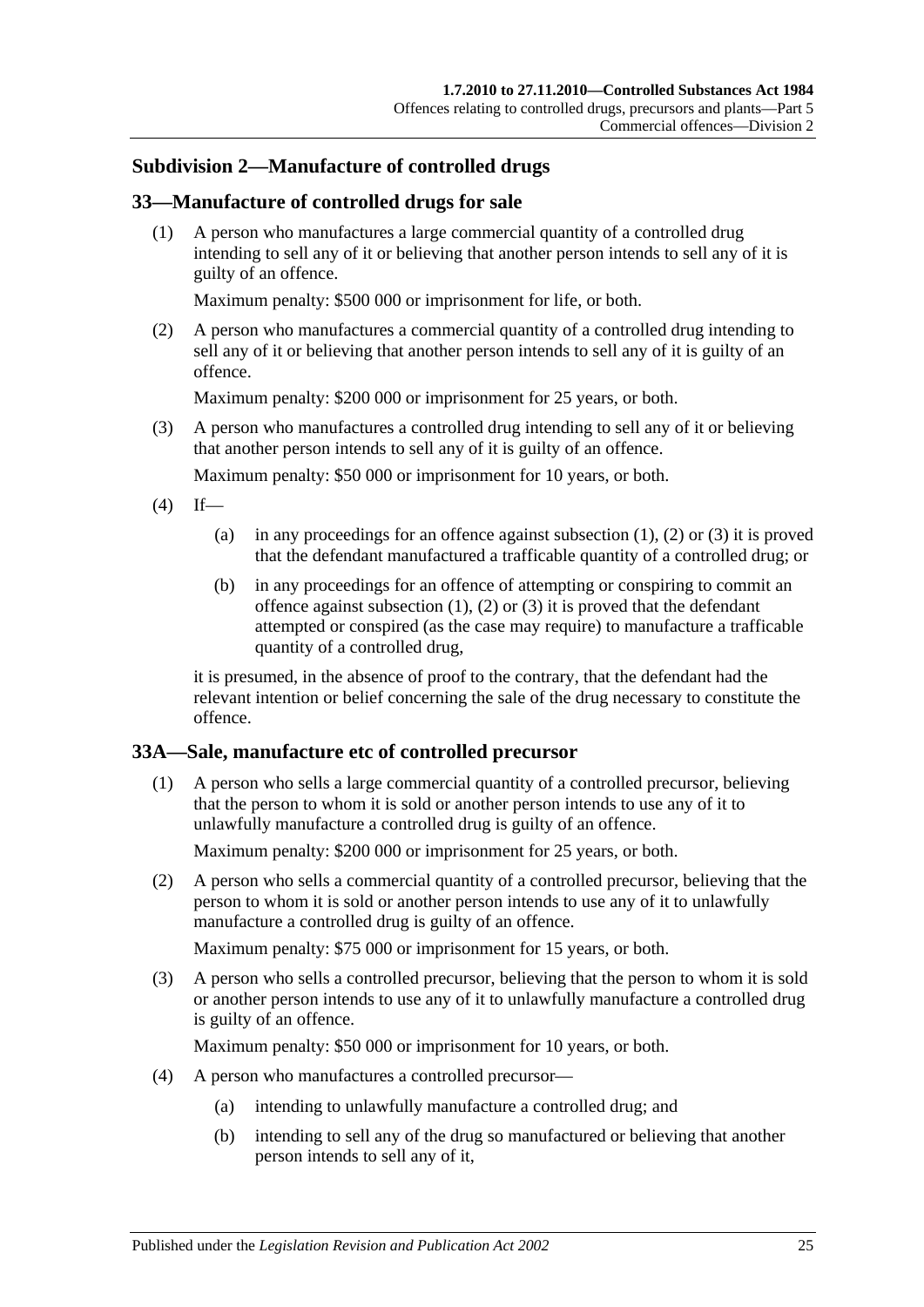### Subdivision 2—Manufacture of controlled drugs

#### 33—Manufacture of controlled drugs for sale

(1) A person who manufactures a large commercial quantity of a controlled drug intending to sell any of it or believing that another person intends to sell any of it is guilty of an offence.

Maximum penalty: $500 000 or imprisonment for life, or both.

(2) A person who manufactures a commercial quantity of a controlled drug intending to sell any of it or believing that another person intends to sell any of it is guilty of an offence.

Maximum penalty: $200 000 or imprisonment for 25 years, or both.

(3) A person who manufactures a controlled drug intending to sell any of it or believing that another person intends to sell any of it is guilty of an offence.

Maximum penalty: $50 000 or imprisonment for 10 years, or both.

(4) If—

- (a) in any proceedings for an offence against subsection (1), (2) or (3) it is proved that the defendant manufactured a trafficable quantity of a controlled drug; or
- (b) in any proceedings for an offence of attempting or conspiring to commit an offence against subsection (1), (2) or (3) it is proved that the defendant attempted or conspired (as the case may require) to manufacture a trafficable quantity of a controlled drug,

it is presumed, in the absence of proof to the contrary, that the defendant had the relevant intention or belief concerning the sale of the drug necessary to constitute the offence.

#### 33A—Sale, manufacture etc of controlled precursor

(1) A person who sells a large commercial quantity of a controlled precursor, believing that the person to whom it is sold or another person intends to use any of it to unlawfully manufacture a controlled drug is guilty of an offence.

Maximum penalty: $200 000 or imprisonment for 25 years, or both.

(2) A person who sells a commercial quantity of a controlled precursor, believing that the person to whom it is sold or another person intends to use any of it to unlawfully manufacture a controlled drug is guilty of an offence.

Maximum penalty: $75 000 or imprisonment for 15 years, or both.

(3) A person who sells a controlled precursor, believing that the person to whom it is sold or another person intends to use any of it to unlawfully manufacture a controlled drug is guilty of an offence.

Maximum penalty: $50 000 or imprisonment for 10 years, or both.

(4) A person who manufactures a controlled precursor—

- (a) intending to unlawfully manufacture a controlled drug; and
- (b) intending to sell any of the drug so manufactured or believing that another person intends to sell any of it,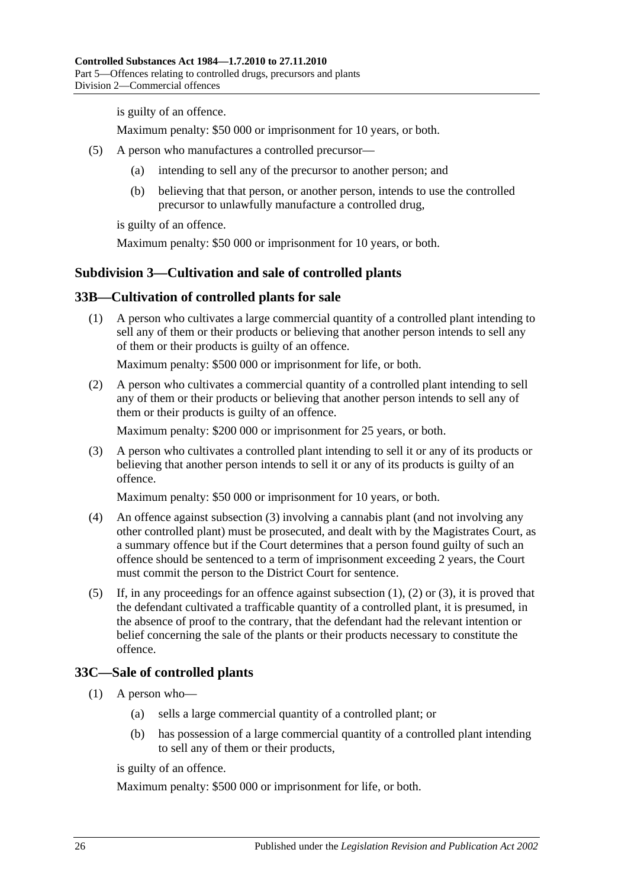is guilty of an offence.

Maximum penalty: $50 000 or imprisonment for 10 years, or both.

(5) A person who manufactures a controlled precursor—

(a) intending to sell any of the precursor to another person; and

(b) believing that that person, or another person, intends to use the controlled precursor to unlawfully manufacture a controlled drug,

is guilty of an offence.

Maximum penalty: $50 000 or imprisonment for 10 years, or both.

### Subdivision 3—Cultivation and sale of controlled plants

### 33B—Cultivation of controlled plants for sale

(1) A person who cultivates a large commercial quantity of a controlled plant intending to sell any of them or their products or believing that another person intends to sell any of them or their products is guilty of an offence.

Maximum penalty: $500 000 or imprisonment for life, or both.

(2) A person who cultivates a commercial quantity of a controlled plant intending to sell any of them or their products or believing that another person intends to sell any of them or their products is guilty of an offence.

Maximum penalty: $200 000 or imprisonment for 25 years, or both.

(3) A person who cultivates a controlled plant intending to sell it or any of its products or believing that another person intends to sell it or any of its products is guilty of an offence.

Maximum penalty: $50 000 or imprisonment for 10 years, or both.

(4) An offence against subsection (3) involving a cannabis plant (and not involving any other controlled plant) must be prosecuted, and dealt with by the Magistrates Court, as a summary offence but if the Court determines that a person found guilty of such an offence should be sentenced to a term of imprisonment exceeding 2 years, the Court must commit the person to the District Court for sentence.

(5) If, in any proceedings for an offence against subsection (1), (2) or (3), it is proved that the defendant cultivated a trafficable quantity of a controlled plant, it is presumed, in the absence of proof to the contrary, that the defendant had the relevant intention or belief concerning the sale of the plants or their products necessary to constitute the offence.

### 33C—Sale of controlled plants

(1) A person who—

(a) sells a large commercial quantity of a controlled plant; or

(b) has possession of a large commercial quantity of a controlled plant intending to sell any of them or their products,

is guilty of an offence.

Maximum penalty: $500 000 or imprisonment for life, or both.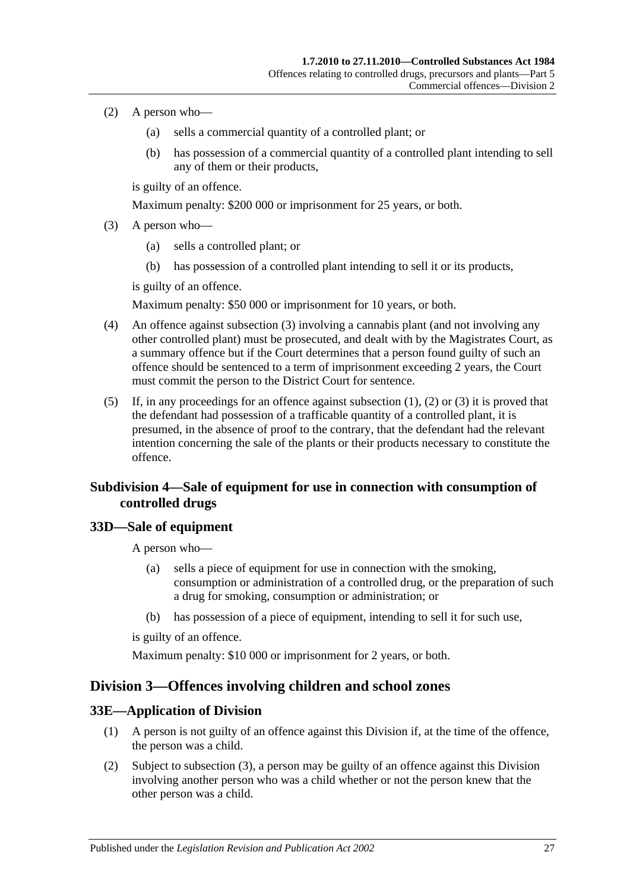(2) A person who—

(a) sells a commercial quantity of a controlled plant; or

(b) has possession of a commercial quantity of a controlled plant intending to sell any of them or their products,

is guilty of an offence.

Maximum penalty: $200 000 or imprisonment for 25 years, or both.

(3) A person who—

(a) sells a controlled plant; or

(b) has possession of a controlled plant intending to sell it or its products,

is guilty of an offence.

Maximum penalty: $50 000 or imprisonment for 10 years, or both.

(4) An offence against subsection (3) involving a cannabis plant (and not involving any other controlled plant) must be prosecuted, and dealt with by the Magistrates Court, as a summary offence but if the Court determines that a person found guilty of such an offence should be sentenced to a term of imprisonment exceeding 2 years, the Court must commit the person to the District Court for sentence.

(5) If, in any proceedings for an offence against subsection (1), (2) or (3) it is proved that the defendant had possession of a trafficable quantity of a controlled plant, it is presumed, in the absence of proof to the contrary, that the defendant had the relevant intention concerning the sale of the plants or their products necessary to constitute the offence.

### Subdivision 4—Sale of equipment for use in connection with consumption of controlled drugs

### 33D—Sale of equipment

A person who—

(a) sells a piece of equipment for use in connection with the smoking, consumption or administration of a controlled drug, or the preparation of such a drug for smoking, consumption or administration; or

(b) has possession of a piece of equipment, intending to sell it for such use,

is guilty of an offence.

Maximum penalty: $10 000 or imprisonment for 2 years, or both.

## Division 3—Offences involving children and school zones

### 33E—Application of Division

(1) A person is not guilty of an offence against this Division if, at the time of the offence, the person was a child.

(2) Subject to subsection (3), a person may be guilty of an offence against this Division involving another person who was a child whether or not the person knew that the other person was a child.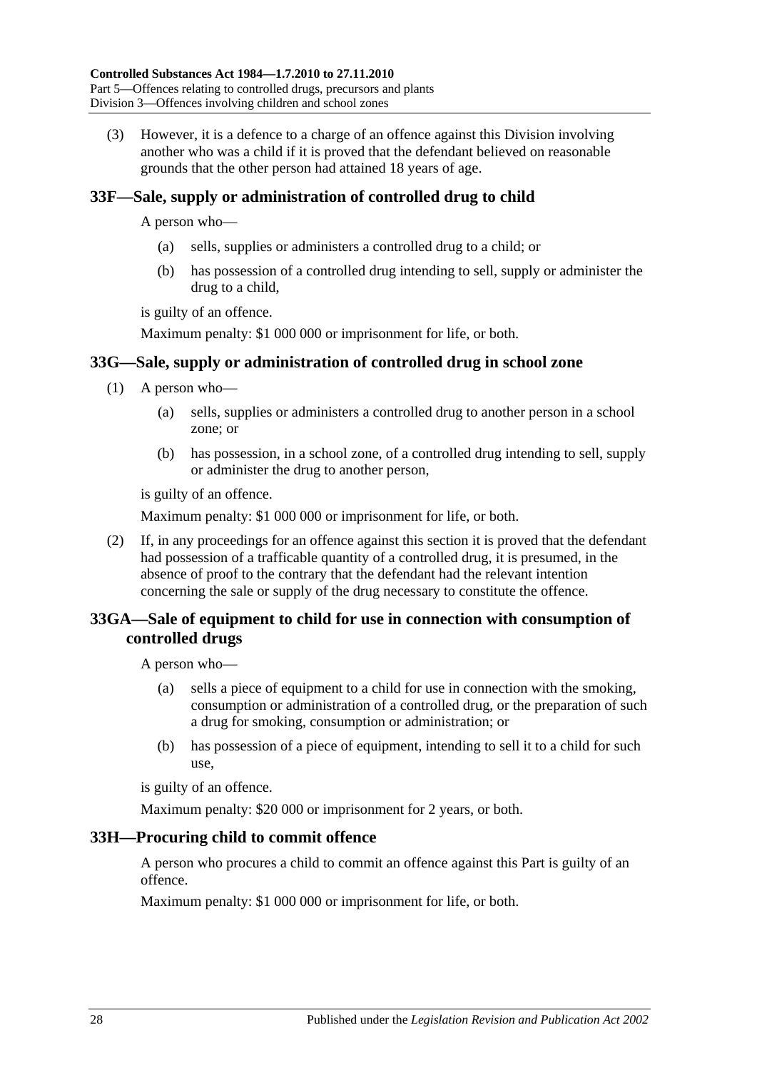(3) However, it is a defence to a charge of an offence against this Division involving another who was a child if it is proved that the defendant believed on reasonable grounds that the other person had attained 18 years of age.

## 33F—Sale, supply or administration of controlled drug to child

A person who—

(a) sells, supplies or administers a controlled drug to a child; or

(b) has possession of a controlled drug intending to sell, supply or administer the drug to a child,

is guilty of an offence.

Maximum penalty: $1 000 000 or imprisonment for life, or both.

## 33G—Sale, supply or administration of controlled drug in school zone

(1) A person who—

(a) sells, supplies or administers a controlled drug to another person in a school zone; or

(b) has possession, in a school zone, of a controlled drug intending to sell, supply or administer the drug to another person,

is guilty of an offence.

Maximum penalty: $1 000 000 or imprisonment for life, or both.

(2) If, in any proceedings for an offence against this section it is proved that the defendant had possession of a trafficable quantity of a controlled drug, it is presumed, in the absence of proof to the contrary that the defendant had the relevant intention concerning the sale or supply of the drug necessary to constitute the offence.

## 33GA—Sale of equipment to child for use in connection with consumption of controlled drugs

A person who—

(a) sells a piece of equipment to a child for use in connection with the smoking, consumption or administration of a controlled drug, or the preparation of such a drug for smoking, consumption or administration; or

(b) has possession of a piece of equipment, intending to sell it to a child for such use,

is guilty of an offence.

Maximum penalty: $20 000 or imprisonment for 2 years, or both.

## 33H—Procuring child to commit offence

A person who procures a child to commit an offence against this Part is guilty of an offence.

Maximum penalty: $1 000 000 or imprisonment for life, or both.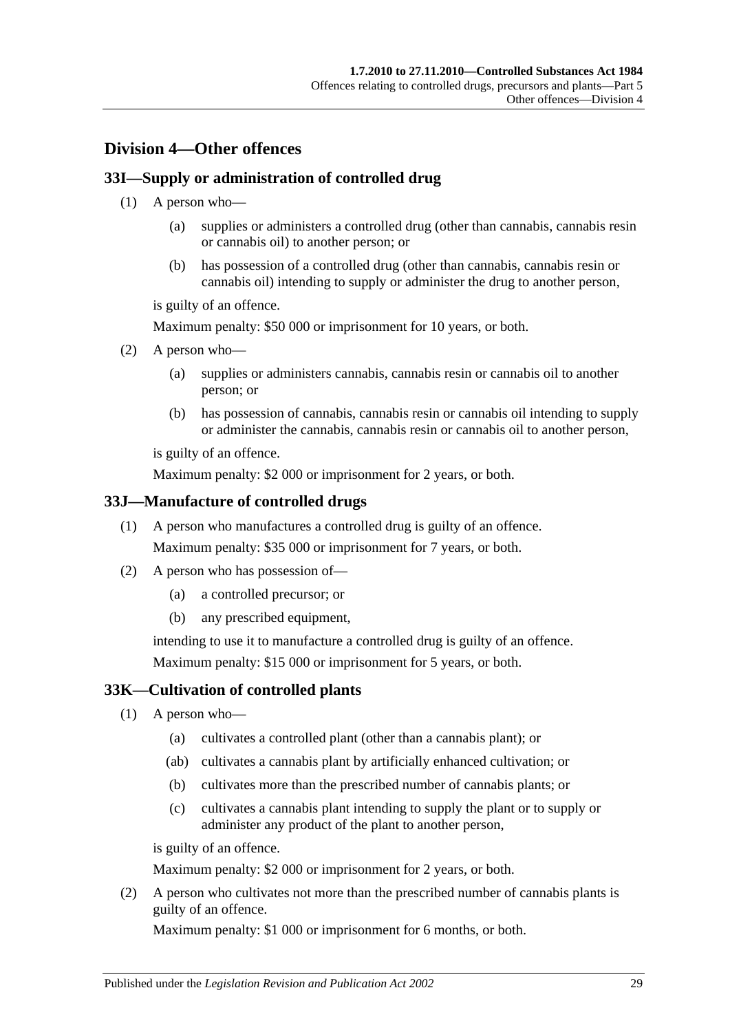## Division 4—Other offences

### 33I—Supply or administration of controlled drug

(1) A person who—

(a) supplies or administers a controlled drug (other than cannabis, cannabis resin or cannabis oil) to another person; or

(b) has possession of a controlled drug (other than cannabis, cannabis resin or cannabis oil) intending to supply or administer the drug to another person,

is guilty of an offence.

Maximum penalty: $50 000 or imprisonment for 10 years, or both.

(2) A person who—

(a) supplies or administers cannabis, cannabis resin or cannabis oil to another person; or

(b) has possession of cannabis, cannabis resin or cannabis oil intending to supply or administer the cannabis, cannabis resin or cannabis oil to another person,

is guilty of an offence.

Maximum penalty: $2 000 or imprisonment for 2 years, or both.

### 33J—Manufacture of controlled drugs

(1) A person who manufactures a controlled drug is guilty of an offence.

Maximum penalty: $35 000 or imprisonment for 7 years, or both.

(2) A person who has possession of—

(a) a controlled precursor; or

(b) any prescribed equipment,

intending to use it to manufacture a controlled drug is guilty of an offence.

Maximum penalty: $15 000 or imprisonment for 5 years, or both.

### 33K—Cultivation of controlled plants

(1) A person who—

(a) cultivates a controlled plant (other than a cannabis plant); or

(ab) cultivates a cannabis plant by artificially enhanced cultivation; or

(b) cultivates more than the prescribed number of cannabis plants; or

(c) cultivates a cannabis plant intending to supply the plant or to supply or administer any product of the plant to another person,

is guilty of an offence.

Maximum penalty: $2 000 or imprisonment for 2 years, or both.

(2) A person who cultivates not more than the prescribed number of cannabis plants is guilty of an offence.

Maximum penalty: $1 000 or imprisonment for 6 months, or both.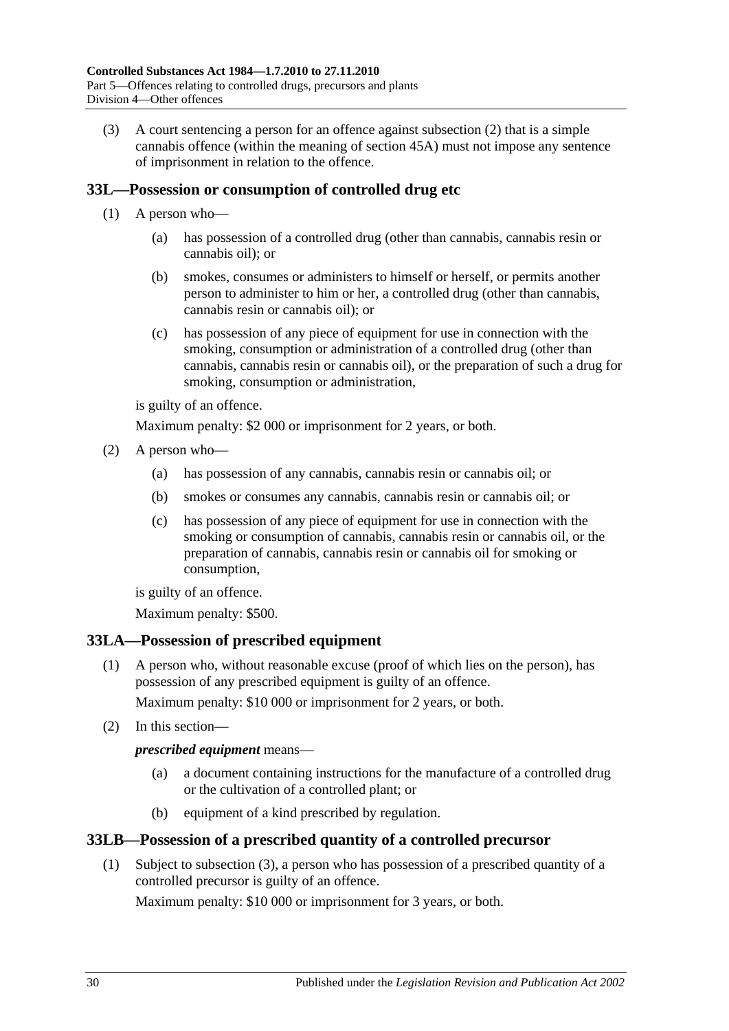(3) A court sentencing a person for an offence against subsection (2) that is a simple cannabis offence (within the meaning of section 45A) must not impose any sentence of imprisonment in relation to the offence.

## 33L—Possession or consumption of controlled drug etc

(1) A person who—

(a) has possession of a controlled drug (other than cannabis, cannabis resin or cannabis oil); or

(b) smokes, consumes or administers to himself or herself, or permits another person to administer to him or her, a controlled drug (other than cannabis, cannabis resin or cannabis oil); or

(c) has possession of any piece of equipment for use in connection with the smoking, consumption or administration of a controlled drug (other than cannabis, cannabis resin or cannabis oil), or the preparation of such a drug for smoking, consumption or administration,

is guilty of an offence.

Maximum penalty: $2 000 or imprisonment for 2 years, or both.

(2) A person who—

(a) has possession of any cannabis, cannabis resin or cannabis oil; or

(b) smokes or consumes any cannabis, cannabis resin or cannabis oil; or

(c) has possession of any piece of equipment for use in connection with the smoking or consumption of cannabis, cannabis resin or cannabis oil, or the preparation of cannabis, cannabis resin or cannabis oil for smoking or consumption,

is guilty of an offence.

Maximum penalty: $500.

## 33LA—Possession of prescribed equipment

(1) A person who, without reasonable excuse (proof of which lies on the person), has possession of any prescribed equipment is guilty of an offence.

Maximum penalty: $10 000 or imprisonment for 2 years, or both.

(2) In this section—

***prescribed equipment*** means—

(a) a document containing instructions for the manufacture of a controlled drug or the cultivation of a controlled plant; or

(b) equipment of a kind prescribed by regulation.

## 33LB—Possession of a prescribed quantity of a controlled precursor

(1) Subject to subsection (3), a person who has possession of a prescribed quantity of a controlled precursor is guilty of an offence.

Maximum penalty: $10 000 or imprisonment for 3 years, or both.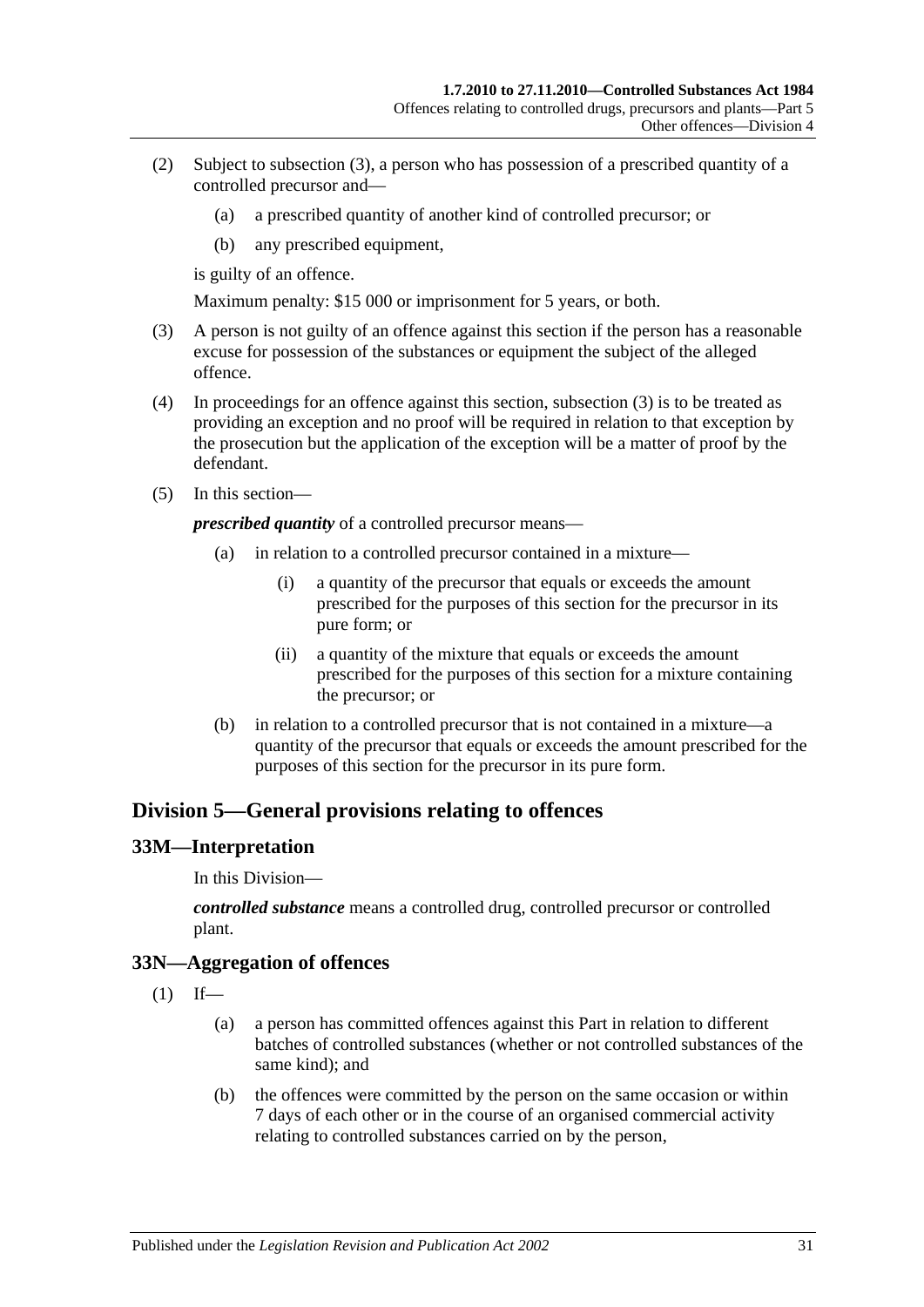(2) Subject to subsection (3), a person who has possession of a prescribed quantity of a controlled precursor and—

(a) a prescribed quantity of another kind of controlled precursor; or

(b) any prescribed equipment,

is guilty of an offence.

Maximum penalty: $15 000 or imprisonment for 5 years, or both.

(3) A person is not guilty of an offence against this section if the person has a reasonable excuse for possession of the substances or equipment the subject of the alleged offence.

(4) In proceedings for an offence against this section, subsection (3) is to be treated as providing an exception and no proof will be required in relation to that exception by the prosecution but the application of the exception will be a matter of proof by the defendant.

(5) In this section—

***prescribed quantity*** of a controlled precursor means—

(a) in relation to a controlled precursor contained in a mixture—

(i) a quantity of the precursor that equals or exceeds the amount prescribed for the purposes of this section for the precursor in its pure form; or

(ii) a quantity of the mixture that equals or exceeds the amount prescribed for the purposes of this section for a mixture containing the precursor; or

(b) in relation to a controlled precursor that is not contained in a mixture—a quantity of the precursor that equals or exceeds the amount prescribed for the purposes of this section for the precursor in its pure form.

## Division 5—General provisions relating to offences

### 33M—Interpretation

In this Division—

***controlled substance*** means a controlled drug, controlled precursor or controlled plant.

### 33N—Aggregation of offences

(1) If—

(a) a person has committed offences against this Part in relation to different batches of controlled substances (whether or not controlled substances of the same kind); and

(b) the offences were committed by the person on the same occasion or within 7 days of each other or in the course of an organised commercial activity relating to controlled substances carried on by the person,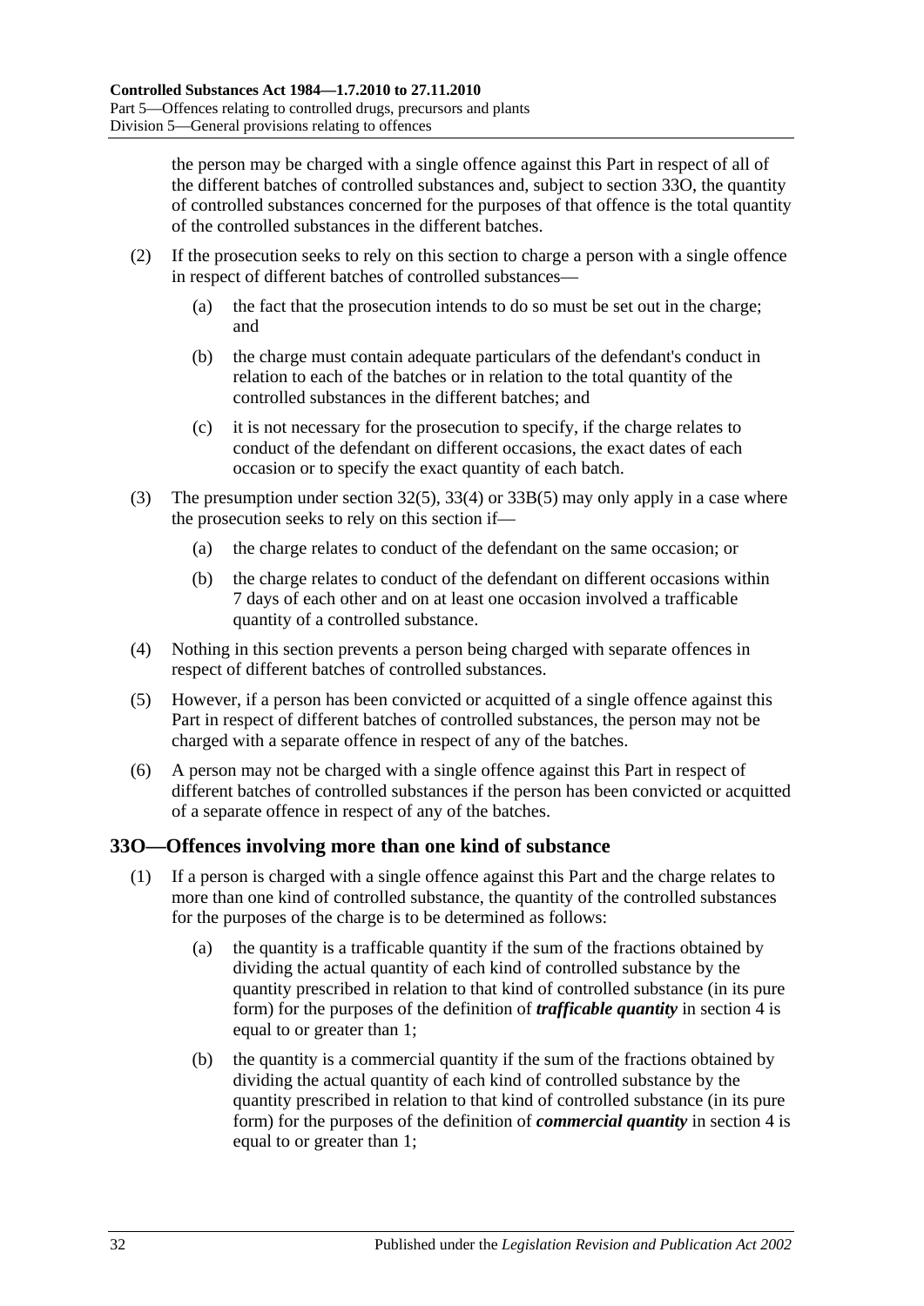the person may be charged with a single offence against this Part in respect of all of the different batches of controlled substances and, subject to section 33O, the quantity of controlled substances concerned for the purposes of that offence is the total quantity of the controlled substances in the different batches.

(2) If the prosecution seeks to rely on this section to charge a person with a single offence in respect of different batches of controlled substances—

(a) the fact that the prosecution intends to do so must be set out in the charge; and

(b) the charge must contain adequate particulars of the defendant's conduct in relation to each of the batches or in relation to the total quantity of the controlled substances in the different batches; and

(c) it is not necessary for the prosecution to specify, if the charge relates to conduct of the defendant on different occasions, the exact dates of each occasion or to specify the exact quantity of each batch.

(3) The presumption under section 32(5), 33(4) or 33B(5) may only apply in a case where the prosecution seeks to rely on this section if—

(a) the charge relates to conduct of the defendant on the same occasion; or

(b) the charge relates to conduct of the defendant on different occasions within 7 days of each other and on at least one occasion involved a trafficable quantity of a controlled substance.

(4) Nothing in this section prevents a person being charged with separate offences in respect of different batches of controlled substances.

(5) However, if a person has been convicted or acquitted of a single offence against this Part in respect of different batches of controlled substances, the person may not be charged with a separate offence in respect of any of the batches.

(6) A person may not be charged with a single offence against this Part in respect of different batches of controlled substances if the person has been convicted or acquitted of a separate offence in respect of any of the batches.

## 33O—Offences involving more than one kind of substance

(1) If a person is charged with a single offence against this Part and the charge relates to more than one kind of controlled substance, the quantity of the controlled substances for the purposes of the charge is to be determined as follows:

(a) the quantity is a trafficable quantity if the sum of the fractions obtained by dividing the actual quantity of each kind of controlled substance by the quantity prescribed in relation to that kind of controlled substance (in its pure form) for the purposes of the definition of ***trafficable quantity*** in section 4 is equal to or greater than 1;

(b) the quantity is a commercial quantity if the sum of the fractions obtained by dividing the actual quantity of each kind of controlled substance by the quantity prescribed in relation to that kind of controlled substance (in its pure form) for the purposes of the definition of ***commercial quantity*** in section 4 is equal to or greater than 1;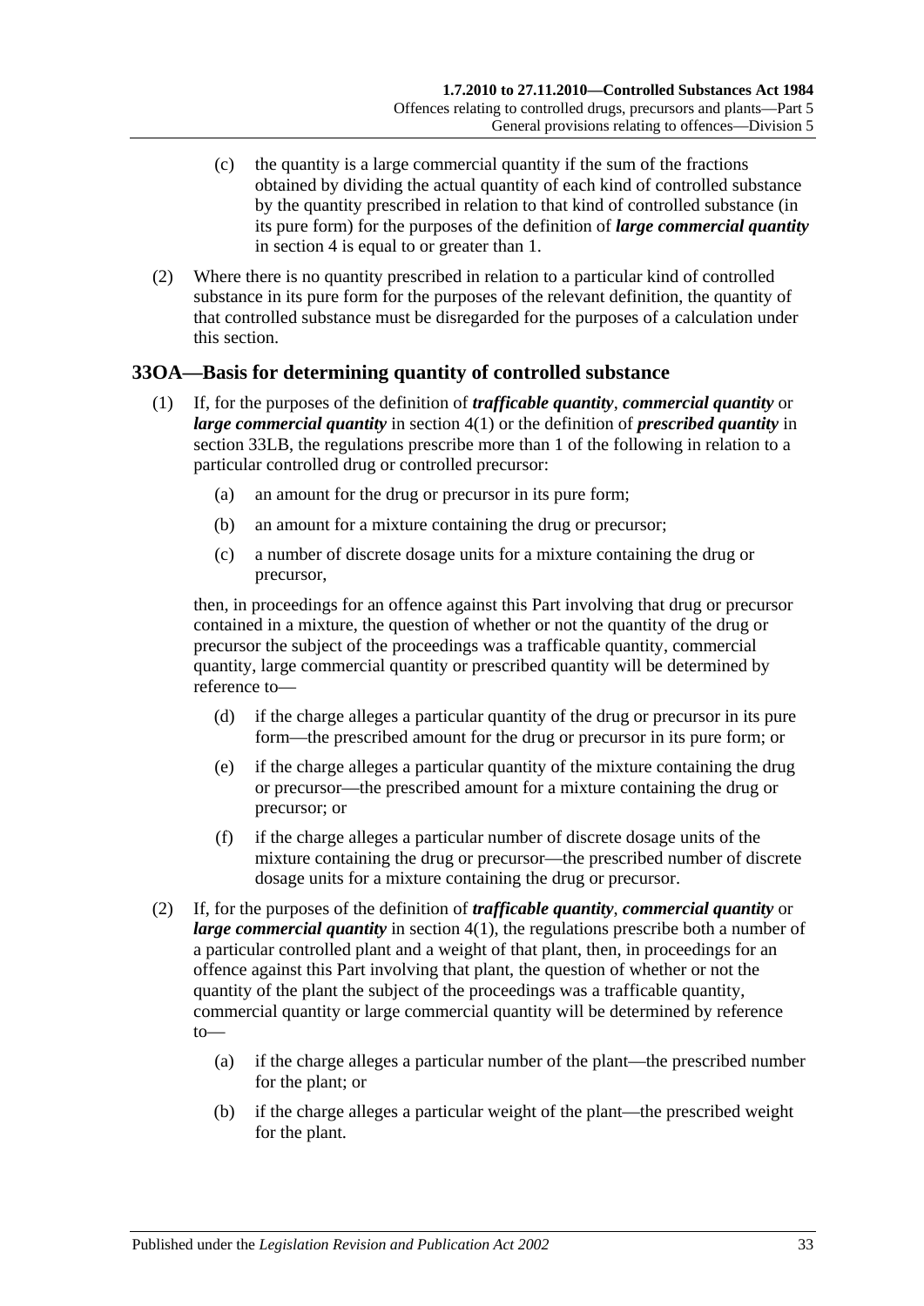(c) the quantity is a large commercial quantity if the sum of the fractions obtained by dividing the actual quantity of each kind of controlled substance by the quantity prescribed in relation to that kind of controlled substance (in its pure form) for the purposes of the definition of ***large commercial quantity*** in section 4 is equal to or greater than 1.

(2) Where there is no quantity prescribed in relation to a particular kind of controlled substance in its pure form for the purposes of the relevant definition, the quantity of that controlled substance must be disregarded for the purposes of a calculation under this section.

## 33OA—Basis for determining quantity of controlled substance

(1) If, for the purposes of the definition of ***trafficable quantity***, ***commercial quantity*** or ***large commercial quantity*** in section 4(1) or the definition of ***prescribed quantity*** in section 33LB, the regulations prescribe more than 1 of the following in relation to a particular controlled drug or controlled precursor:

(a) an amount for the drug or precursor in its pure form;

(b) an amount for a mixture containing the drug or precursor;

(c) a number of discrete dosage units for a mixture containing the drug or precursor,

then, in proceedings for an offence against this Part involving that drug or precursor contained in a mixture, the question of whether or not the quantity of the drug or precursor the subject of the proceedings was a trafficable quantity, commercial quantity, large commercial quantity or prescribed quantity will be determined by reference to—

(d) if the charge alleges a particular quantity of the drug or precursor in its pure form—the prescribed amount for the drug or precursor in its pure form; or

(e) if the charge alleges a particular quantity of the mixture containing the drug or precursor—the prescribed amount for a mixture containing the drug or precursor; or

(f) if the charge alleges a particular number of discrete dosage units of the mixture containing the drug or precursor—the prescribed number of discrete dosage units for a mixture containing the drug or precursor.

(2) If, for the purposes of the definition of ***trafficable quantity***, ***commercial quantity*** or ***large commercial quantity*** in section 4(1), the regulations prescribe both a number of a particular controlled plant and a weight of that plant, then, in proceedings for an offence against this Part involving that plant, the question of whether or not the quantity of the plant the subject of the proceedings was a trafficable quantity, commercial quantity or large commercial quantity will be determined by reference to—

(a) if the charge alleges a particular number of the plant—the prescribed number for the plant; or

(b) if the charge alleges a particular weight of the plant—the prescribed weight for the plant.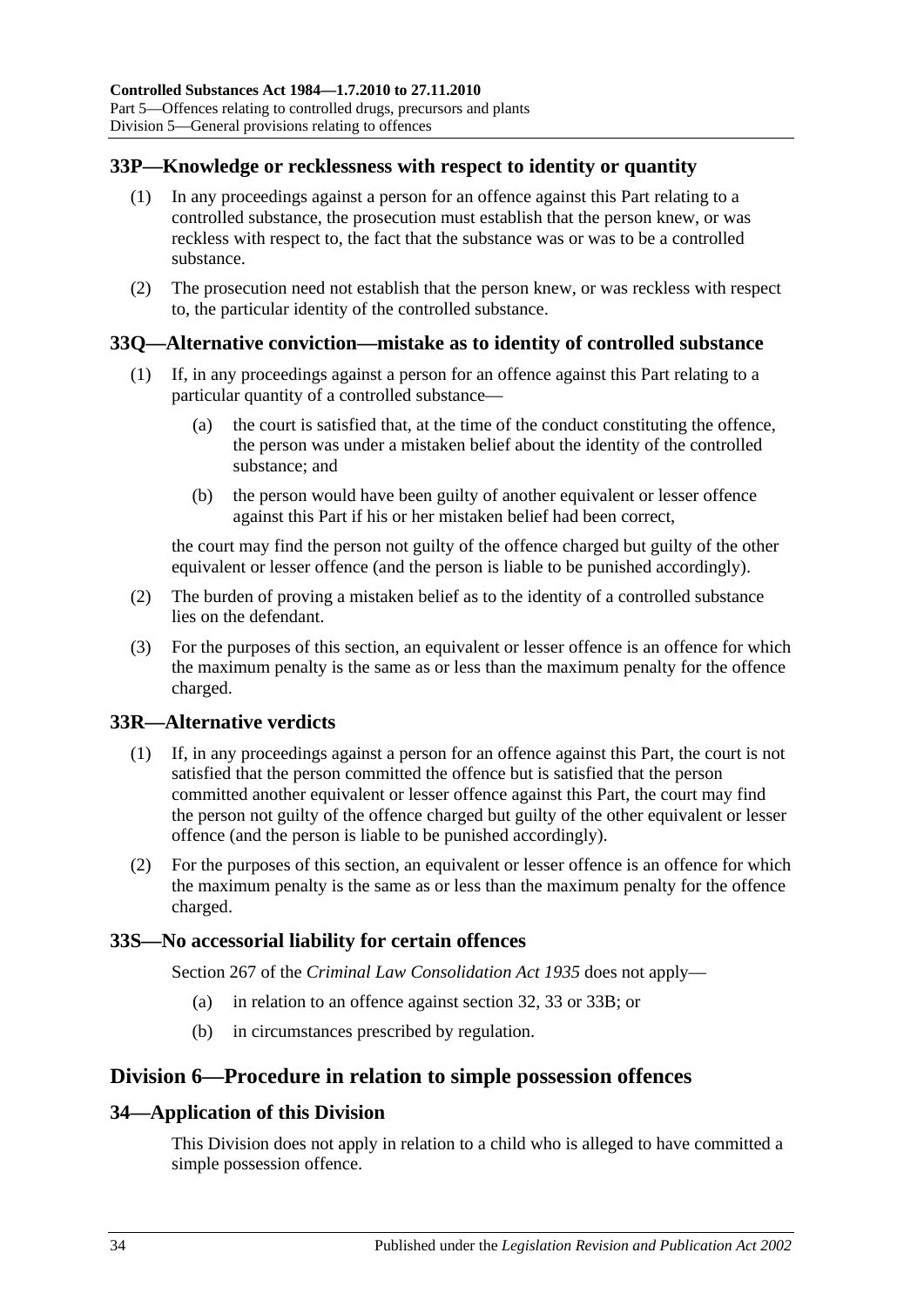## 33P—Knowledge or recklessness with respect to identity or quantity

(1) In any proceedings against a person for an offence against this Part relating to a controlled substance, the prosecution must establish that the person knew, or was reckless with respect to, the fact that the substance was or was to be a controlled substance.

(2) The prosecution need not establish that the person knew, or was reckless with respect to, the particular identity of the controlled substance.

## 33Q—Alternative conviction—mistake as to identity of controlled substance

(1) If, in any proceedings against a person for an offence against this Part relating to a particular quantity of a controlled substance—

(a) the court is satisfied that, at the time of the conduct constituting the offence, the person was under a mistaken belief about the identity of the controlled substance; and

(b) the person would have been guilty of another equivalent or lesser offence against this Part if his or her mistaken belief had been correct,

the court may find the person not guilty of the offence charged but guilty of the other equivalent or lesser offence (and the person is liable to be punished accordingly).

(2) The burden of proving a mistaken belief as to the identity of a controlled substance lies on the defendant.

(3) For the purposes of this section, an equivalent or lesser offence is an offence for which the maximum penalty is the same as or less than the maximum penalty for the offence charged.

## 33R—Alternative verdicts

(1) If, in any proceedings against a person for an offence against this Part, the court is not satisfied that the person committed the offence but is satisfied that the person committed another equivalent or lesser offence against this Part, the court may find the person not guilty of the offence charged but guilty of the other equivalent or lesser offence (and the person is liable to be punished accordingly).

(2) For the purposes of this section, an equivalent or lesser offence is an offence for which the maximum penalty is the same as or less than the maximum penalty for the offence charged.

## 33S—No accessorial liability for certain offences

Section 267 of the *Criminal Law Consolidation Act 1935* does not apply—

(a) in relation to an offence against section 32, 33 or 33B; or

(b) in circumstances prescribed by regulation.

# Division 6—Procedure in relation to simple possession offences

## 34—Application of this Division

This Division does not apply in relation to a child who is alleged to have committed a simple possession offence.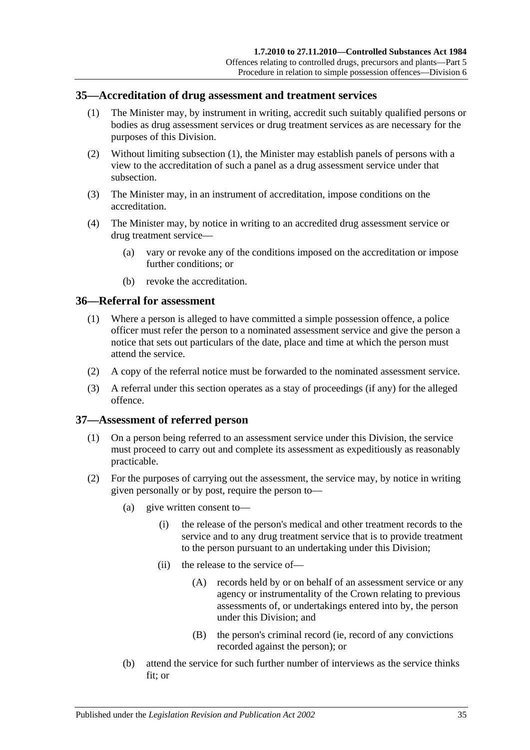## 35—Accreditation of drug assessment and treatment services

(1) The Minister may, by instrument in writing, accredit such suitably qualified persons or bodies as drug assessment services or drug treatment services as are necessary for the purposes of this Division.

(2) Without limiting subsection (1), the Minister may establish panels of persons with a view to the accreditation of such a panel as a drug assessment service under that subsection.

(3) The Minister may, in an instrument of accreditation, impose conditions on the accreditation.

(4) The Minister may, by notice in writing to an accredited drug assessment service or drug treatment service—

- (a) vary or revoke any of the conditions imposed on the accreditation or impose further conditions; or
- (b) revoke the accreditation.

## 36—Referral for assessment

(1) Where a person is alleged to have committed a simple possession offence, a police officer must refer the person to a nominated assessment service and give the person a notice that sets out particulars of the date, place and time at which the person must attend the service.

(2) A copy of the referral notice must be forwarded to the nominated assessment service.

(3) A referral under this section operates as a stay of proceedings (if any) for the alleged offence.

## 37—Assessment of referred person

(1) On a person being referred to an assessment service under this Division, the service must proceed to carry out and complete its assessment as expeditiously as reasonably practicable.

(2) For the purposes of carrying out the assessment, the service may, by notice in writing given personally or by post, require the person to—

- (a) give written consent to—
  - (i) the release of the person's medical and other treatment records to the service and to any drug treatment service that is to provide treatment to the person pursuant to an undertaking under this Division;
  - (ii) the release to the service of—
    - (A) records held by or on behalf of an assessment service or any agency or instrumentality of the Crown relating to previous assessments of, or undertakings entered into by, the person under this Division; and
    - (B) the person's criminal record (ie, record of any convictions recorded against the person); or
- (b) attend the service for such further number of interviews as the service thinks fit; or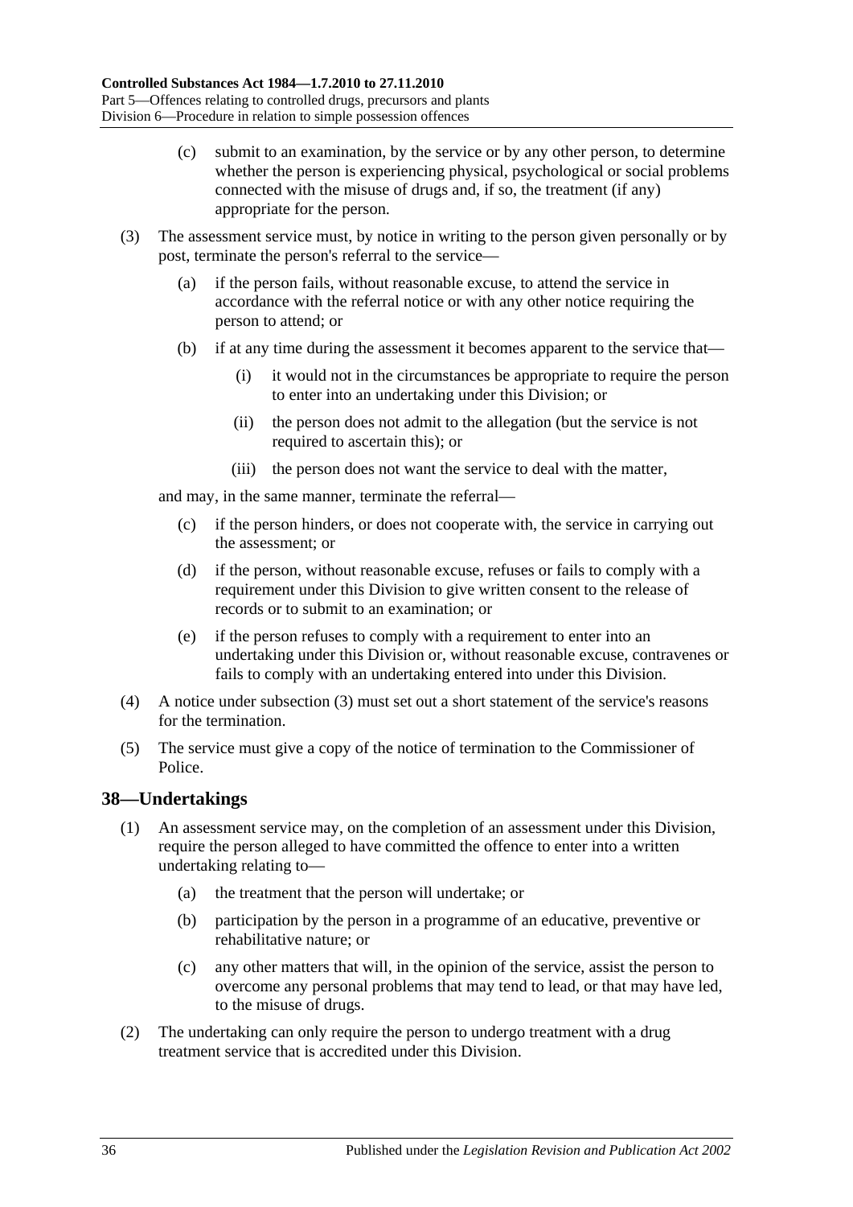(c) submit to an examination, by the service or by any other person, to determine whether the person is experiencing physical, psychological or social problems connected with the misuse of drugs and, if so, the treatment (if any) appropriate for the person.

(3) The assessment service must, by notice in writing to the person given personally or by post, terminate the person's referral to the service—

(a) if the person fails, without reasonable excuse, to attend the service in accordance with the referral notice or with any other notice requiring the person to attend; or

(b) if at any time during the assessment it becomes apparent to the service that—

(i) it would not in the circumstances be appropriate to require the person to enter into an undertaking under this Division; or

(ii) the person does not admit to the allegation (but the service is not required to ascertain this); or

(iii) the person does not want the service to deal with the matter,

and may, in the same manner, terminate the referral—

(c) if the person hinders, or does not cooperate with, the service in carrying out the assessment; or

(d) if the person, without reasonable excuse, refuses or fails to comply with a requirement under this Division to give written consent to the release of records or to submit to an examination; or

(e) if the person refuses to comply with a requirement to enter into an undertaking under this Division or, without reasonable excuse, contravenes or fails to comply with an undertaking entered into under this Division.

(4) A notice under subsection (3) must set out a short statement of the service's reasons for the termination.

(5) The service must give a copy of the notice of termination to the Commissioner of Police.

## 38—Undertakings

(1) An assessment service may, on the completion of an assessment under this Division, require the person alleged to have committed the offence to enter into a written undertaking relating to—

(a) the treatment that the person will undertake; or

(b) participation by the person in a programme of an educative, preventive or rehabilitative nature; or

(c) any other matters that will, in the opinion of the service, assist the person to overcome any personal problems that may tend to lead, or that may have led, to the misuse of drugs.

(2) The undertaking can only require the person to undergo treatment with a drug treatment service that is accredited under this Division.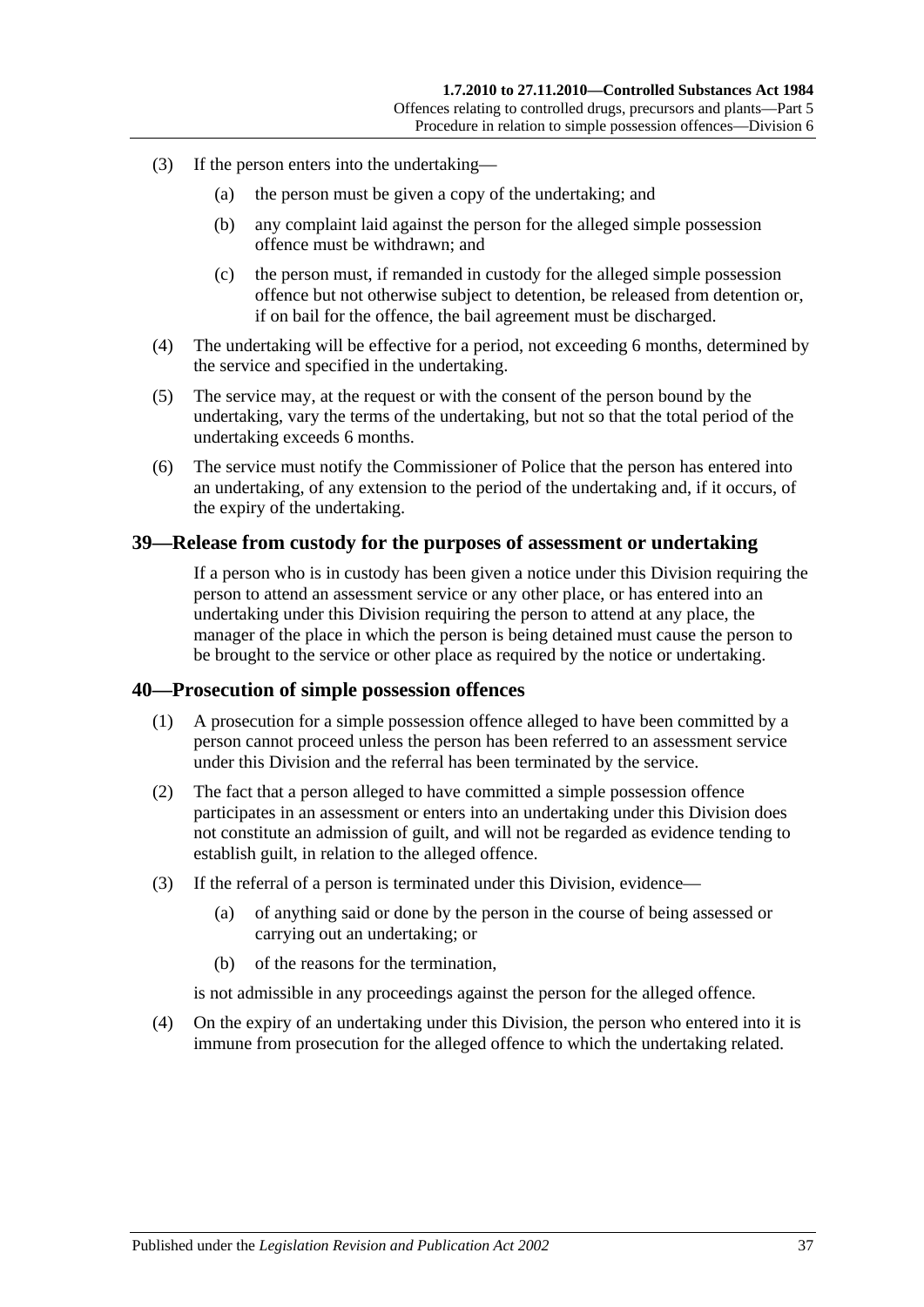(3) If the person enters into the undertaking—

(a) the person must be given a copy of the undertaking; and

(b) any complaint laid against the person for the alleged simple possession offence must be withdrawn; and

(c) the person must, if remanded in custody for the alleged simple possession offence but not otherwise subject to detention, be released from detention or, if on bail for the offence, the bail agreement must be discharged.

(4) The undertaking will be effective for a period, not exceeding 6 months, determined by the service and specified in the undertaking.

(5) The service may, at the request or with the consent of the person bound by the undertaking, vary the terms of the undertaking, but not so that the total period of the undertaking exceeds 6 months.

(6) The service must notify the Commissioner of Police that the person has entered into an undertaking, of any extension to the period of the undertaking and, if it occurs, of the expiry of the undertaking.

## 39—Release from custody for the purposes of assessment or undertaking

If a person who is in custody has been given a notice under this Division requiring the person to attend an assessment service or any other place, or has entered into an undertaking under this Division requiring the person to attend at any place, the manager of the place in which the person is being detained must cause the person to be brought to the service or other place as required by the notice or undertaking.

## 40—Prosecution of simple possession offences

(1) A prosecution for a simple possession offence alleged to have been committed by a person cannot proceed unless the person has been referred to an assessment service under this Division and the referral has been terminated by the service.

(2) The fact that a person alleged to have committed a simple possession offence participates in an assessment or enters into an undertaking under this Division does not constitute an admission of guilt, and will not be regarded as evidence tending to establish guilt, in relation to the alleged offence.

(3) If the referral of a person is terminated under this Division, evidence—

(a) of anything said or done by the person in the course of being assessed or carrying out an undertaking; or

(b) of the reasons for the termination,

is not admissible in any proceedings against the person for the alleged offence.

(4) On the expiry of an undertaking under this Division, the person who entered into it is immune from prosecution for the alleged offence to which the undertaking related.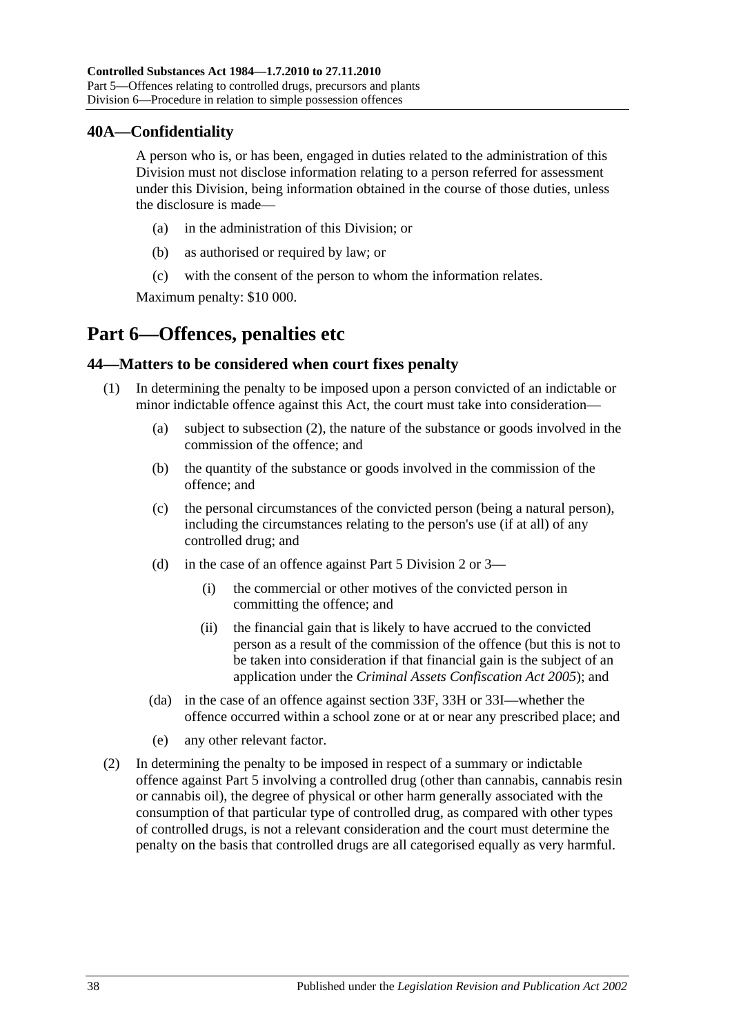## 40A—Confidentiality

A person who is, or has been, engaged in duties related to the administration of this Division must not disclose information relating to a person referred for assessment under this Division, being information obtained in the course of those duties, unless the disclosure is made—

(a) in the administration of this Division; or

(b) as authorised or required by law; or

(c) with the consent of the person to whom the information relates.

Maximum penalty: $10 000.

# Part 6—Offences, penalties etc

## 44—Matters to be considered when court fixes penalty

(1) In determining the penalty to be imposed upon a person convicted of an indictable or minor indictable offence against this Act, the court must take into consideration—

(a) subject to subsection (2), the nature of the substance or goods involved in the commission of the offence; and

(b) the quantity of the substance or goods involved in the commission of the offence; and

(c) the personal circumstances of the convicted person (being a natural person), including the circumstances relating to the person's use (if at all) of any controlled drug; and

(d) in the case of an offence against Part 5 Division 2 or 3—

(i) the commercial or other motives of the convicted person in committing the offence; and

(ii) the financial gain that is likely to have accrued to the convicted person as a result of the commission of the offence (but this is not to be taken into consideration if that financial gain is the subject of an application under the *Criminal Assets Confiscation Act 2005*); and

(da) in the case of an offence against section 33F, 33H or 33I—whether the offence occurred within a school zone or at or near any prescribed place; and

(e) any other relevant factor.

(2) In determining the penalty to be imposed in respect of a summary or indictable offence against Part 5 involving a controlled drug (other than cannabis, cannabis resin or cannabis oil), the degree of physical or other harm generally associated with the consumption of that particular type of controlled drug, as compared with other types of controlled drugs, is not a relevant consideration and the court must determine the penalty on the basis that controlled drugs are all categorised equally as very harmful.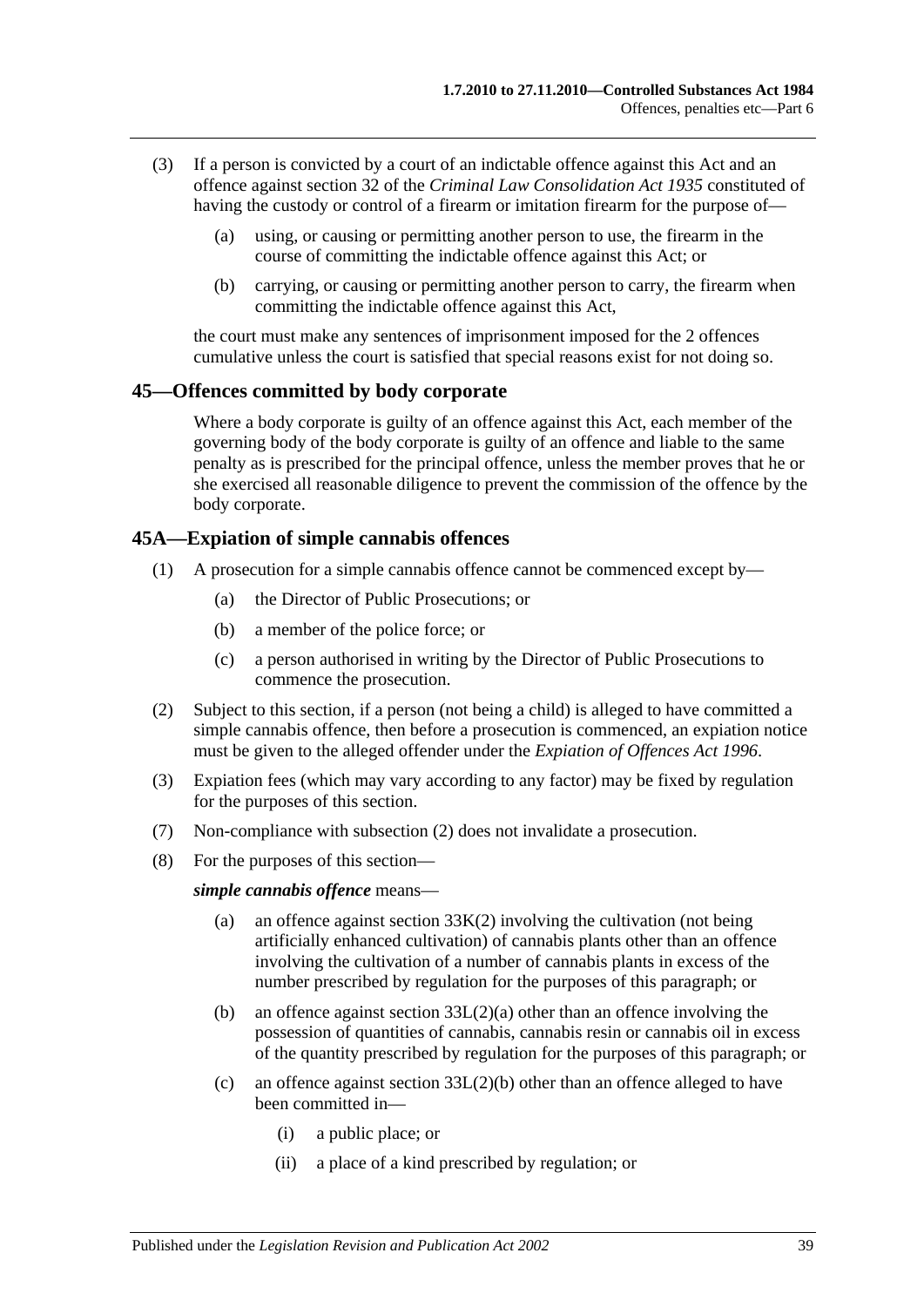(3) If a person is convicted by a court of an indictable offence against this Act and an offence against section 32 of the *Criminal Law Consolidation Act 1935* constituted of having the custody or control of a firearm or imitation firearm for the purpose of—

(a) using, or causing or permitting another person to use, the firearm in the course of committing the indictable offence against this Act; or

(b) carrying, or causing or permitting another person to carry, the firearm when committing the indictable offence against this Act,

the court must make any sentences of imprisonment imposed for the 2 offences cumulative unless the court is satisfied that special reasons exist for not doing so.

## 45—Offences committed by body corporate

Where a body corporate is guilty of an offence against this Act, each member of the governing body of the body corporate is guilty of an offence and liable to the same penalty as is prescribed for the principal offence, unless the member proves that he or she exercised all reasonable diligence to prevent the commission of the offence by the body corporate.

## 45A—Expiation of simple cannabis offences

(1) A prosecution for a simple cannabis offence cannot be commenced except by—

(a) the Director of Public Prosecutions; or

(b) a member of the police force; or

(c) a person authorised in writing by the Director of Public Prosecutions to commence the prosecution.

(2) Subject to this section, if a person (not being a child) is alleged to have committed a simple cannabis offence, then before a prosecution is commenced, an expiation notice must be given to the alleged offender under the *Expiation of Offences Act 1996*.

(3) Expiation fees (which may vary according to any factor) may be fixed by regulation for the purposes of this section.

(7) Non-compliance with subsection (2) does not invalidate a prosecution.

(8) For the purposes of this section—

***simple cannabis offence*** means—

(a) an offence against section 33K(2) involving the cultivation (not being artificially enhanced cultivation) of cannabis plants other than an offence involving the cultivation of a number of cannabis plants in excess of the number prescribed by regulation for the purposes of this paragraph; or

(b) an offence against section 33L(2)(a) other than an offence involving the possession of quantities of cannabis, cannabis resin or cannabis oil in excess of the quantity prescribed by regulation for the purposes of this paragraph; or

(c) an offence against section 33L(2)(b) other than an offence alleged to have been committed in—

(i) a public place; or

(ii) a place of a kind prescribed by regulation; or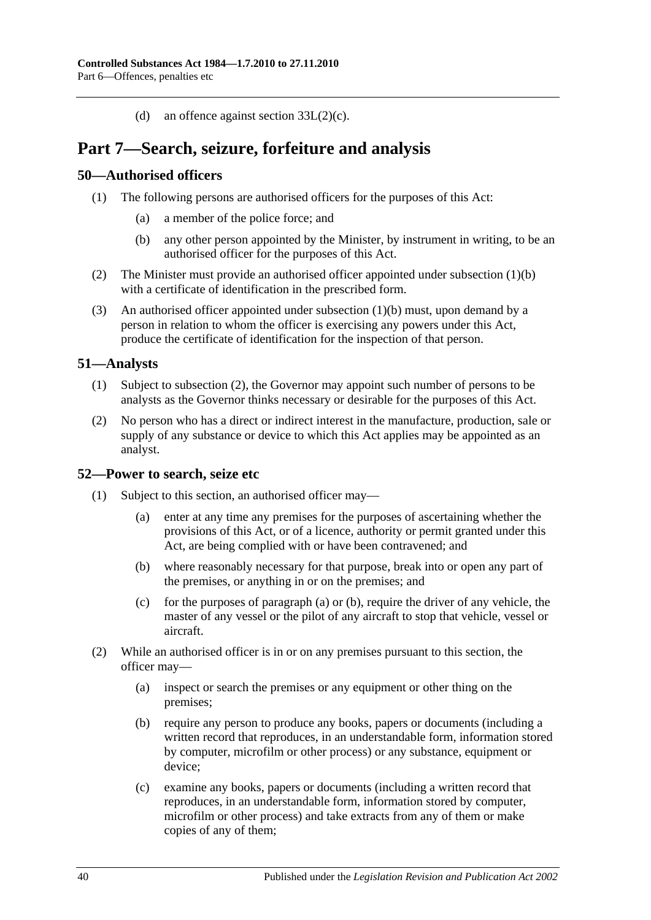(d) an offence against section 33L(2)(c).

# Part 7—Search, seizure, forfeiture and analysis

## 50—Authorised officers

(1) The following persons are authorised officers for the purposes of this Act:

(a) a member of the police force; and

(b) any other person appointed by the Minister, by instrument in writing, to be an authorised officer for the purposes of this Act.

(2) The Minister must provide an authorised officer appointed under subsection (1)(b) with a certificate of identification in the prescribed form.

(3) An authorised officer appointed under subsection (1)(b) must, upon demand by a person in relation to whom the officer is exercising any powers under this Act, produce the certificate of identification for the inspection of that person.

## 51—Analysts

(1) Subject to subsection (2), the Governor may appoint such number of persons to be analysts as the Governor thinks necessary or desirable for the purposes of this Act.

(2) No person who has a direct or indirect interest in the manufacture, production, sale or supply of any substance or device to which this Act applies may be appointed as an analyst.

## 52—Power to search, seize etc

(1) Subject to this section, an authorised officer may—

(a) enter at any time any premises for the purposes of ascertaining whether the provisions of this Act, or of a licence, authority or permit granted under this Act, are being complied with or have been contravened; and

(b) where reasonably necessary for that purpose, break into or open any part of the premises, or anything in or on the premises; and

(c) for the purposes of paragraph (a) or (b), require the driver of any vehicle, the master of any vessel or the pilot of any aircraft to stop that vehicle, vessel or aircraft.

(2) While an authorised officer is in or on any premises pursuant to this section, the officer may—

(a) inspect or search the premises or any equipment or other thing on the premises;

(b) require any person to produce any books, papers or documents (including a written record that reproduces, in an understandable form, information stored by computer, microfilm or other process) or any substance, equipment or device;

(c) examine any books, papers or documents (including a written record that reproduces, in an understandable form, information stored by computer, microfilm or other process) and take extracts from any of them or make copies of any of them;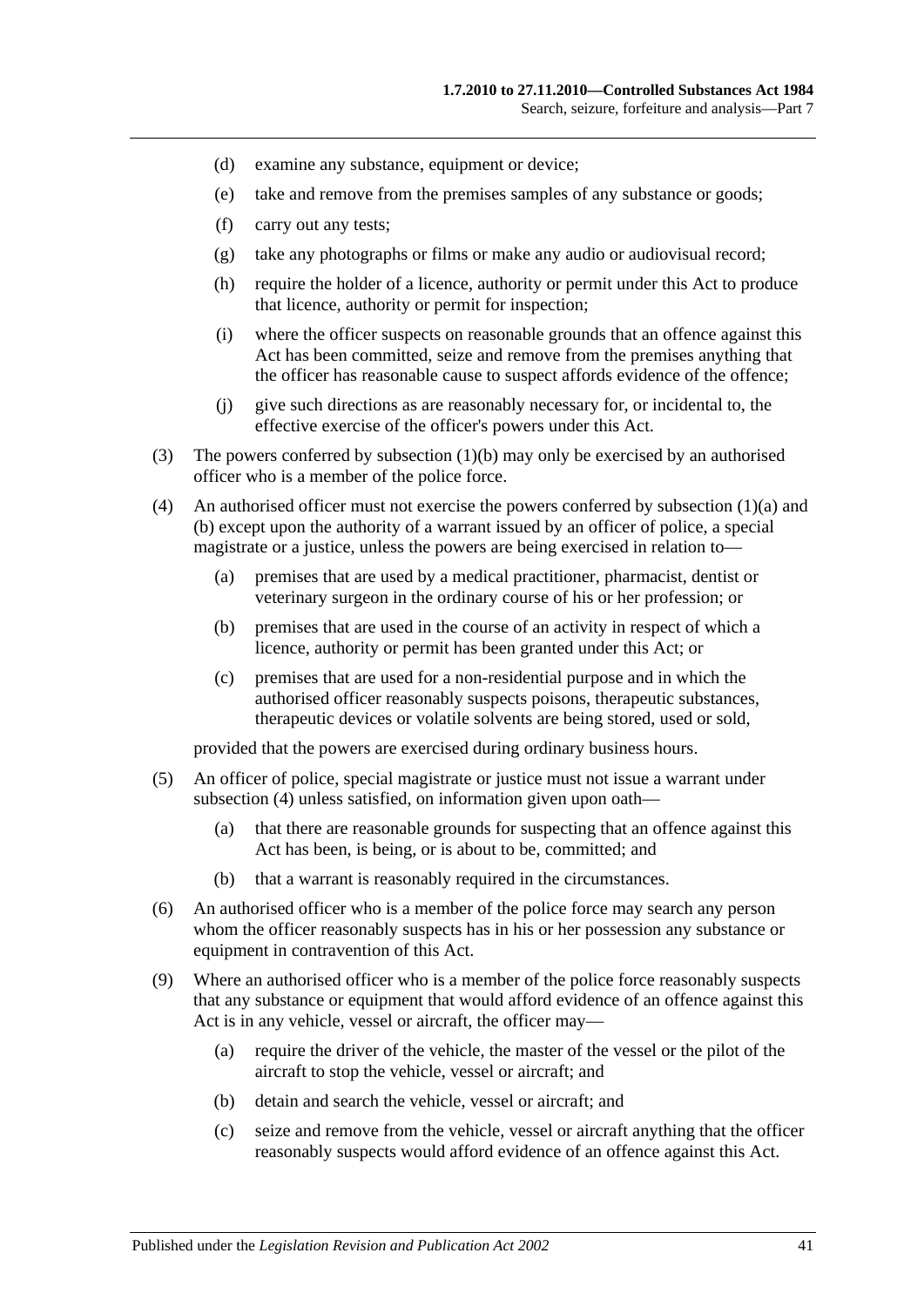(d) examine any substance, equipment or device;

(e) take and remove from the premises samples of any substance or goods;

(f) carry out any tests;

(g) take any photographs or films or make any audio or audiovisual record;

(h) require the holder of a licence, authority or permit under this Act to produce that licence, authority or permit for inspection;

(i) where the officer suspects on reasonable grounds that an offence against this Act has been committed, seize and remove from the premises anything that the officer has reasonable cause to suspect affords evidence of the offence;

(j) give such directions as are reasonably necessary for, or incidental to, the effective exercise of the officer's powers under this Act.

(3) The powers conferred by subsection (1)(b) may only be exercised by an authorised officer who is a member of the police force.

(4) An authorised officer must not exercise the powers conferred by subsection (1)(a) and (b) except upon the authority of a warrant issued by an officer of police, a special magistrate or a justice, unless the powers are being exercised in relation to—

(a) premises that are used by a medical practitioner, pharmacist, dentist or veterinary surgeon in the ordinary course of his or her profession; or

(b) premises that are used in the course of an activity in respect of which a licence, authority or permit has been granted under this Act; or

(c) premises that are used for a non-residential purpose and in which the authorised officer reasonably suspects poisons, therapeutic substances, therapeutic devices or volatile solvents are being stored, used or sold,

provided that the powers are exercised during ordinary business hours.

(5) An officer of police, special magistrate or justice must not issue a warrant under subsection (4) unless satisfied, on information given upon oath—

(a) that there are reasonable grounds for suspecting that an offence against this Act has been, is being, or is about to be, committed; and

(b) that a warrant is reasonably required in the circumstances.

(6) An authorised officer who is a member of the police force may search any person whom the officer reasonably suspects has in his or her possession any substance or equipment in contravention of this Act.

(9) Where an authorised officer who is a member of the police force reasonably suspects that any substance or equipment that would afford evidence of an offence against this Act is in any vehicle, vessel or aircraft, the officer may—

(a) require the driver of the vehicle, the master of the vessel or the pilot of the aircraft to stop the vehicle, vessel or aircraft; and

(b) detain and search the vehicle, vessel or aircraft; and

(c) seize and remove from the vehicle, vessel or aircraft anything that the officer reasonably suspects would afford evidence of an offence against this Act.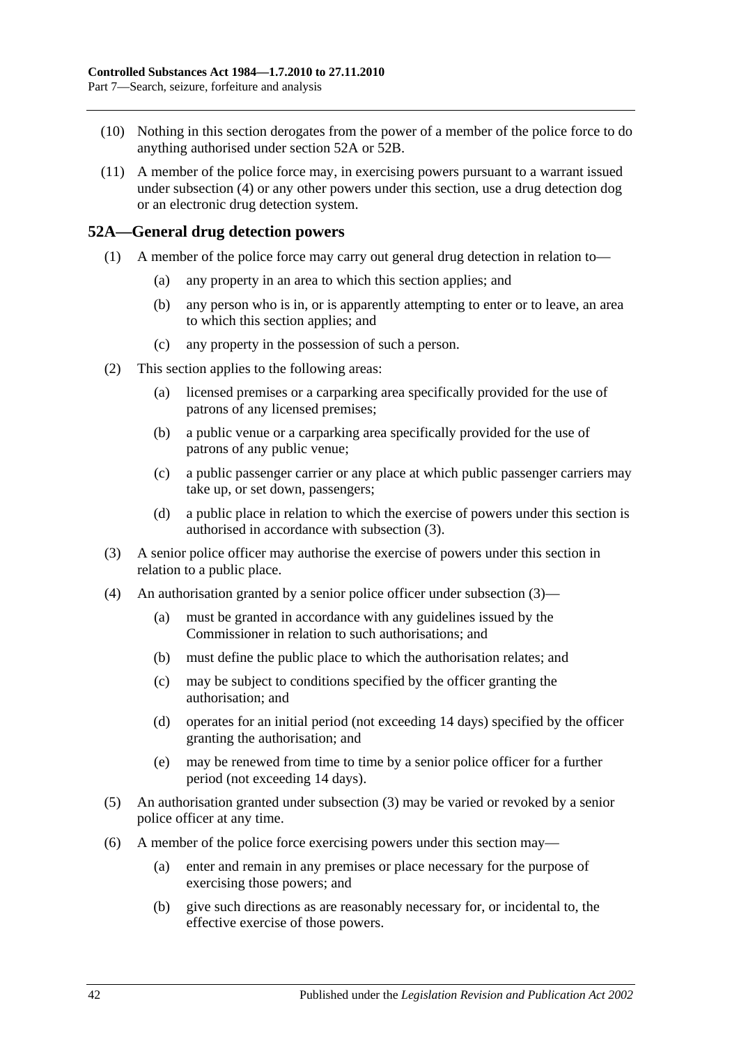(10) Nothing in this section derogates from the power of a member of the police force to do anything authorised under section 52A or 52B.

(11) A member of the police force may, in exercising powers pursuant to a warrant issued under subsection (4) or any other powers under this section, use a drug detection dog or an electronic drug detection system.

## 52A—General drug detection powers

(1) A member of the police force may carry out general drug detection in relation to—

(a) any property in an area to which this section applies; and

(b) any person who is in, or is apparently attempting to enter or to leave, an area to which this section applies; and

(c) any property in the possession of such a person.

(2) This section applies to the following areas:

(a) licensed premises or a carparking area specifically provided for the use of patrons of any licensed premises;

(b) a public venue or a carparking area specifically provided for the use of patrons of any public venue;

(c) a public passenger carrier or any place at which public passenger carriers may take up, or set down, passengers;

(d) a public place in relation to which the exercise of powers under this section is authorised in accordance with subsection (3).

(3) A senior police officer may authorise the exercise of powers under this section in relation to a public place.

(4) An authorisation granted by a senior police officer under subsection (3)—

(a) must be granted in accordance with any guidelines issued by the Commissioner in relation to such authorisations; and

(b) must define the public place to which the authorisation relates; and

(c) may be subject to conditions specified by the officer granting the authorisation; and

(d) operates for an initial period (not exceeding 14 days) specified by the officer granting the authorisation; and

(e) may be renewed from time to time by a senior police officer for a further period (not exceeding 14 days).

(5) An authorisation granted under subsection (3) may be varied or revoked by a senior police officer at any time.

(6) A member of the police force exercising powers under this section may—

(a) enter and remain in any premises or place necessary for the purpose of exercising those powers; and

(b) give such directions as are reasonably necessary for, or incidental to, the effective exercise of those powers.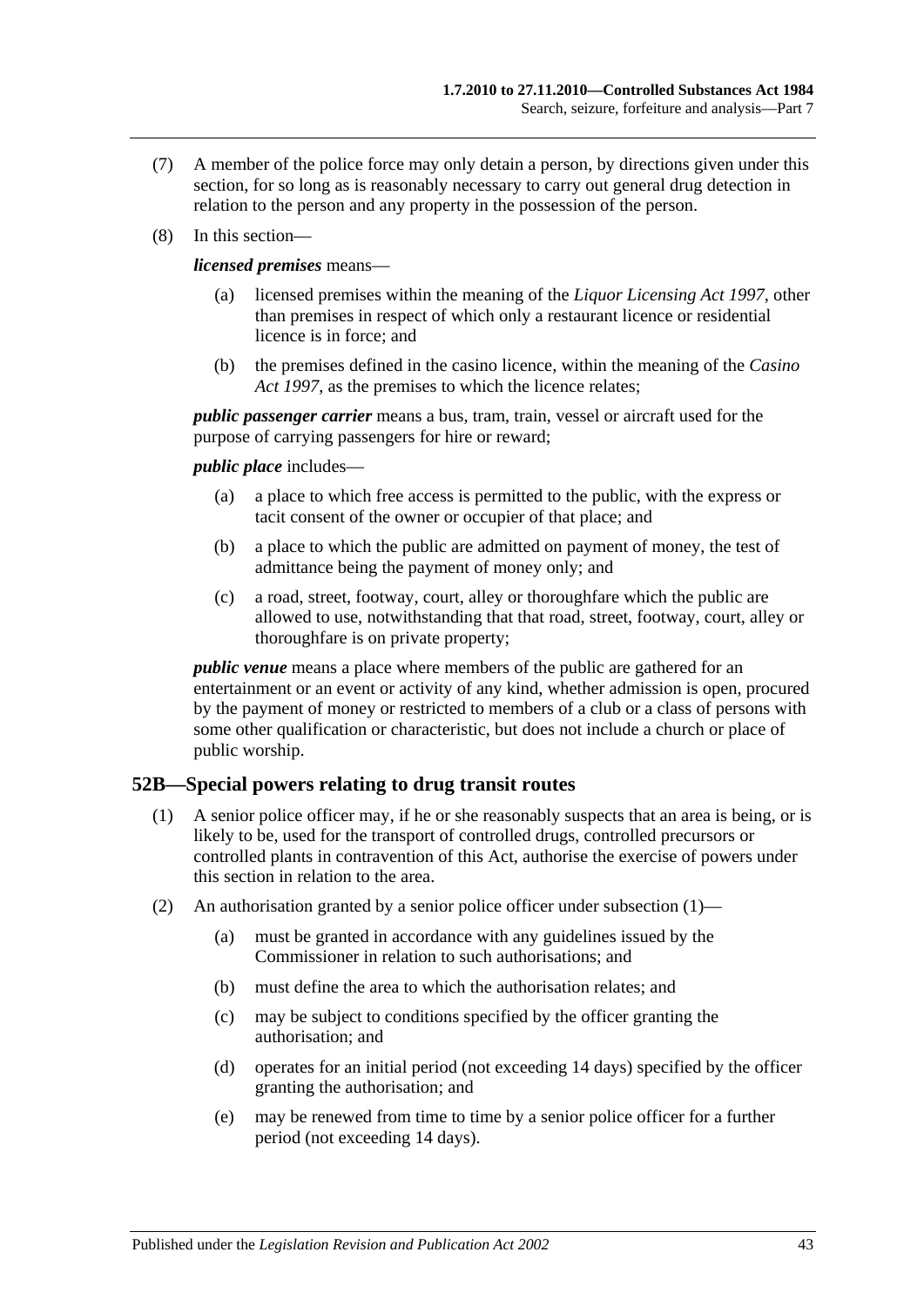(7) A member of the police force may only detain a person, by directions given under this section, for so long as is reasonably necessary to carry out general drug detection in relation to the person and any property in the possession of the person.

(8) In this section—

***licensed premises*** means—

(a) licensed premises within the meaning of the *Liquor Licensing Act 1997*, other than premises in respect of which only a restaurant licence or residential licence is in force; and

(b) the premises defined in the casino licence, within the meaning of the *Casino Act 1997*, as the premises to which the licence relates;

***public passenger carrier*** means a bus, tram, train, vessel or aircraft used for the purpose of carrying passengers for hire or reward;

***public place*** includes—

(a) a place to which free access is permitted to the public, with the express or tacit consent of the owner or occupier of that place; and

(b) a place to which the public are admitted on payment of money, the test of admittance being the payment of money only; and

(c) a road, street, footway, court, alley or thoroughfare which the public are allowed to use, notwithstanding that that road, street, footway, court, alley or thoroughfare is on private property;

***public venue*** means a place where members of the public are gathered for an entertainment or an event or activity of any kind, whether admission is open, procured by the payment of money or restricted to members of a club or a class of persons with some other qualification or characteristic, but does not include a church or place of public worship.

## 52B—Special powers relating to drug transit routes

(1) A senior police officer may, if he or she reasonably suspects that an area is being, or is likely to be, used for the transport of controlled drugs, controlled precursors or controlled plants in contravention of this Act, authorise the exercise of powers under this section in relation to the area.

(2) An authorisation granted by a senior police officer under subsection (1)—

(a) must be granted in accordance with any guidelines issued by the Commissioner in relation to such authorisations; and

(b) must define the area to which the authorisation relates; and

(c) may be subject to conditions specified by the officer granting the authorisation; and

(d) operates for an initial period (not exceeding 14 days) specified by the officer granting the authorisation; and

(e) may be renewed from time to time by a senior police officer for a further period (not exceeding 14 days).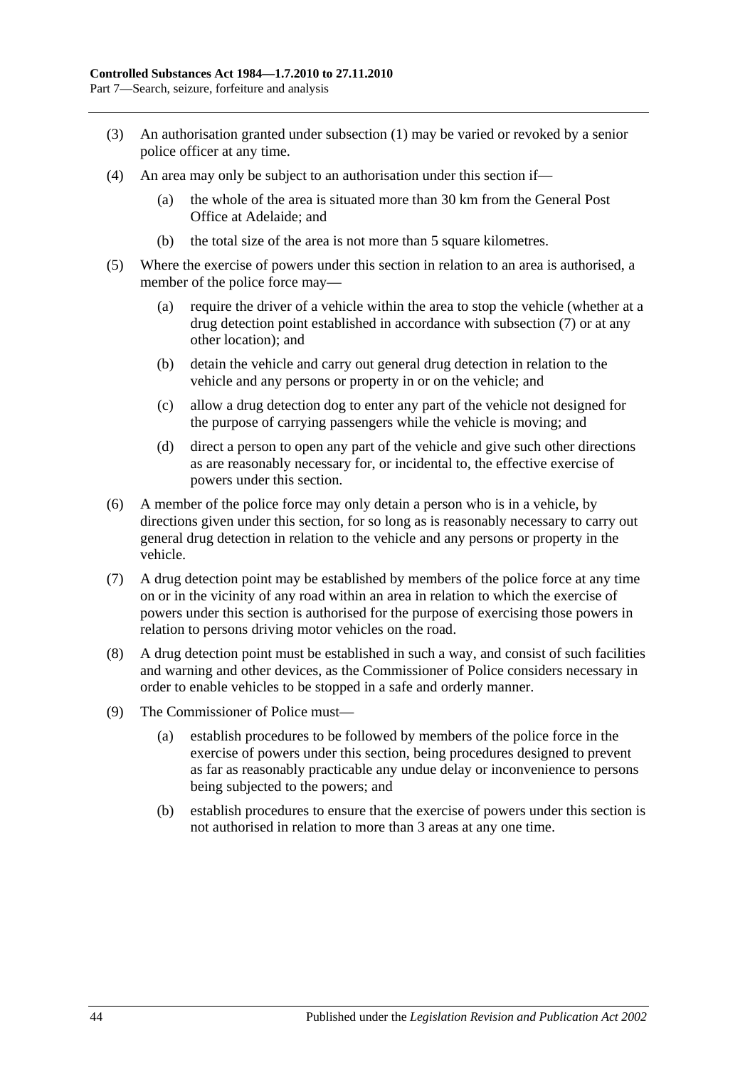(3) An authorisation granted under subsection (1) may be varied or revoked by a senior police officer at any time.

(4) An area may only be subject to an authorisation under this section if—

(a) the whole of the area is situated more than 30 km from the General Post Office at Adelaide; and

(b) the total size of the area is not more than 5 square kilometres.

(5) Where the exercise of powers under this section in relation to an area is authorised, a member of the police force may—

(a) require the driver of a vehicle within the area to stop the vehicle (whether at a drug detection point established in accordance with subsection (7) or at any other location); and

(b) detain the vehicle and carry out general drug detection in relation to the vehicle and any persons or property in or on the vehicle; and

(c) allow a drug detection dog to enter any part of the vehicle not designed for the purpose of carrying passengers while the vehicle is moving; and

(d) direct a person to open any part of the vehicle and give such other directions as are reasonably necessary for, or incidental to, the effective exercise of powers under this section.

(6) A member of the police force may only detain a person who is in a vehicle, by directions given under this section, for so long as is reasonably necessary to carry out general drug detection in relation to the vehicle and any persons or property in the vehicle.

(7) A drug detection point may be established by members of the police force at any time on or in the vicinity of any road within an area in relation to which the exercise of powers under this section is authorised for the purpose of exercising those powers in relation to persons driving motor vehicles on the road.

(8) A drug detection point must be established in such a way, and consist of such facilities and warning and other devices, as the Commissioner of Police considers necessary in order to enable vehicles to be stopped in a safe and orderly manner.

(9) The Commissioner of Police must—

(a) establish procedures to be followed by members of the police force in the exercise of powers under this section, being procedures designed to prevent as far as reasonably practicable any undue delay or inconvenience to persons being subjected to the powers; and

(b) establish procedures to ensure that the exercise of powers under this section is not authorised in relation to more than 3 areas at any one time.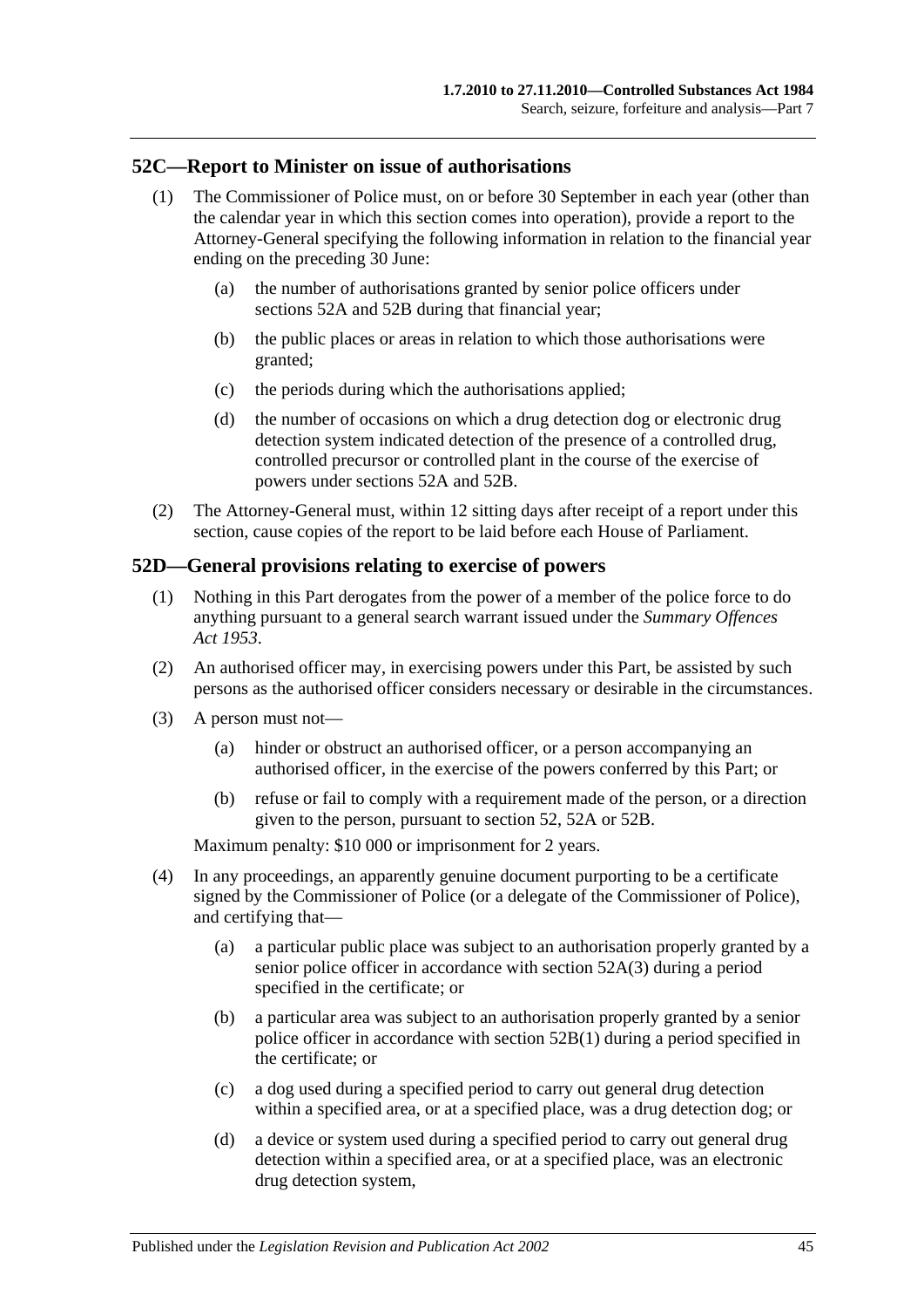## 52C—Report to Minister on issue of authorisations

(1) The Commissioner of Police must, on or before 30 September in each year (other than the calendar year in which this section comes into operation), provide a report to the Attorney-General specifying the following information in relation to the financial year ending on the preceding 30 June:

(a) the number of authorisations granted by senior police officers under sections 52A and 52B during that financial year;

(b) the public places or areas in relation to which those authorisations were granted;

(c) the periods during which the authorisations applied;

(d) the number of occasions on which a drug detection dog or electronic drug detection system indicated detection of the presence of a controlled drug, controlled precursor or controlled plant in the course of the exercise of powers under sections 52A and 52B.

(2) The Attorney-General must, within 12 sitting days after receipt of a report under this section, cause copies of the report to be laid before each House of Parliament.

## 52D—General provisions relating to exercise of powers

(1) Nothing in this Part derogates from the power of a member of the police force to do anything pursuant to a general search warrant issued under the *Summary Offences Act 1953*.

(2) An authorised officer may, in exercising powers under this Part, be assisted by such persons as the authorised officer considers necessary or desirable in the circumstances.

(3) A person must not—

(a) hinder or obstruct an authorised officer, or a person accompanying an authorised officer, in the exercise of the powers conferred by this Part; or

(b) refuse or fail to comply with a requirement made of the person, or a direction given to the person, pursuant to section 52, 52A or 52B.

Maximum penalty: $10 000 or imprisonment for 2 years.

(4) In any proceedings, an apparently genuine document purporting to be a certificate signed by the Commissioner of Police (or a delegate of the Commissioner of Police), and certifying that—

(a) a particular public place was subject to an authorisation properly granted by a senior police officer in accordance with section 52A(3) during a period specified in the certificate; or

(b) a particular area was subject to an authorisation properly granted by a senior police officer in accordance with section 52B(1) during a period specified in the certificate; or

(c) a dog used during a specified period to carry out general drug detection within a specified area, or at a specified place, was a drug detection dog; or

(d) a device or system used during a specified period to carry out general drug detection within a specified area, or at a specified place, was an electronic drug detection system,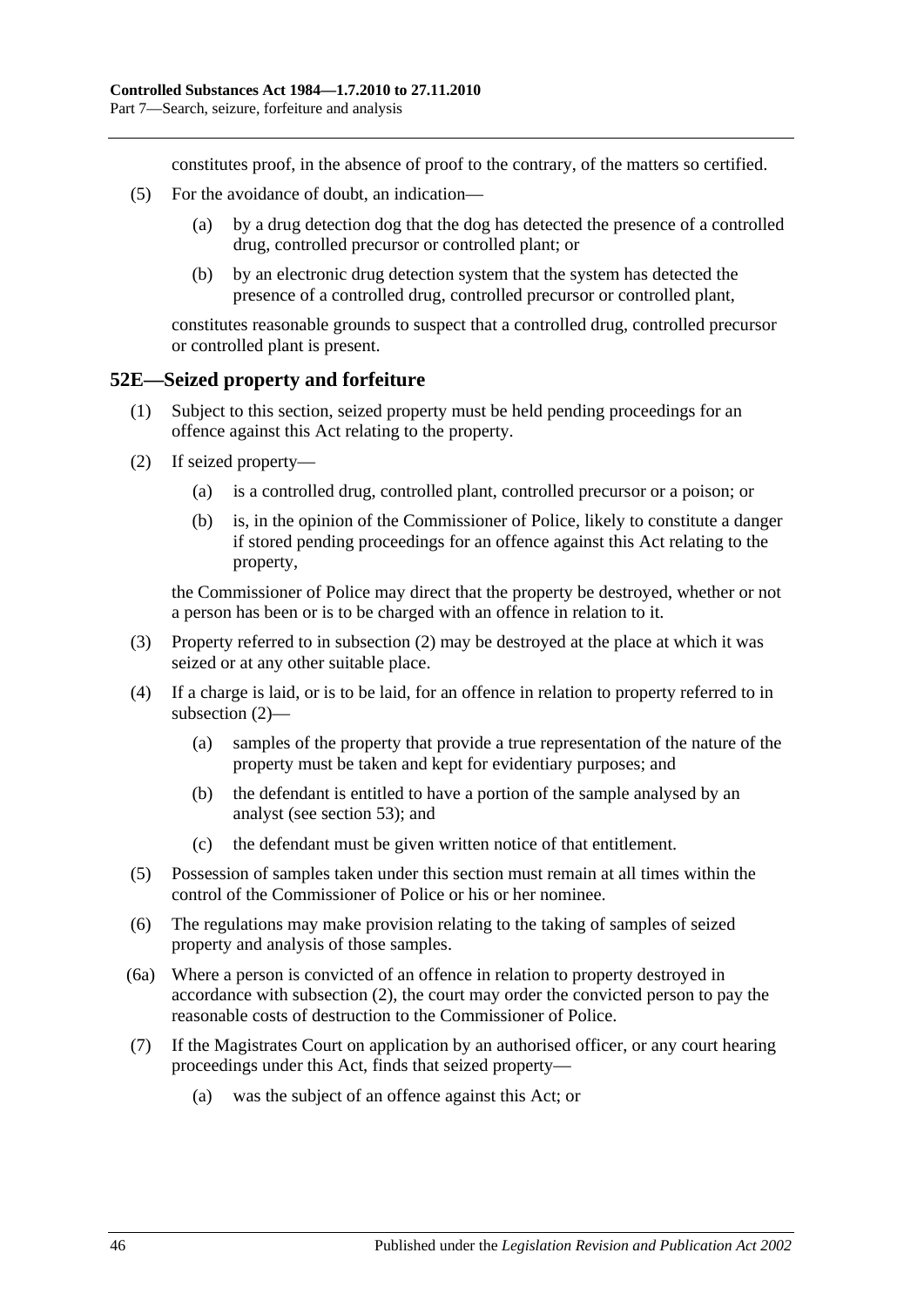constitutes proof, in the absence of proof to the contrary, of the matters so certified.

(5) For the avoidance of doubt, an indication—

(a) by a drug detection dog that the dog has detected the presence of a controlled drug, controlled precursor or controlled plant; or

(b) by an electronic drug detection system that the system has detected the presence of a controlled drug, controlled precursor or controlled plant,

constitutes reasonable grounds to suspect that a controlled drug, controlled precursor or controlled plant is present.

## 52E—Seized property and forfeiture

(1) Subject to this section, seized property must be held pending proceedings for an offence against this Act relating to the property.

(2) If seized property—

(a) is a controlled drug, controlled plant, controlled precursor or a poison; or

(b) is, in the opinion of the Commissioner of Police, likely to constitute a danger if stored pending proceedings for an offence against this Act relating to the property,

the Commissioner of Police may direct that the property be destroyed, whether or not a person has been or is to be charged with an offence in relation to it.

(3) Property referred to in subsection (2) may be destroyed at the place at which it was seized or at any other suitable place.

(4) If a charge is laid, or is to be laid, for an offence in relation to property referred to in subsection (2)—

(a) samples of the property that provide a true representation of the nature of the property must be taken and kept for evidentiary purposes; and

(b) the defendant is entitled to have a portion of the sample analysed by an analyst (see section 53); and

(c) the defendant must be given written notice of that entitlement.

(5) Possession of samples taken under this section must remain at all times within the control of the Commissioner of Police or his or her nominee.

(6) The regulations may make provision relating to the taking of samples of seized property and analysis of those samples.

(6a) Where a person is convicted of an offence in relation to property destroyed in accordance with subsection (2), the court may order the convicted person to pay the reasonable costs of destruction to the Commissioner of Police.

(7) If the Magistrates Court on application by an authorised officer, or any court hearing proceedings under this Act, finds that seized property—

(a) was the subject of an offence against this Act; or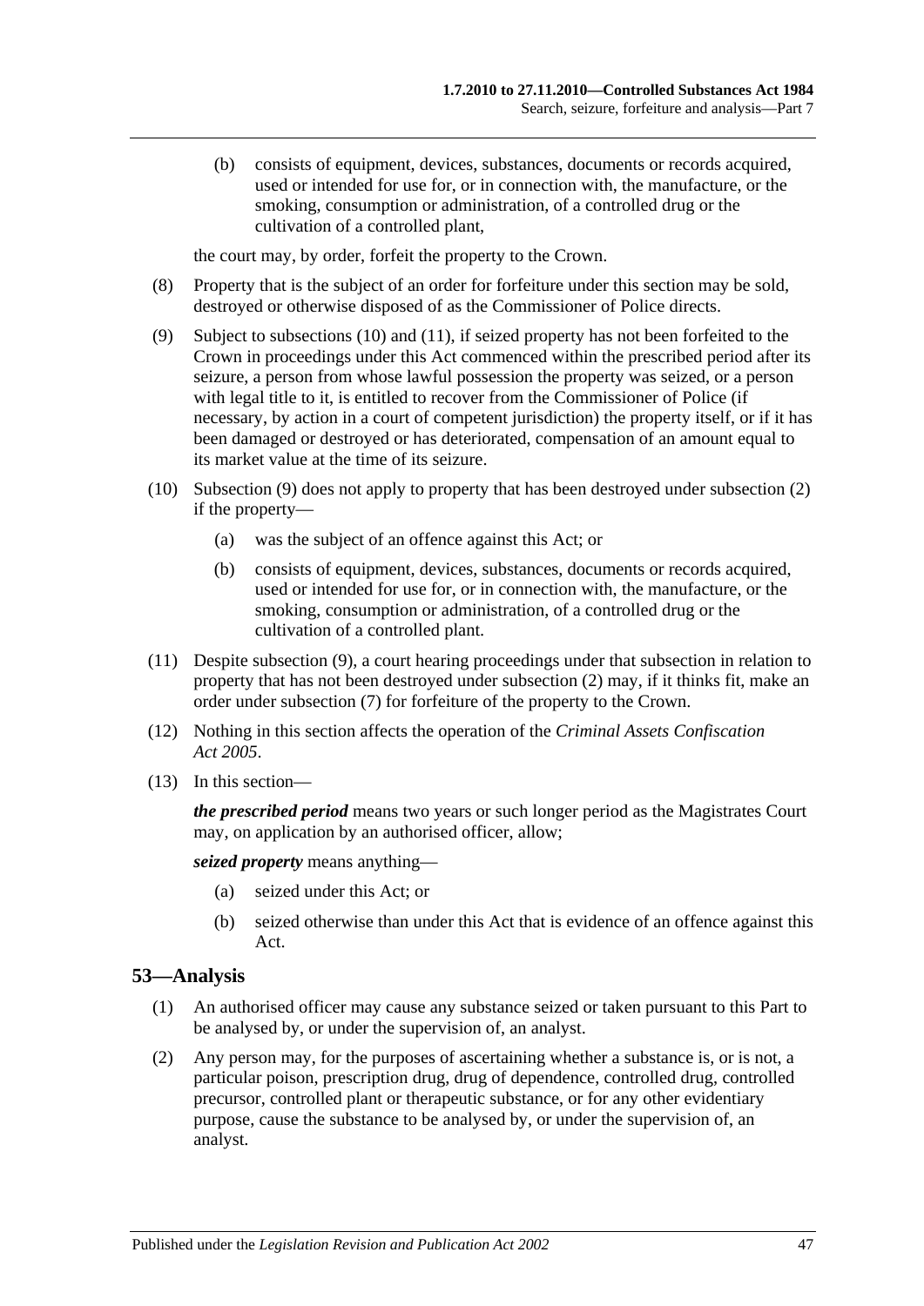(b) consists of equipment, devices, substances, documents or records acquired, used or intended for use for, or in connection with, the manufacture, or the smoking, consumption or administration, of a controlled drug or the cultivation of a controlled plant,

the court may, by order, forfeit the property to the Crown.

(8) Property that is the subject of an order for forfeiture under this section may be sold, destroyed or otherwise disposed of as the Commissioner of Police directs.

(9) Subject to subsections (10) and (11), if seized property has not been forfeited to the Crown in proceedings under this Act commenced within the prescribed period after its seizure, a person from whose lawful possession the property was seized, or a person with legal title to it, is entitled to recover from the Commissioner of Police (if necessary, by action in a court of competent jurisdiction) the property itself, or if it has been damaged or destroyed or has deteriorated, compensation of an amount equal to its market value at the time of its seizure.

(10) Subsection (9) does not apply to property that has been destroyed under subsection (2) if the property—

(a) was the subject of an offence against this Act; or

(b) consists of equipment, devices, substances, documents or records acquired, used or intended for use for, or in connection with, the manufacture, or the smoking, consumption or administration, of a controlled drug or the cultivation of a controlled plant.

(11) Despite subsection (9), a court hearing proceedings under that subsection in relation to property that has not been destroyed under subsection (2) may, if it thinks fit, make an order under subsection (7) for forfeiture of the property to the Crown.

(12) Nothing in this section affects the operation of the *Criminal Assets Confiscation Act 2005*.

(13) In this section—

***the prescribed period*** means two years or such longer period as the Magistrates Court may, on application by an authorised officer, allow;

***seized property*** means anything—

(a) seized under this Act; or

(b) seized otherwise than under this Act that is evidence of an offence against this Act.

## 53—Analysis

(1) An authorised officer may cause any substance seized or taken pursuant to this Part to be analysed by, or under the supervision of, an analyst.

(2) Any person may, for the purposes of ascertaining whether a substance is, or is not, a particular poison, prescription drug, drug of dependence, controlled drug, controlled precursor, controlled plant or therapeutic substance, or for any other evidentiary purpose, cause the substance to be analysed by, or under the supervision of, an analyst.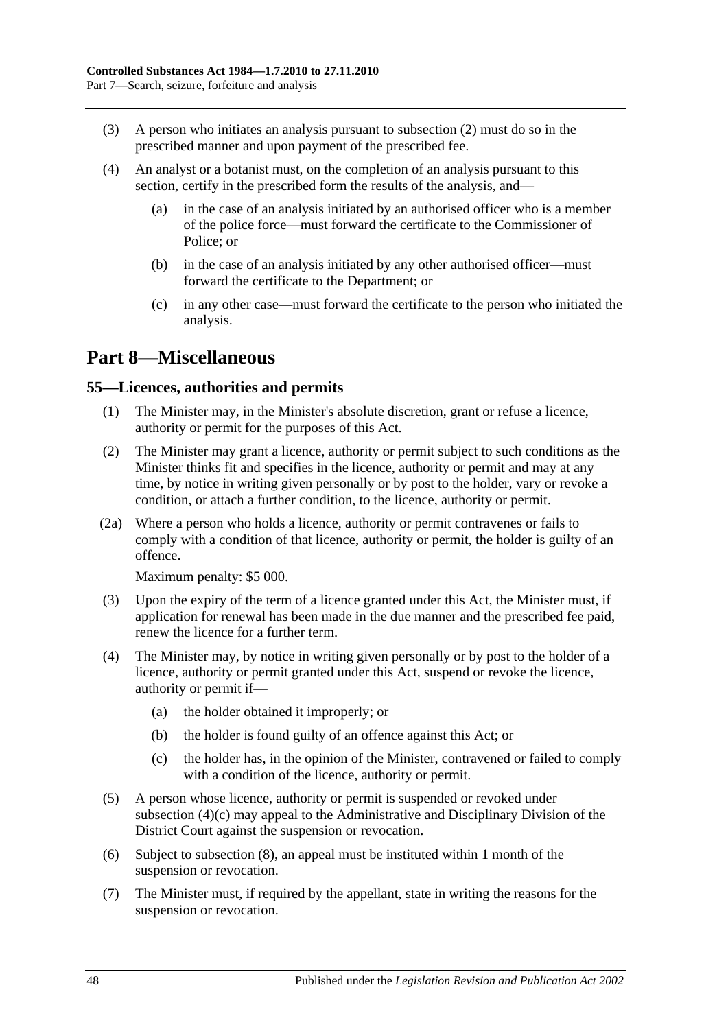(3) A person who initiates an analysis pursuant to subsection (2) must do so in the prescribed manner and upon payment of the prescribed fee.

(4) An analyst or a botanist must, on the completion of an analysis pursuant to this section, certify in the prescribed form the results of the analysis, and—

(a) in the case of an analysis initiated by an authorised officer who is a member of the police force—must forward the certificate to the Commissioner of Police; or

(b) in the case of an analysis initiated by any other authorised officer—must forward the certificate to the Department; or

(c) in any other case—must forward the certificate to the person who initiated the analysis.

# Part 8—Miscellaneous

## 55—Licences, authorities and permits

(1) The Minister may, in the Minister's absolute discretion, grant or refuse a licence, authority or permit for the purposes of this Act.

(2) The Minister may grant a licence, authority or permit subject to such conditions as the Minister thinks fit and specifies in the licence, authority or permit and may at any time, by notice in writing given personally or by post to the holder, vary or revoke a condition, or attach a further condition, to the licence, authority or permit.

(2a) Where a person who holds a licence, authority or permit contravenes or fails to comply with a condition of that licence, authority or permit, the holder is guilty of an offence.

Maximum penalty: $5 000.

(3) Upon the expiry of the term of a licence granted under this Act, the Minister must, if application for renewal has been made in the due manner and the prescribed fee paid, renew the licence for a further term.

(4) The Minister may, by notice in writing given personally or by post to the holder of a licence, authority or permit granted under this Act, suspend or revoke the licence, authority or permit if—

(a) the holder obtained it improperly; or

(b) the holder is found guilty of an offence against this Act; or

(c) the holder has, in the opinion of the Minister, contravened or failed to comply with a condition of the licence, authority or permit.

(5) A person whose licence, authority or permit is suspended or revoked under subsection (4)(c) may appeal to the Administrative and Disciplinary Division of the District Court against the suspension or revocation.

(6) Subject to subsection (8), an appeal must be instituted within 1 month of the suspension or revocation.

(7) The Minister must, if required by the appellant, state in writing the reasons for the suspension or revocation.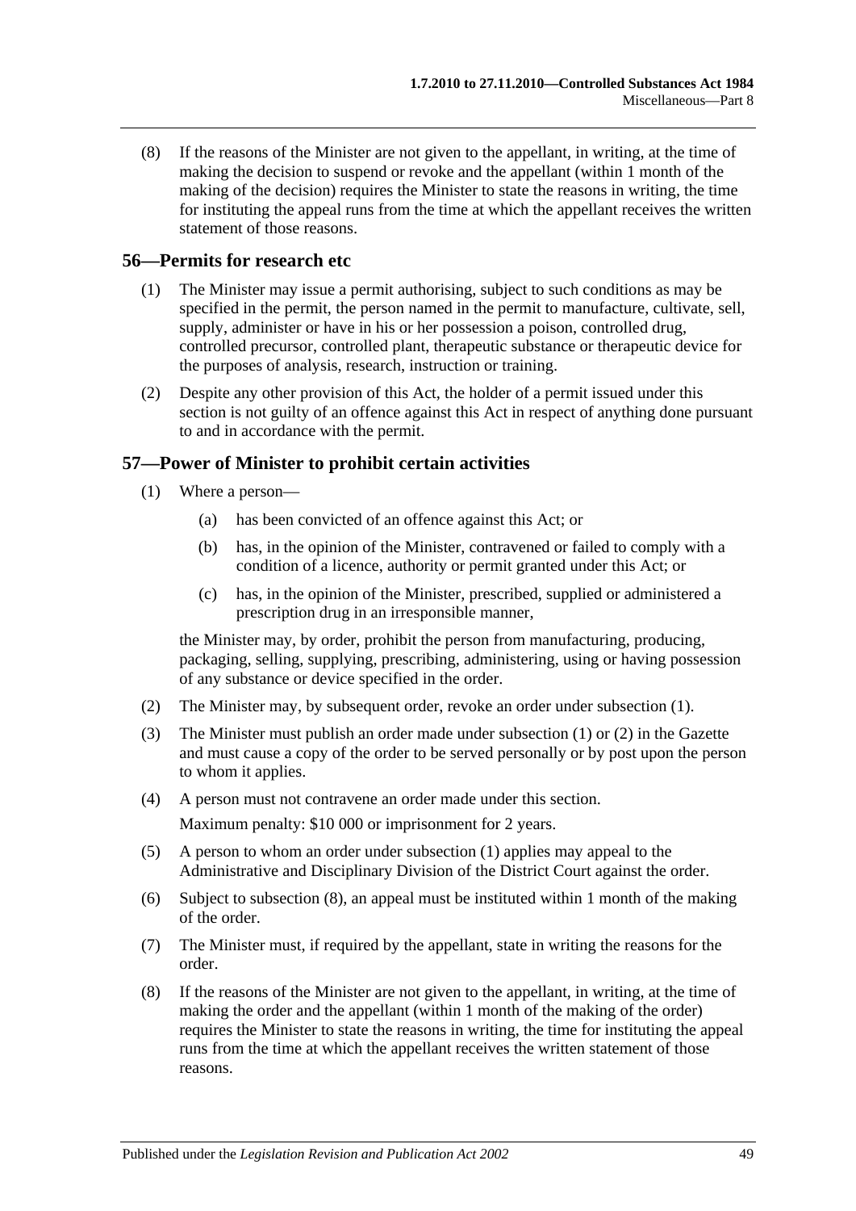(8) If the reasons of the Minister are not given to the appellant, in writing, at the time of making the decision to suspend or revoke and the appellant (within 1 month of the making of the decision) requires the Minister to state the reasons in writing, the time for instituting the appeal runs from the time at which the appellant receives the written statement of those reasons.

## 56—Permits for research etc

(1) The Minister may issue a permit authorising, subject to such conditions as may be specified in the permit, the person named in the permit to manufacture, cultivate, sell, supply, administer or have in his or her possession a poison, controlled drug, controlled precursor, controlled plant, therapeutic substance or therapeutic device for the purposes of analysis, research, instruction or training.

(2) Despite any other provision of this Act, the holder of a permit issued under this section is not guilty of an offence against this Act in respect of anything done pursuant to and in accordance with the permit.

## 57—Power of Minister to prohibit certain activities

(1) Where a person—

(a) has been convicted of an offence against this Act; or

(b) has, in the opinion of the Minister, contravened or failed to comply with a condition of a licence, authority or permit granted under this Act; or

(c) has, in the opinion of the Minister, prescribed, supplied or administered a prescription drug in an irresponsible manner,

the Minister may, by order, prohibit the person from manufacturing, producing, packaging, selling, supplying, prescribing, administering, using or having possession of any substance or device specified in the order.

(2) The Minister may, by subsequent order, revoke an order under subsection (1).

(3) The Minister must publish an order made under subsection (1) or (2) in the Gazette and must cause a copy of the order to be served personally or by post upon the person to whom it applies.

(4) A person must not contravene an order made under this section.

Maximum penalty: $10 000 or imprisonment for 2 years.

(5) A person to whom an order under subsection (1) applies may appeal to the Administrative and Disciplinary Division of the District Court against the order.

(6) Subject to subsection (8), an appeal must be instituted within 1 month of the making of the order.

(7) The Minister must, if required by the appellant, state in writing the reasons for the order.

(8) If the reasons of the Minister are not given to the appellant, in writing, at the time of making the order and the appellant (within 1 month of the making of the order) requires the Minister to state the reasons in writing, the time for instituting the appeal runs from the time at which the appellant receives the written statement of those reasons.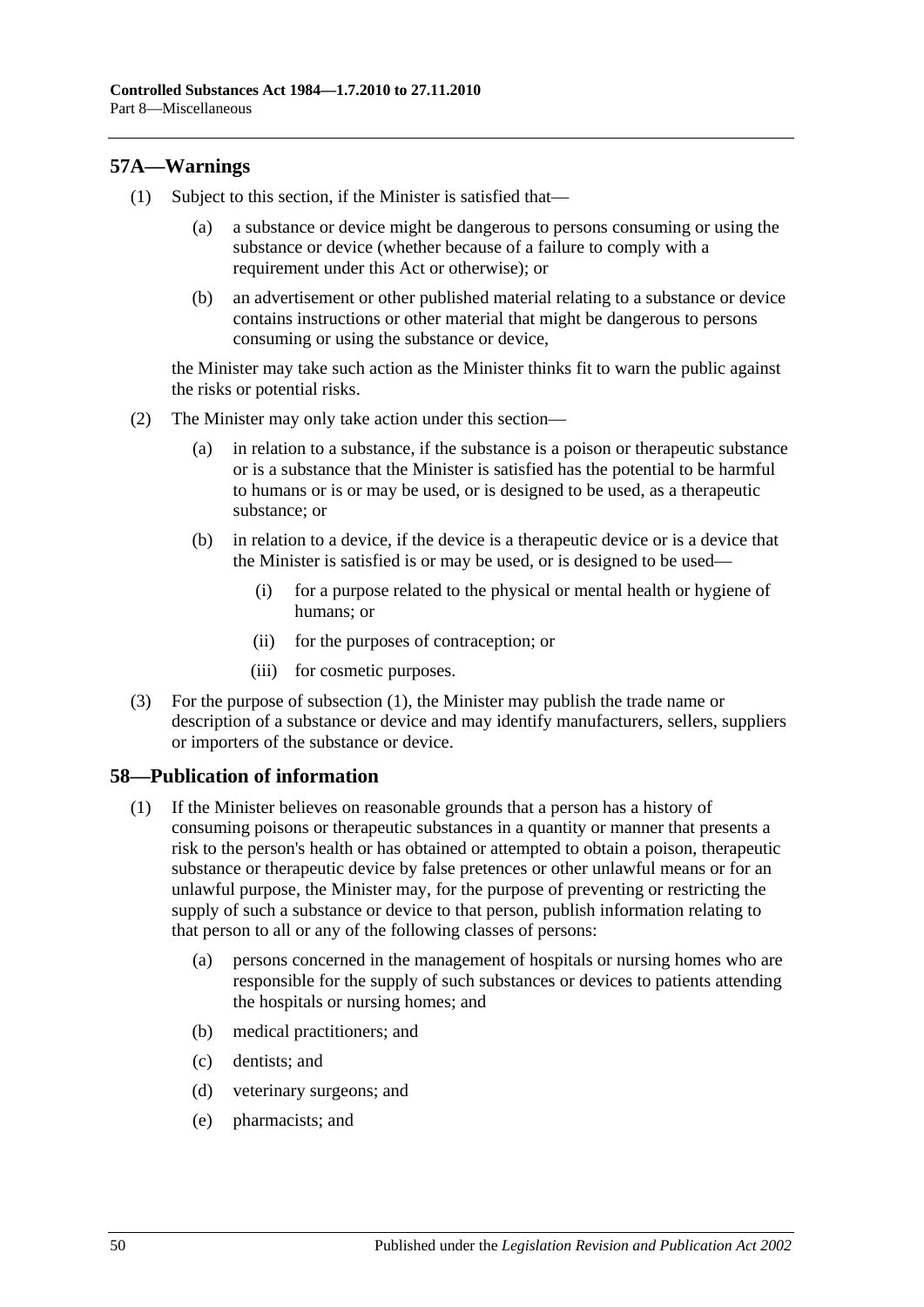## 57A—Warnings

(1) Subject to this section, if the Minister is satisfied that—

(a) a substance or device might be dangerous to persons consuming or using the substance or device (whether because of a failure to comply with a requirement under this Act or otherwise); or

(b) an advertisement or other published material relating to a substance or device contains instructions or other material that might be dangerous to persons consuming or using the substance or device,

the Minister may take such action as the Minister thinks fit to warn the public against the risks or potential risks.

(2) The Minister may only take action under this section—

(a) in relation to a substance, if the substance is a poison or therapeutic substance or is a substance that the Minister is satisfied has the potential to be harmful to humans or is or may be used, or is designed to be used, as a therapeutic substance; or

(b) in relation to a device, if the device is a therapeutic device or is a device that the Minister is satisfied is or may be used, or is designed to be used—

(i) for a purpose related to the physical or mental health or hygiene of humans; or

(ii) for the purposes of contraception; or

(iii) for cosmetic purposes.

(3) For the purpose of subsection (1), the Minister may publish the trade name or description of a substance or device and may identify manufacturers, sellers, suppliers or importers of the substance or device.

## 58—Publication of information

(1) If the Minister believes on reasonable grounds that a person has a history of consuming poisons or therapeutic substances in a quantity or manner that presents a risk to the person's health or has obtained or attempted to obtain a poison, therapeutic substance or therapeutic device by false pretences or other unlawful means or for an unlawful purpose, the Minister may, for the purpose of preventing or restricting the supply of such a substance or device to that person, publish information relating to that person to all or any of the following classes of persons:

(a) persons concerned in the management of hospitals or nursing homes who are responsible for the supply of such substances or devices to patients attending the hospitals or nursing homes; and

(b) medical practitioners; and

(c) dentists; and

(d) veterinary surgeons; and

(e) pharmacists; and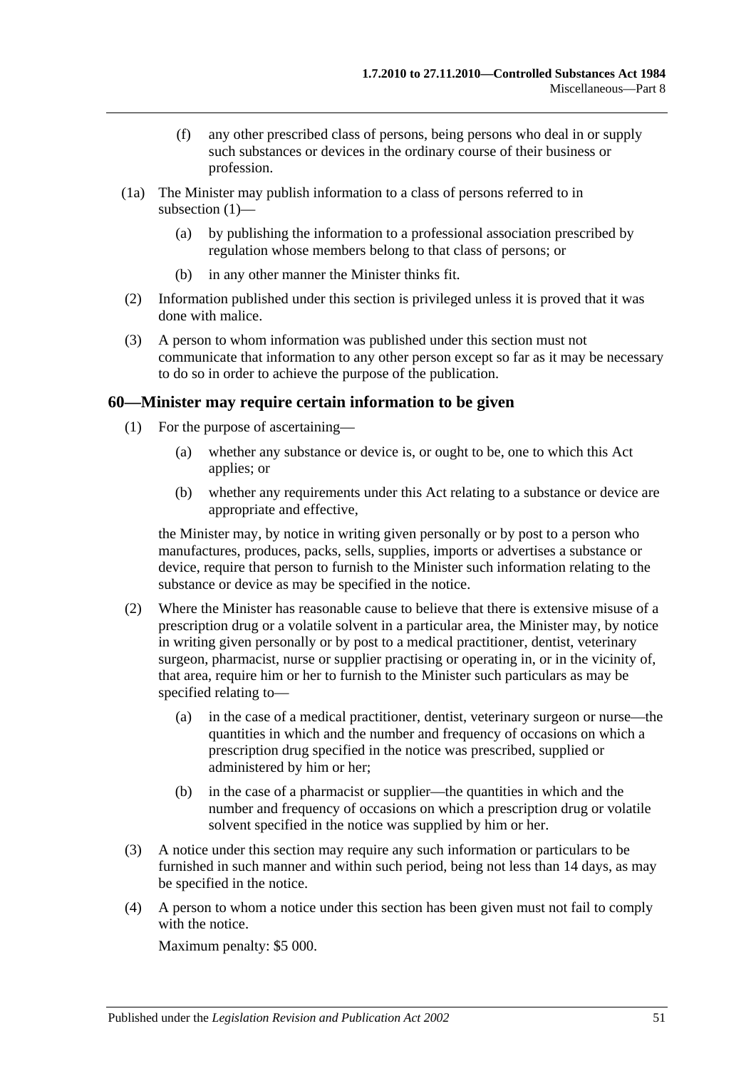(f) any other prescribed class of persons, being persons who deal in or supply such substances or devices in the ordinary course of their business or profession.

(1a) The Minister may publish information to a class of persons referred to in subsection (1)—

(a) by publishing the information to a professional association prescribed by regulation whose members belong to that class of persons; or

(b) in any other manner the Minister thinks fit.

(2) Information published under this section is privileged unless it is proved that it was done with malice.

(3) A person to whom information was published under this section must not communicate that information to any other person except so far as it may be necessary to do so in order to achieve the purpose of the publication.

## 60—Minister may require certain information to be given

(1) For the purpose of ascertaining—

(a) whether any substance or device is, or ought to be, one to which this Act applies; or

(b) whether any requirements under this Act relating to a substance or device are appropriate and effective,

the Minister may, by notice in writing given personally or by post to a person who manufactures, produces, packs, sells, supplies, imports or advertises a substance or device, require that person to furnish to the Minister such information relating to the substance or device as may be specified in the notice.

(2) Where the Minister has reasonable cause to believe that there is extensive misuse of a prescription drug or a volatile solvent in a particular area, the Minister may, by notice in writing given personally or by post to a medical practitioner, dentist, veterinary surgeon, pharmacist, nurse or supplier practising or operating in, or in the vicinity of, that area, require him or her to furnish to the Minister such particulars as may be specified relating to—

(a) in the case of a medical practitioner, dentist, veterinary surgeon or nurse—the quantities in which and the number and frequency of occasions on which a prescription drug specified in the notice was prescribed, supplied or administered by him or her;

(b) in the case of a pharmacist or supplier—the quantities in which and the number and frequency of occasions on which a prescription drug or volatile solvent specified in the notice was supplied by him or her.

(3) A notice under this section may require any such information or particulars to be furnished in such manner and within such period, being not less than 14 days, as may be specified in the notice.

(4) A person to whom a notice under this section has been given must not fail to comply with the notice.

Maximum penalty: $5 000.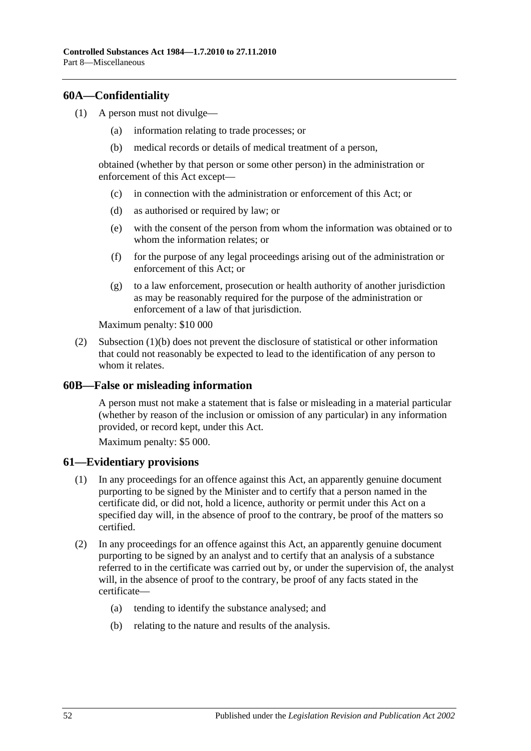## 60A—Confidentiality

(1) A person must not divulge—

(a) information relating to trade processes; or

(b) medical records or details of medical treatment of a person,

obtained (whether by that person or some other person) in the administration or enforcement of this Act except—

(c) in connection with the administration or enforcement of this Act; or

(d) as authorised or required by law; or

(e) with the consent of the person from whom the information was obtained or to whom the information relates; or

(f) for the purpose of any legal proceedings arising out of the administration or enforcement of this Act; or

(g) to a law enforcement, prosecution or health authority of another jurisdiction as may be reasonably required for the purpose of the administration or enforcement of a law of that jurisdiction.

Maximum penalty: $10 000

(2) Subsection (1)(b) does not prevent the disclosure of statistical or other information that could not reasonably be expected to lead to the identification of any person to whom it relates.

## 60B—False or misleading information

A person must not make a statement that is false or misleading in a material particular (whether by reason of the inclusion or omission of any particular) in any information provided, or record kept, under this Act.

Maximum penalty: $5 000.

## 61—Evidentiary provisions

(1) In any proceedings for an offence against this Act, an apparently genuine document purporting to be signed by the Minister and to certify that a person named in the certificate did, or did not, hold a licence, authority or permit under this Act on a specified day will, in the absence of proof to the contrary, be proof of the matters so certified.

(2) In any proceedings for an offence against this Act, an apparently genuine document purporting to be signed by an analyst and to certify that an analysis of a substance referred to in the certificate was carried out by, or under the supervision of, the analyst will, in the absence of proof to the contrary, be proof of any facts stated in the certificate—

(a) tending to identify the substance analysed; and

(b) relating to the nature and results of the analysis.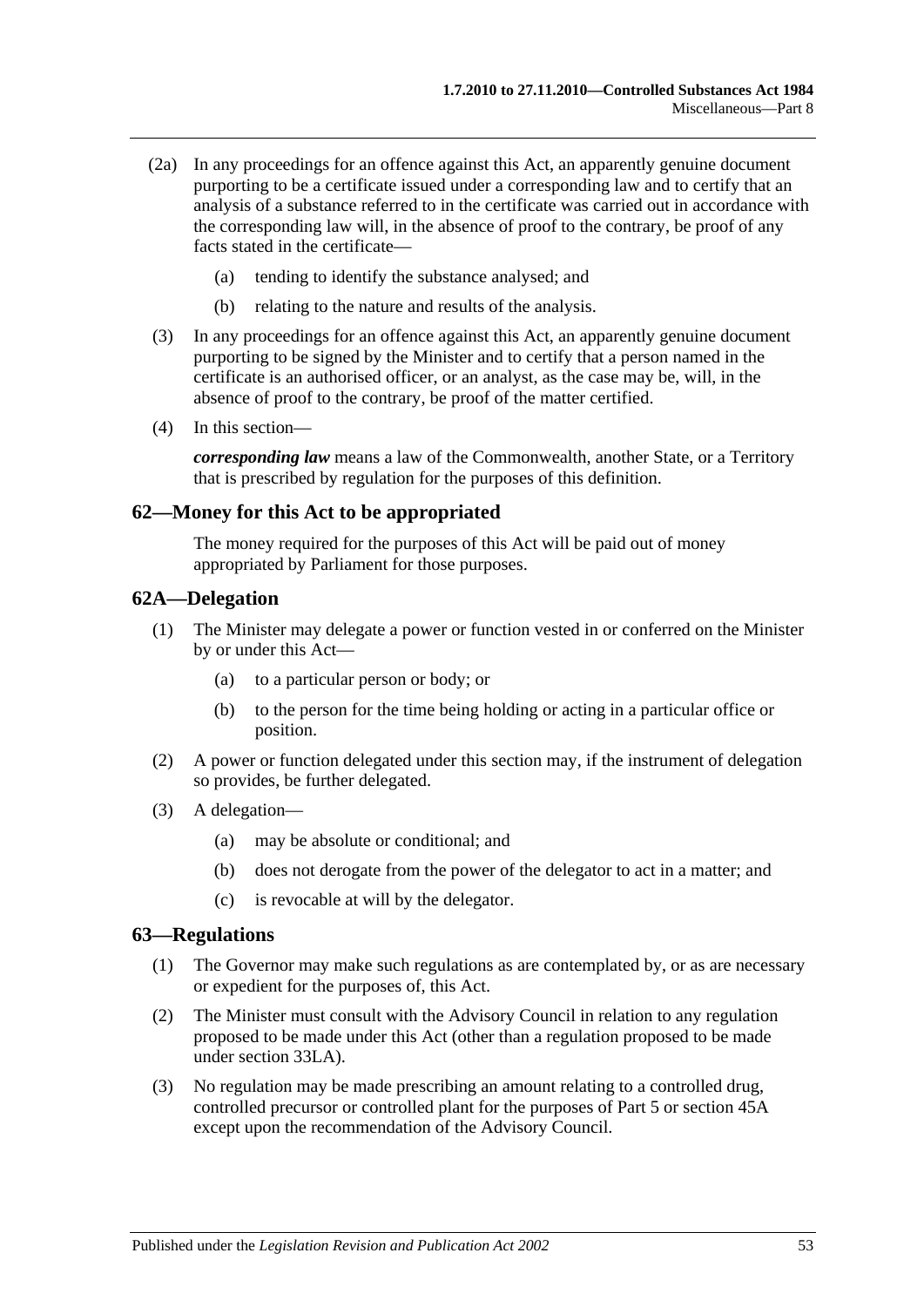(2a) In any proceedings for an offence against this Act, an apparently genuine document purporting to be a certificate issued under a corresponding law and to certify that an analysis of a substance referred to in the certificate was carried out in accordance with the corresponding law will, in the absence of proof to the contrary, be proof of any facts stated in the certificate—

(a) tending to identify the substance analysed; and

(b) relating to the nature and results of the analysis.

(3) In any proceedings for an offence against this Act, an apparently genuine document purporting to be signed by the Minister and to certify that a person named in the certificate is an authorised officer, or an analyst, as the case may be, will, in the absence of proof to the contrary, be proof of the matter certified.

(4) In this section—

***corresponding law*** means a law of the Commonwealth, another State, or a Territory that is prescribed by regulation for the purposes of this definition.

## 62—Money for this Act to be appropriated

The money required for the purposes of this Act will be paid out of money appropriated by Parliament for those purposes.

## 62A—Delegation

(1) The Minister may delegate a power or function vested in or conferred on the Minister by or under this Act—

(a) to a particular person or body; or

(b) to the person for the time being holding or acting in a particular office or position.

(2) A power or function delegated under this section may, if the instrument of delegation so provides, be further delegated.

(3) A delegation—

(a) may be absolute or conditional; and

(b) does not derogate from the power of the delegator to act in a matter; and

(c) is revocable at will by the delegator.

## 63—Regulations

(1) The Governor may make such regulations as are contemplated by, or as are necessary or expedient for the purposes of, this Act.

(2) The Minister must consult with the Advisory Council in relation to any regulation proposed to be made under this Act (other than a regulation proposed to be made under section 33LA).

(3) No regulation may be made prescribing an amount relating to a controlled drug, controlled precursor or controlled plant for the purposes of Part 5 or section 45A except upon the recommendation of the Advisory Council.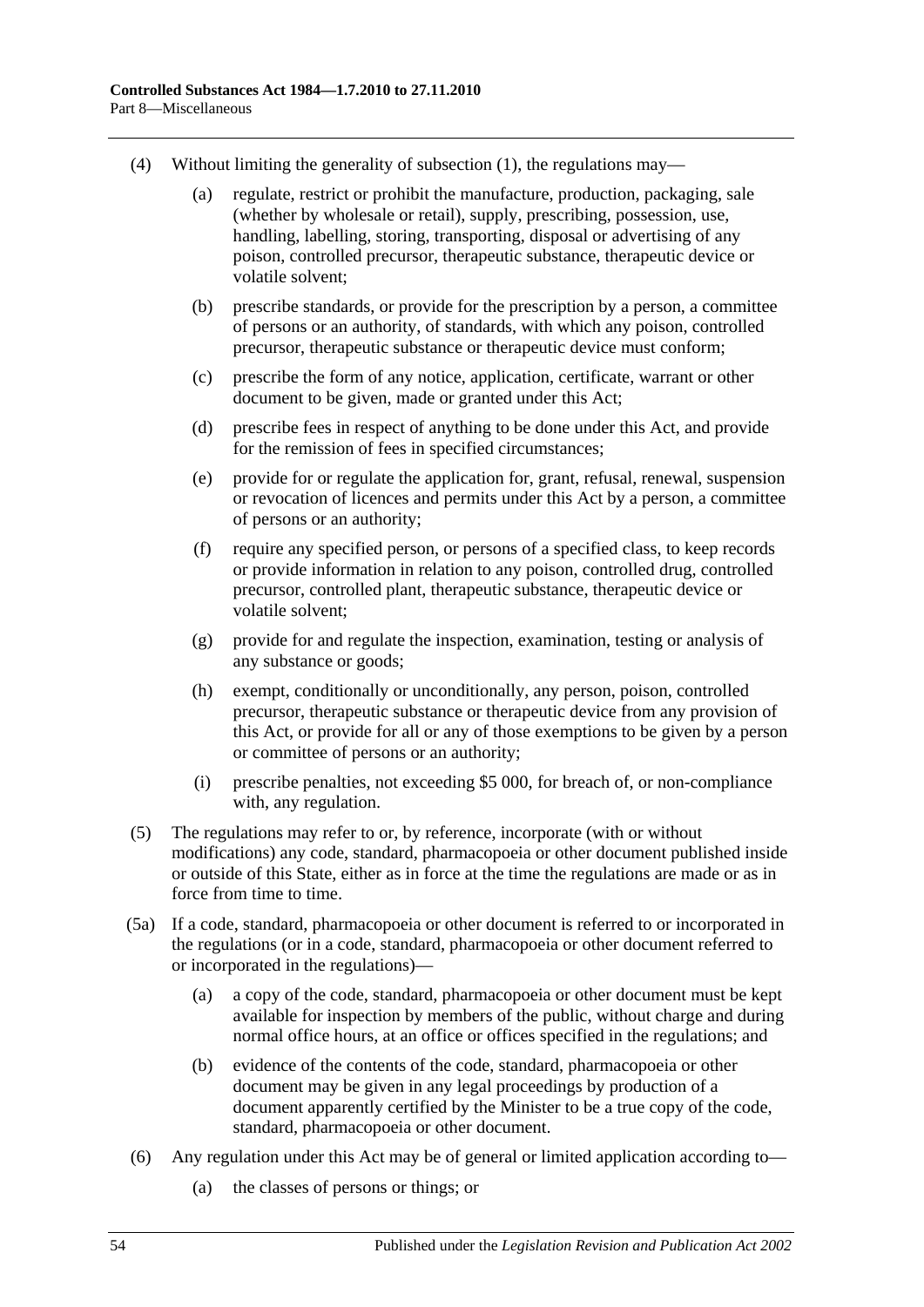(4) Without limiting the generality of subsection (1), the regulations may—

(a) regulate, restrict or prohibit the manufacture, production, packaging, sale (whether by wholesale or retail), supply, prescribing, possession, use, handling, labelling, storing, transporting, disposal or advertising of any poison, controlled precursor, therapeutic substance, therapeutic device or volatile solvent;

(b) prescribe standards, or provide for the prescription by a person, a committee of persons or an authority, of standards, with which any poison, controlled precursor, therapeutic substance or therapeutic device must conform;

(c) prescribe the form of any notice, application, certificate, warrant or other document to be given, made or granted under this Act;

(d) prescribe fees in respect of anything to be done under this Act, and provide for the remission of fees in specified circumstances;

(e) provide for or regulate the application for, grant, refusal, renewal, suspension or revocation of licences and permits under this Act by a person, a committee of persons or an authority;

(f) require any specified person, or persons of a specified class, to keep records or provide information in relation to any poison, controlled drug, controlled precursor, controlled plant, therapeutic substance, therapeutic device or volatile solvent;

(g) provide for and regulate the inspection, examination, testing or analysis of any substance or goods;

(h) exempt, conditionally or unconditionally, any person, poison, controlled precursor, therapeutic substance or therapeutic device from any provision of this Act, or provide for all or any of those exemptions to be given by a person or committee of persons or an authority;

(i) prescribe penalties, not exceeding $5 000, for breach of, or non-compliance with, any regulation.

(5) The regulations may refer to or, by reference, incorporate (with or without modifications) any code, standard, pharmacopoeia or other document published inside or outside of this State, either as in force at the time the regulations are made or as in force from time to time.

(5a) If a code, standard, pharmacopoeia or other document is referred to or incorporated in the regulations (or in a code, standard, pharmacopoeia or other document referred to or incorporated in the regulations)—

(a) a copy of the code, standard, pharmacopoeia or other document must be kept available for inspection by members of the public, without charge and during normal office hours, at an office or offices specified in the regulations; and

(b) evidence of the contents of the code, standard, pharmacopoeia or other document may be given in any legal proceedings by production of a document apparently certified by the Minister to be a true copy of the code, standard, pharmacopoeia or other document.

(6) Any regulation under this Act may be of general or limited application according to—

(a) the classes of persons or things; or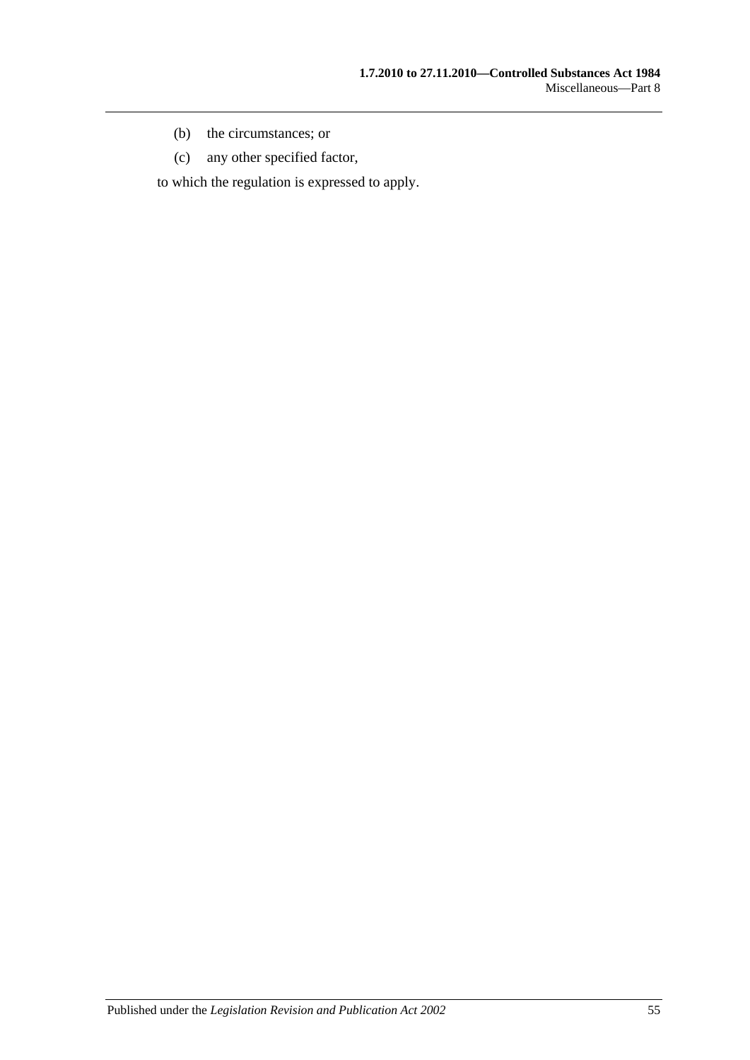(b) the circumstances; or

(c) any other specified factor,

to which the regulation is expressed to apply.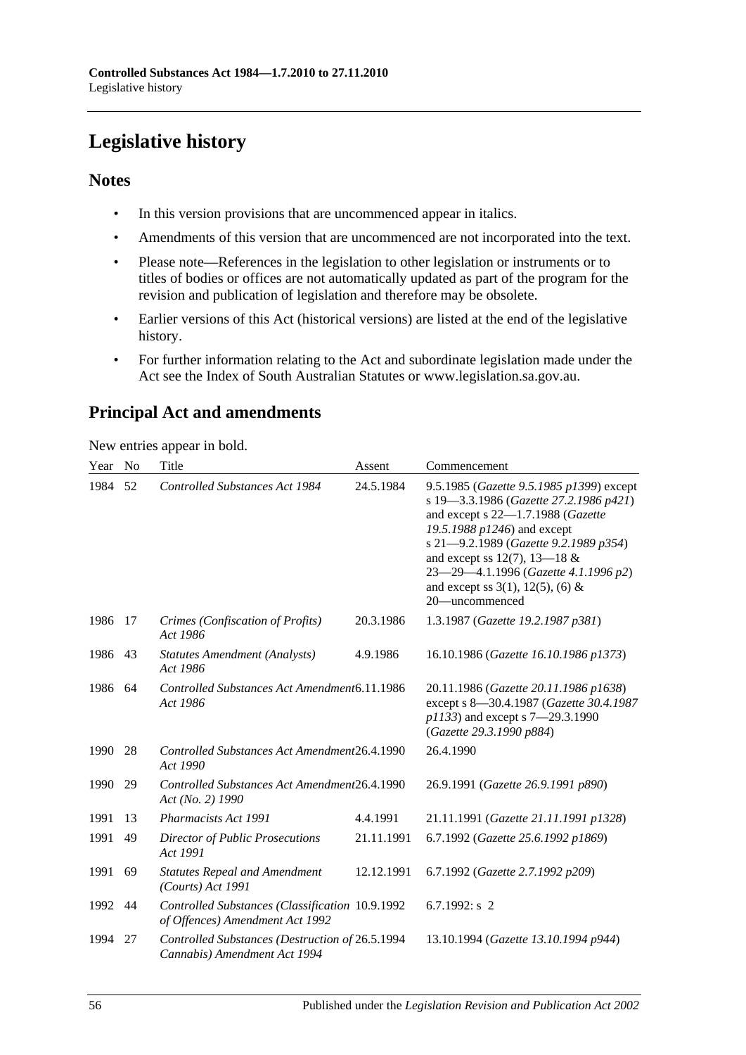# Legislative history

## Notes

- In this version provisions that are uncommenced appear in italics.
- Amendments of this version that are uncommenced are not incorporated into the text.
- Please note—References in the legislation to other legislation or instruments or to titles of bodies or offices are not automatically updated as part of the program for the revision and publication of legislation and therefore may be obsolete.
- Earlier versions of this Act (historical versions) are listed at the end of the legislative history.
- For further information relating to the Act and subordinate legislation made under the Act see the Index of South Australian Statutes or www.legislation.sa.gov.au.

## Principal Act and amendments

New entries appear in bold.

| Year | No | Title | Assent | Commencement |
|---|---|---|---|---|
| 1984 | 52 | *Controlled Substances Act 1984* | 24.5.1984 | 9.5.1985 (*Gazette 9.5.1985 p1399*) except s 19—3.3.1986 (*Gazette 27.2.1986 p421*) and except s 22—1.7.1988 (*Gazette 19.5.1988 p1246*) and except s 21—9.2.1989 (*Gazette 9.2.1989 p354*) and except ss 12(7), 13—18 & 23—29—4.1.1996 (*Gazette 4.1.1996 p2*) and except ss 3(1), 12(5), (6) & 20—uncommenced |
| 1986 | 17 | *Crimes (Confiscation of Profits) Act 1986* | 20.3.1986 | 1.3.1987 (*Gazette 19.2.1987 p381*) |
| 1986 | 43 | *Statutes Amendment (Analysts) Act 1986* | 4.9.1986 | 16.10.1986 (*Gazette 16.10.1986 p1373*) |
| 1986 | 64 | *Controlled Substances Act Amendment Act 1986* | 6.11.1986 | 20.11.1986 (*Gazette 20.11.1986 p1638*) except s 8—30.4.1987 (*Gazette 30.4.1987 p1133*) and except s 7—29.3.1990 (*Gazette 29.3.1990 p884*) |
| 1990 | 28 | *Controlled Substances Act Amendment Act 1990* | 26.4.1990 | 26.4.1990 |
| 1990 | 29 | *Controlled Substances Act Amendment Act (No. 2) 1990* | 26.4.1990 | 26.9.1991 (*Gazette 26.9.1991 p890*) |
| 1991 | 13 | *Pharmacists Act 1991* | 4.4.1991 | 21.11.1991 (*Gazette 21.11.1991 p1328*) |
| 1991 | 49 | *Director of Public Prosecutions Act 1991* | 21.11.1991 | 6.7.1992 (*Gazette 25.6.1992 p1869*) |
| 1991 | 69 | *Statutes Repeal and Amendment (Courts) Act 1991* | 12.12.1991 | 6.7.1992 (*Gazette 2.7.1992 p209*) |
| 1992 | 44 | *Controlled Substances (Classification of Offences) Amendment Act 1992* | 10.9.1992 | 6.7.1992: s 2 |
| 1994 | 27 | *Controlled Substances (Destruction of Cannabis) Amendment Act 1994* | 26.5.1994 | 13.10.1994 (*Gazette 13.10.1994 p944*) |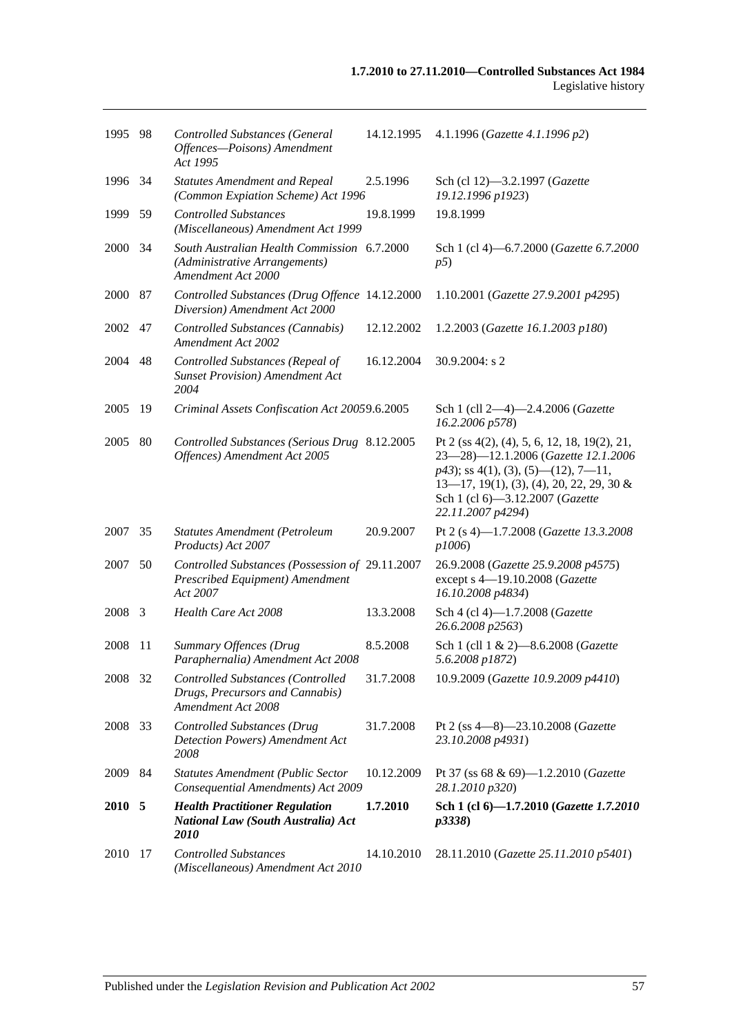| | | | | |
|---|---|---|---|---|
| 1995 | 98 | *Controlled Substances (General Offences—Poisons) Amendment Act 1995* | 14.12.1995 | 4.1.1996 (*Gazette 4.1.1996 p2*) |
| 1996 | 34 | *Statutes Amendment and Repeal (Common Expiation Scheme) Act 1996* | 2.5.1996 | Sch (cl 12)—3.2.1997 (*Gazette 19.12.1996 p1923*) |
| 1999 | 59 | *Controlled Substances (Miscellaneous) Amendment Act 1999* | 19.8.1999 | 19.8.1999 |
| 2000 | 34 | *South Australian Health Commission (Administrative Arrangements) Amendment Act 2000* | 6.7.2000 | Sch 1 (cl 4)—6.7.2000 (*Gazette 6.7.2000 p5*) |
| 2000 | 87 | *Controlled Substances (Drug Offence Diversion) Amendment Act 2000* | 14.12.2000 | 1.10.2001 (*Gazette 27.9.2001 p4295*) |
| 2002 | 47 | *Controlled Substances (Cannabis) Amendment Act 2002* | 12.12.2002 | 1.2.2003 (*Gazette 16.1.2003 p180*) |
| 2004 | 48 | *Controlled Substances (Repeal of Sunset Provision) Amendment Act 2004* | 16.12.2004 | 30.9.2004: s 2 |
| 2005 | 19 | *Criminal Assets Confiscation Act 2005* | 9.6.2005 | Sch 1 (cll 2—4)—2.4.2006 (*Gazette 16.2.2006 p578*) |
| 2005 | 80 | *Controlled Substances (Serious Drug Offences) Amendment Act 2005* | 8.12.2005 | Pt 2 (ss 4(2), (4), 5, 6, 12, 18, 19(2), 21, 23—28)—12.1.2006 (*Gazette 12.1.2006 p43*); ss 4(1), (3), (5)—(12), 7—11, 13—17, 19(1), (3), (4), 20, 22, 29, 30 & Sch 1 (cl 6)—3.12.2007 (*Gazette 22.11.2007 p4294*) |
| 2007 | 35 | *Statutes Amendment (Petroleum Products) Act 2007* | 20.9.2007 | Pt 2 (s 4)—1.7.2008 (*Gazette 13.3.2008 p1006*) |
| 2007 | 50 | *Controlled Substances (Possession of Prescribed Equipment) Amendment Act 2007* | 29.11.2007 | 26.9.2008 (*Gazette 25.9.2008 p4575*) except s 4—19.10.2008 (*Gazette 16.10.2008 p4834*) |
| 2008 | 3 | *Health Care Act 2008* | 13.3.2008 | Sch 4 (cl 4)—1.7.2008 (*Gazette 26.6.2008 p2563*) |
| 2008 | 11 | *Summary Offences (Drug Paraphernalia) Amendment Act 2008* | 8.5.2008 | Sch 1 (cll 1 & 2)—8.6.2008 (*Gazette 5.6.2008 p1872*) |
| 2008 | 32 | *Controlled Substances (Controlled Drugs, Precursors and Cannabis) Amendment Act 2008* | 31.7.2008 | 10.9.2009 (*Gazette 10.9.2009 p4410*) |
| 2008 | 33 | *Controlled Substances (Drug Detection Powers) Amendment Act 2008* | 31.7.2008 | Pt 2 (ss 4—8)—23.10.2008 (*Gazette 23.10.2008 p4931*) |
| 2009 | 84 | *Statutes Amendment (Public Sector Consequential Amendments) Act 2009* | 10.12.2009 | Pt 37 (ss 68 & 69)—1.2.2010 (*Gazette 28.1.2010 p320*) |
| **2010** | **5** | ***Health Practitioner Regulation National Law (South Australia) Act 2010*** | **1.7.2010** | **Sch 1 (cl 6)—1.7.2010 (*Gazette 1.7.2010 p3338*)** |
| 2010 | 17 | *Controlled Substances (Miscellaneous) Amendment Act 2010* | 14.10.2010 | 28.11.2010 (*Gazette 25.11.2010 p5401*) |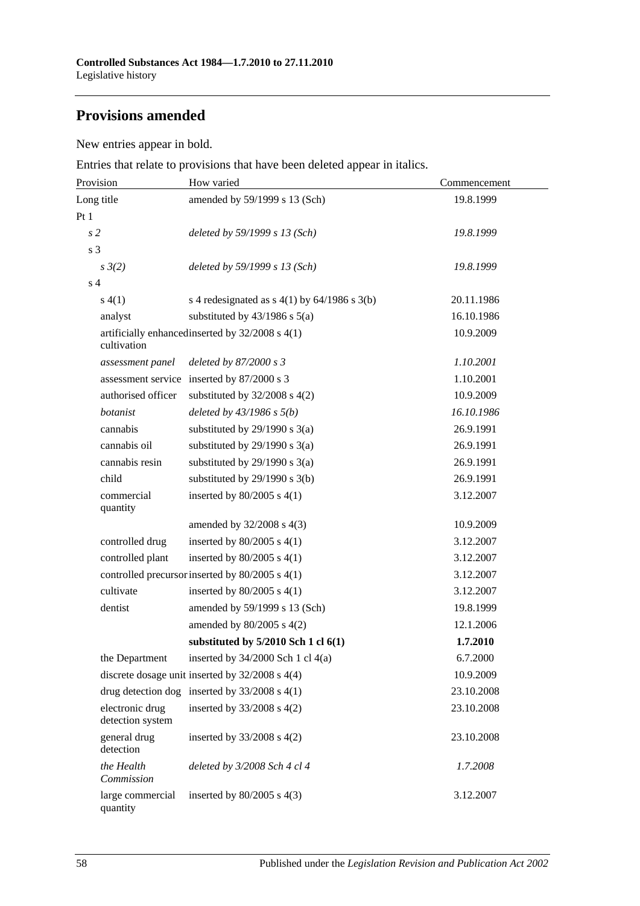## Provisions amended

New entries appear in bold.

Entries that relate to provisions that have been deleted appear in italics.

| Provision | How varied | Commencement |
|---|---|---|
| Long title | amended by 59/1999 s 13 (Sch) | 19.8.1999 |
| Pt 1 | | |
| *s 2* | *deleted by 59/1999 s 13 (Sch)* | *19.8.1999* |
| s 3 | | |
| *s 3(2)* | *deleted by 59/1999 s 13 (Sch)* | *19.8.1999* |
| s 4 | | |
| s 4(1) | s 4 redesignated as s 4(1) by 64/1986 s 3(b) | 20.11.1986 |
| analyst | substituted by 43/1986 s 5(a) | 16.10.1986 |
| artificially enhanced cultivation | inserted by 32/2008 s 4(1) | 10.9.2009 |
| *assessment panel* | *deleted by 87/2000 s 3* | *1.10.2001* |
| assessment service | inserted by 87/2000 s 3 | 1.10.2001 |
| authorised officer | substituted by 32/2008 s 4(2) | 10.9.2009 |
| *botanist* | *deleted by 43/1986 s 5(b)* | *16.10.1986* |
| cannabis | substituted by 29/1990 s 3(a) | 26.9.1991 |
| cannabis oil | substituted by 29/1990 s 3(a) | 26.9.1991 |
| cannabis resin | substituted by 29/1990 s 3(a) | 26.9.1991 |
| child | substituted by 29/1990 s 3(b) | 26.9.1991 |
| commercial quantity | inserted by 80/2005 s 4(1) | 3.12.2007 |
| | amended by 32/2008 s 4(3) | 10.9.2009 |
| controlled drug | inserted by 80/2005 s 4(1) | 3.12.2007 |
| controlled plant | inserted by 80/2005 s 4(1) | 3.12.2007 |
| controlled precursor | inserted by 80/2005 s 4(1) | 3.12.2007 |
| cultivate | inserted by 80/2005 s 4(1) | 3.12.2007 |
| dentist | amended by 59/1999 s 13 (Sch) | 19.8.1999 |
| | amended by 80/2005 s 4(2) | 12.1.2006 |
| | **substituted by 5/2010 Sch 1 cl 6(1)** | **1.7.2010** |
| the Department | inserted by 34/2000 Sch 1 cl 4(a) | 6.7.2000 |
| discrete dosage unit | inserted by 32/2008 s 4(4) | 10.9.2009 |
| drug detection dog | inserted by 33/2008 s 4(1) | 23.10.2008 |
| electronic drug detection system | inserted by 33/2008 s 4(2) | 23.10.2008 |
| general drug detection | inserted by 33/2008 s 4(2) | 23.10.2008 |
| *the Health Commission* | *deleted by 3/2008 Sch 4 cl 4* | *1.7.2008* |
| large commercial quantity | inserted by 80/2005 s 4(3) | 3.12.2007 |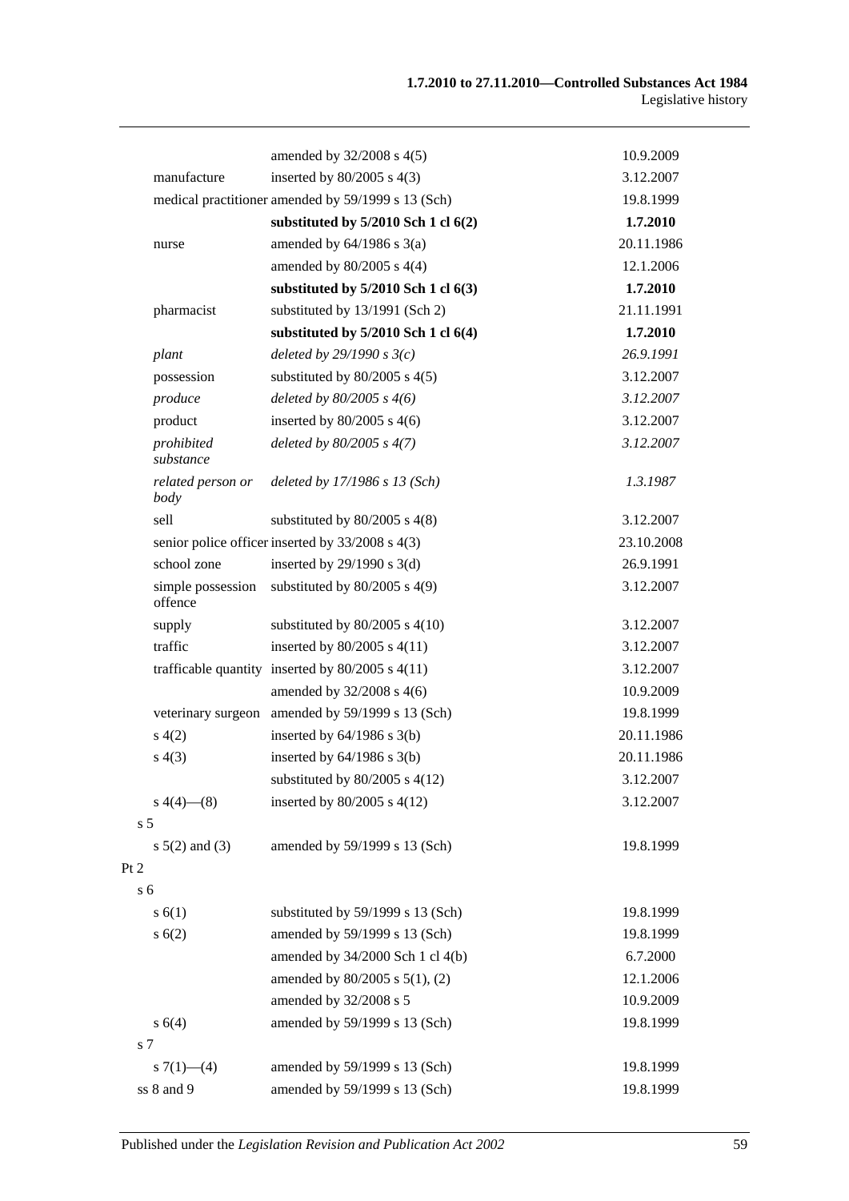| | | |
|---|---|---|
| | amended by 32/2008 s 4(5) | 10.9.2009 |
| manufacture | inserted by 80/2005 s 4(3) | 3.12.2007 |
| medical practitioner | amended by 59/1999 s 13 (Sch) | 19.8.1999 |
| | **substituted by 5/2010 Sch 1 cl 6(2)** | **1.7.2010** |
| nurse | amended by 64/1986 s 3(a) | 20.11.1986 |
| | amended by 80/2005 s 4(4) | 12.1.2006 |
| | **substituted by 5/2010 Sch 1 cl 6(3)** | **1.7.2010** |
| pharmacist | substituted by 13/1991 (Sch 2) | 21.11.1991 |
| | **substituted by 5/2010 Sch 1 cl 6(4)** | **1.7.2010** |
| *plant* | *deleted by 29/1990 s 3(c)* | *26.9.1991* |
| possession | substituted by 80/2005 s 4(5) | 3.12.2007 |
| *produce* | *deleted by 80/2005 s 4(6)* | *3.12.2007* |
| product | inserted by 80/2005 s 4(6) | 3.12.2007 |
| *prohibited substance* | *deleted by 80/2005 s 4(7)* | *3.12.2007* |
| *related person or body* | *deleted by 17/1986 s 13 (Sch)* | *1.3.1987* |
| sell | substituted by 80/2005 s 4(8) | 3.12.2007 |
| senior police officer | inserted by 33/2008 s 4(3) | 23.10.2008 |
| school zone | inserted by 29/1990 s 3(d) | 26.9.1991 |
| simple possession offence | substituted by 80/2005 s 4(9) | 3.12.2007 |
| supply | substituted by 80/2005 s 4(10) | 3.12.2007 |
| traffic | inserted by 80/2005 s 4(11) | 3.12.2007 |
| trafficable quantity | inserted by 80/2005 s 4(11) | 3.12.2007 |
| | amended by 32/2008 s 4(6) | 10.9.2009 |
| veterinary surgeon | amended by 59/1999 s 13 (Sch) | 19.8.1999 |
| s 4(2) | inserted by 64/1986 s 3(b) | 20.11.1986 |
| s 4(3) | inserted by 64/1986 s 3(b) | 20.11.1986 |
| | substituted by 80/2005 s 4(12) | 3.12.2007 |
| s 4(4)—(8) | inserted by 80/2005 s 4(12) | 3.12.2007 |
| s 5 | | |
| s 5(2) and (3) | amended by 59/1999 s 13 (Sch) | 19.8.1999 |
| Pt 2 | | |
| s 6 | | |
| s 6(1) | substituted by 59/1999 s 13 (Sch) | 19.8.1999 |
| s 6(2) | amended by 59/1999 s 13 (Sch) | 19.8.1999 |
| | amended by 34/2000 Sch 1 cl 4(b) | 6.7.2000 |
| | amended by 80/2005 s 5(1), (2) | 12.1.2006 |
| | amended by 32/2008 s 5 | 10.9.2009 |
| s 6(4) | amended by 59/1999 s 13 (Sch) | 19.8.1999 |
| s 7 | | |
| s 7(1)—(4) | amended by 59/1999 s 13 (Sch) | 19.8.1999 |
| ss 8 and 9 | amended by 59/1999 s 13 (Sch) | 19.8.1999 |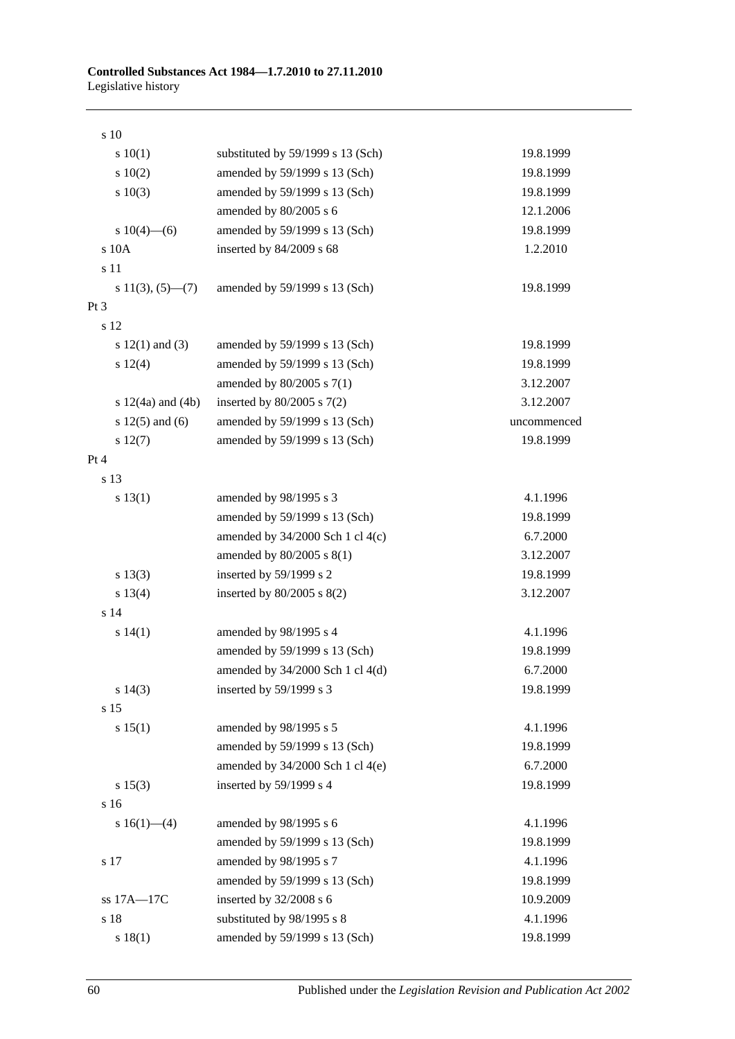| | | |
|---|---|---|
| s 10 | | |
| s 10(1) | substituted by 59/1999 s 13 (Sch) | 19.8.1999 |
| s 10(2) | amended by 59/1999 s 13 (Sch) | 19.8.1999 |
| s 10(3) | amended by 59/1999 s 13 (Sch) | 19.8.1999 |
| | amended by 80/2005 s 6 | 12.1.2006 |
| s 10(4)—(6) | amended by 59/1999 s 13 (Sch) | 19.8.1999 |
| s 10A | inserted by 84/2009 s 68 | 1.2.2010 |
| s 11 | | |
| s 11(3), (5)—(7) | amended by 59/1999 s 13 (Sch) | 19.8.1999 |
| Pt 3 | | |
| s 12 | | |
| s 12(1) and (3) | amended by 59/1999 s 13 (Sch) | 19.8.1999 |
| s 12(4) | amended by 59/1999 s 13 (Sch) | 19.8.1999 |
| | amended by 80/2005 s 7(1) | 3.12.2007 |
| s 12(4a) and (4b) | inserted by 80/2005 s 7(2) | 3.12.2007 |
| s 12(5) and (6) | amended by 59/1999 s 13 (Sch) | uncommenced |
| s 12(7) | amended by 59/1999 s 13 (Sch) | 19.8.1999 |
| Pt 4 | | |
| s 13 | | |
| s 13(1) | amended by 98/1995 s 3 | 4.1.1996 |
| | amended by 59/1999 s 13 (Sch) | 19.8.1999 |
| | amended by 34/2000 Sch 1 cl 4(c) | 6.7.2000 |
| | amended by 80/2005 s 8(1) | 3.12.2007 |
| s 13(3) | inserted by 59/1999 s 2 | 19.8.1999 |
| s 13(4) | inserted by 80/2005 s 8(2) | 3.12.2007 |
| s 14 | | |
| s 14(1) | amended by 98/1995 s 4 | 4.1.1996 |
| | amended by 59/1999 s 13 (Sch) | 19.8.1999 |
| | amended by 34/2000 Sch 1 cl 4(d) | 6.7.2000 |
| s 14(3) | inserted by 59/1999 s 3 | 19.8.1999 |
| s 15 | | |
| s 15(1) | amended by 98/1995 s 5 | 4.1.1996 |
| | amended by 59/1999 s 13 (Sch) | 19.8.1999 |
| | amended by 34/2000 Sch 1 cl 4(e) | 6.7.2000 |
| s 15(3) | inserted by 59/1999 s 4 | 19.8.1999 |
| s 16 | | |
| s 16(1)—(4) | amended by 98/1995 s 6 | 4.1.1996 |
| | amended by 59/1999 s 13 (Sch) | 19.8.1999 |
| s 17 | amended by 98/1995 s 7 | 4.1.1996 |
| | amended by 59/1999 s 13 (Sch) | 19.8.1999 |
| ss 17A—17C | inserted by 32/2008 s 6 | 10.9.2009 |
| s 18 | substituted by 98/1995 s 8 | 4.1.1996 |
| s 18(1) | amended by 59/1999 s 13 (Sch) | 19.8.1999 |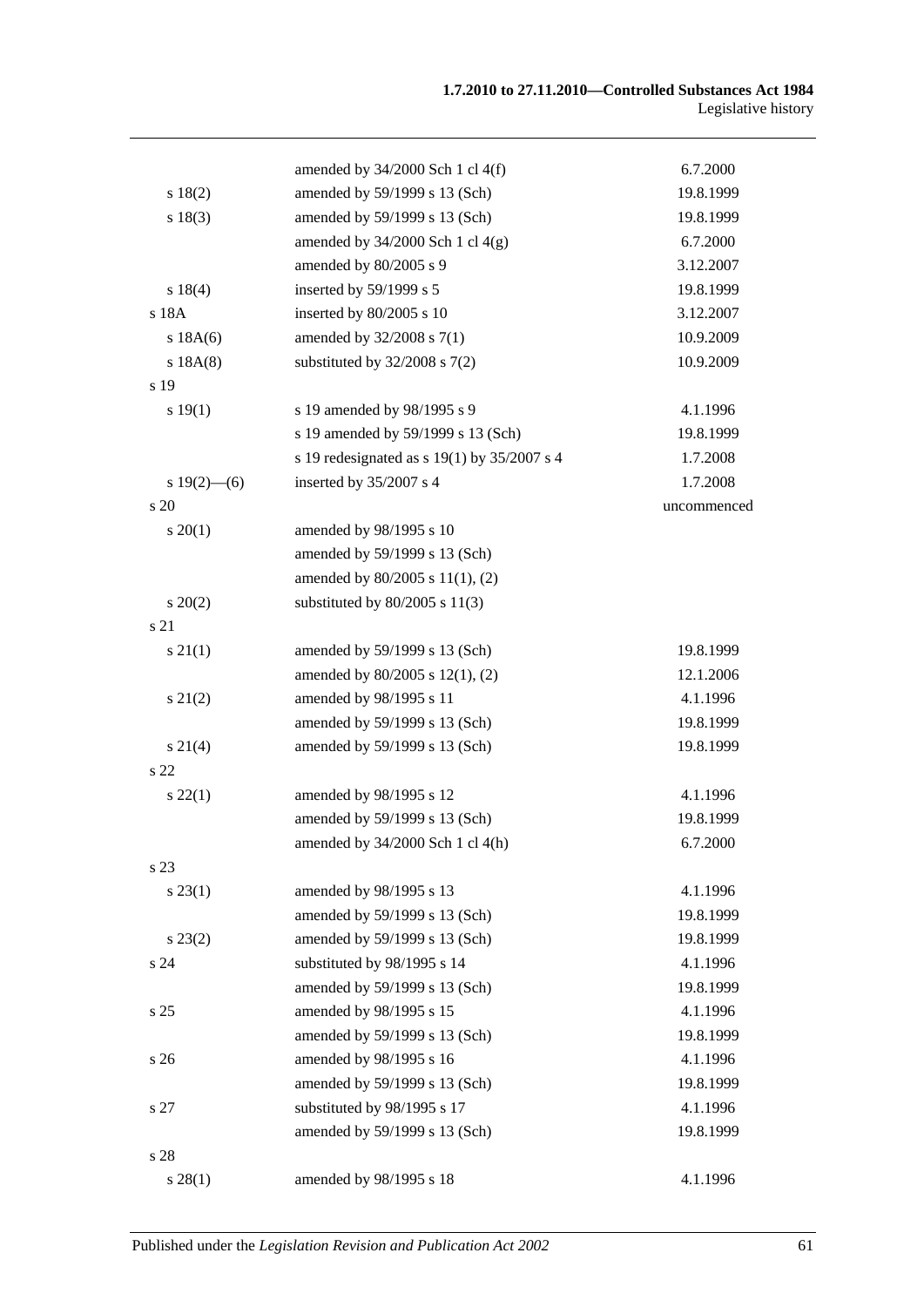| | | |
|---|---|---|
| | amended by 34/2000 Sch 1 cl 4(f) | 6.7.2000 |
| s 18(2) | amended by 59/1999 s 13 (Sch) | 19.8.1999 |
| s 18(3) | amended by 59/1999 s 13 (Sch) | 19.8.1999 |
| | amended by 34/2000 Sch 1 cl 4(g) | 6.7.2000 |
| | amended by 80/2005 s 9 | 3.12.2007 |
| s 18(4) | inserted by 59/1999 s 5 | 19.8.1999 |
| s 18A | inserted by 80/2005 s 10 | 3.12.2007 |
| s 18A(6) | amended by 32/2008 s 7(1) | 10.9.2009 |
| s 18A(8) | substituted by 32/2008 s 7(2) | 10.9.2009 |
| s 19 | | |
| s 19(1) | s 19 amended by 98/1995 s 9 | 4.1.1996 |
| | s 19 amended by 59/1999 s 13 (Sch) | 19.8.1999 |
| | s 19 redesignated as s 19(1) by 35/2007 s 4 | 1.7.2008 |
| s 19(2)—(6) | inserted by 35/2007 s 4 | 1.7.2008 |
| s 20 | | uncommenced |
| s 20(1) | amended by 98/1995 s 10 | |
| | amended by 59/1999 s 13 (Sch) | |
| | amended by 80/2005 s 11(1), (2) | |
| s 20(2) | substituted by 80/2005 s 11(3) | |
| s 21 | | |
| s 21(1) | amended by 59/1999 s 13 (Sch) | 19.8.1999 |
| | amended by 80/2005 s 12(1), (2) | 12.1.2006 |
| s 21(2) | amended by 98/1995 s 11 | 4.1.1996 |
| | amended by 59/1999 s 13 (Sch) | 19.8.1999 |
| s 21(4) | amended by 59/1999 s 13 (Sch) | 19.8.1999 |
| s 22 | | |
| s 22(1) | amended by 98/1995 s 12 | 4.1.1996 |
| | amended by 59/1999 s 13 (Sch) | 19.8.1999 |
| | amended by 34/2000 Sch 1 cl 4(h) | 6.7.2000 |
| s 23 | | |
| s 23(1) | amended by 98/1995 s 13 | 4.1.1996 |
| | amended by 59/1999 s 13 (Sch) | 19.8.1999 |
| s 23(2) | amended by 59/1999 s 13 (Sch) | 19.8.1999 |
| s 24 | substituted by 98/1995 s 14 | 4.1.1996 |
| | amended by 59/1999 s 13 (Sch) | 19.8.1999 |
| s 25 | amended by 98/1995 s 15 | 4.1.1996 |
| | amended by 59/1999 s 13 (Sch) | 19.8.1999 |
| s 26 | amended by 98/1995 s 16 | 4.1.1996 |
| | amended by 59/1999 s 13 (Sch) | 19.8.1999 |
| s 27 | substituted by 98/1995 s 17 | 4.1.1996 |
| | amended by 59/1999 s 13 (Sch) | 19.8.1999 |
| s 28 | | |
| s 28(1) | amended by 98/1995 s 18 | 4.1.1996 |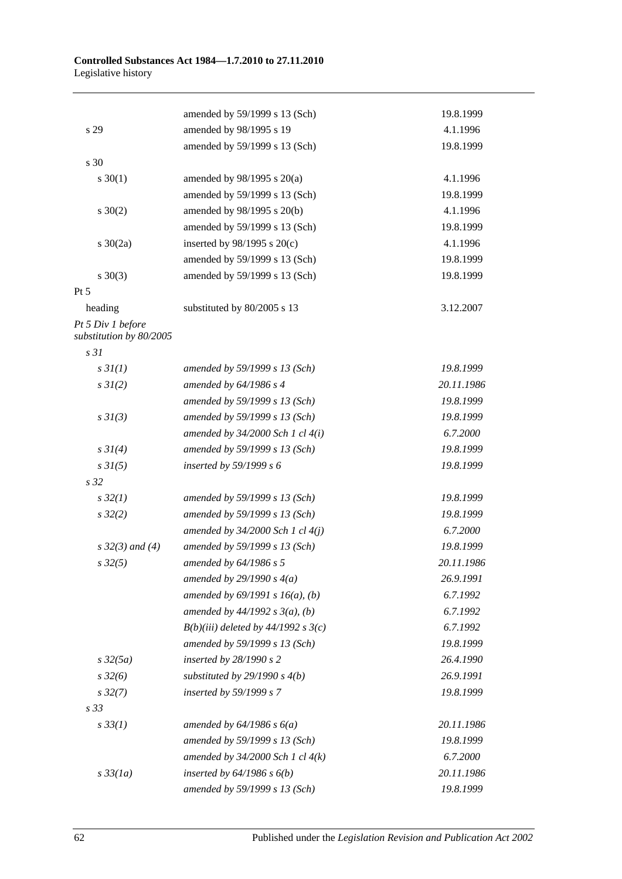| | | |
|---|---|---|
| | amended by 59/1999 s 13 (Sch) | 19.8.1999 |
| s 29 | amended by 98/1995 s 19 | 4.1.1996 |
| | amended by 59/1999 s 13 (Sch) | 19.8.1999 |
| s 30 | | |
| s 30(1) | amended by 98/1995 s 20(a) | 4.1.1996 |
| | amended by 59/1999 s 13 (Sch) | 19.8.1999 |
| s 30(2) | amended by 98/1995 s 20(b) | 4.1.1996 |
| | amended by 59/1999 s 13 (Sch) | 19.8.1999 |
| s 30(2a) | inserted by 98/1995 s 20(c) | 4.1.1996 |
| | amended by 59/1999 s 13 (Sch) | 19.8.1999 |
| s 30(3) | amended by 59/1999 s 13 (Sch) | 19.8.1999 |
| Pt 5 | | |
| heading | substituted by 80/2005 s 13 | 3.12.2007 |
| *Pt 5 Div 1 before substitution by 80/2005* | | |
| *s 31* | | |
| *s 31(1)* | *amended by 59/1999 s 13 (Sch)* | *19.8.1999* |
| *s 31(2)* | *amended by 64/1986 s 4* | *20.11.1986* |
| | *amended by 59/1999 s 13 (Sch)* | *19.8.1999* |
| *s 31(3)* | *amended by 59/1999 s 13 (Sch)* | *19.8.1999* |
| | *amended by 34/2000 Sch 1 cl 4(i)* | *6.7.2000* |
| *s 31(4)* | *amended by 59/1999 s 13 (Sch)* | *19.8.1999* |
| *s 31(5)* | *inserted by 59/1999 s 6* | *19.8.1999* |
| *s 32* | | |
| *s 32(1)* | *amended by 59/1999 s 13 (Sch)* | *19.8.1999* |
| *s 32(2)* | *amended by 59/1999 s 13 (Sch)* | *19.8.1999* |
| | *amended by 34/2000 Sch 1 cl 4(j)* | *6.7.2000* |
| *s 32(3) and (4)* | *amended by 59/1999 s 13 (Sch)* | *19.8.1999* |
| *s 32(5)* | *amended by 64/1986 s 5* | *20.11.1986* |
| | *amended by 29/1990 s 4(a)* | *26.9.1991* |
| | *amended by 69/1991 s 16(a), (b)* | *6.7.1992* |
| | *amended by 44/1992 s 3(a), (b)* | *6.7.1992* |
| | *B(b)(iii) deleted by 44/1992 s 3(c)* | *6.7.1992* |
| | *amended by 59/1999 s 13 (Sch)* | *19.8.1999* |
| *s 32(5a)* | *inserted by 28/1990 s 2* | *26.4.1990* |
| *s 32(6)* | *substituted by 29/1990 s 4(b)* | *26.9.1991* |
| *s 32(7)* | *inserted by 59/1999 s 7* | *19.8.1999* |
| *s 33* | | |
| *s 33(1)* | *amended by 64/1986 s 6(a)* | *20.11.1986* |
| | *amended by 59/1999 s 13 (Sch)* | *19.8.1999* |
| | *amended by 34/2000 Sch 1 cl 4(k)* | *6.7.2000* |
| *s 33(1a)* | *inserted by 64/1986 s 6(b)* | *20.11.1986* |
| | *amended by 59/1999 s 13 (Sch)* | *19.8.1999* |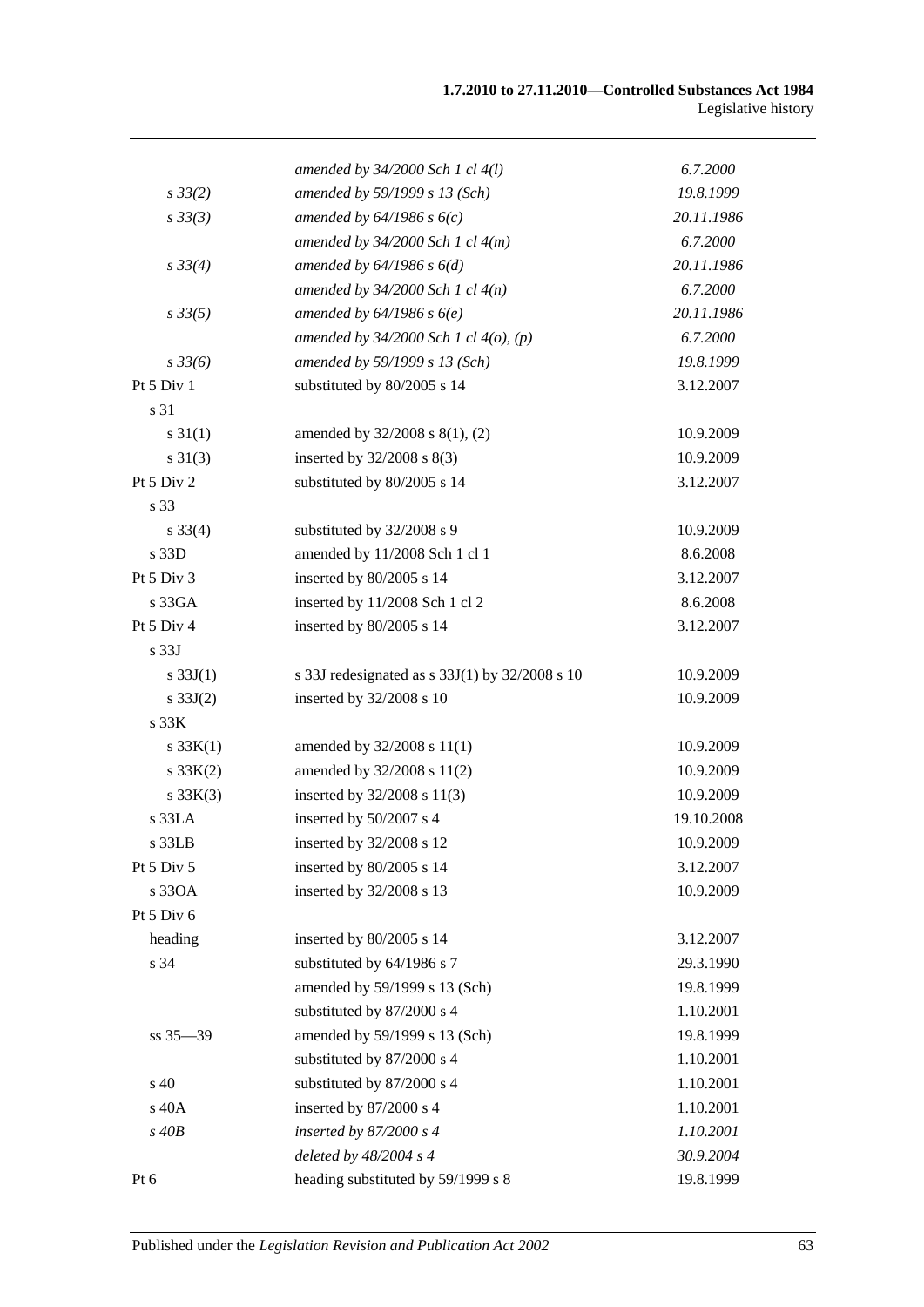| | | |
|---|---|---|
| | *amended by 34/2000 Sch 1 cl 4(l)* | *6.7.2000* |
| *s 33(2)* | *amended by 59/1999 s 13 (Sch)* | *19.8.1999* |
| *s 33(3)* | *amended by 64/1986 s 6(c)* | *20.11.1986* |
| | *amended by 34/2000 Sch 1 cl 4(m)* | *6.7.2000* |
| *s 33(4)* | *amended by 64/1986 s 6(d)* | *20.11.1986* |
| | *amended by 34/2000 Sch 1 cl 4(n)* | *6.7.2000* |
| *s 33(5)* | *amended by 64/1986 s 6(e)* | *20.11.1986* |
| | *amended by 34/2000 Sch 1 cl 4(o), (p)* | *6.7.2000* |
| *s 33(6)* | *amended by 59/1999 s 13 (Sch)* | *19.8.1999* |
| Pt 5 Div 1 | substituted by 80/2005 s 14 | 3.12.2007 |
| s 31 | | |
| s 31(1) | amended by 32/2008 s 8(1), (2) | 10.9.2009 |
| s 31(3) | inserted by 32/2008 s 8(3) | 10.9.2009 |
| Pt 5 Div 2 | substituted by 80/2005 s 14 | 3.12.2007 |
| s 33 | | |
| s 33(4) | substituted by 32/2008 s 9 | 10.9.2009 |
| s 33D | amended by 11/2008 Sch 1 cl 1 | 8.6.2008 |
| Pt 5 Div 3 | inserted by 80/2005 s 14 | 3.12.2007 |
| s 33GA | inserted by 11/2008 Sch 1 cl 2 | 8.6.2008 |
| Pt 5 Div 4 | inserted by 80/2005 s 14 | 3.12.2007 |
| s 33J | | |
| s 33J(1) | s 33J redesignated as s 33J(1) by 32/2008 s 10 | 10.9.2009 |
| s 33J(2) | inserted by 32/2008 s 10 | 10.9.2009 |
| s 33K | | |
| s 33K(1) | amended by 32/2008 s 11(1) | 10.9.2009 |
| s 33K(2) | amended by 32/2008 s 11(2) | 10.9.2009 |
| s 33K(3) | inserted by 32/2008 s 11(3) | 10.9.2009 |
| s 33LA | inserted by 50/2007 s 4 | 19.10.2008 |
| s 33LB | inserted by 32/2008 s 12 | 10.9.2009 |
| Pt 5 Div 5 | inserted by 80/2005 s 14 | 3.12.2007 |
| s 33OA | inserted by 32/2008 s 13 | 10.9.2009 |
| Pt 5 Div 6 | | |
| heading | inserted by 80/2005 s 14 | 3.12.2007 |
| s 34 | substituted by 64/1986 s 7 | 29.3.1990 |
| | amended by 59/1999 s 13 (Sch) | 19.8.1999 |
| | substituted by 87/2000 s 4 | 1.10.2001 |
| ss 35—39 | amended by 59/1999 s 13 (Sch) | 19.8.1999 |
| | substituted by 87/2000 s 4 | 1.10.2001 |
| s 40 | substituted by 87/2000 s 4 | 1.10.2001 |
| s 40A | inserted by 87/2000 s 4 | 1.10.2001 |
| *s 40B* | *inserted by 87/2000 s 4* | *1.10.2001* |
| | *deleted by 48/2004 s 4* | *30.9.2004* |
| Pt 6 | heading substituted by 59/1999 s 8 | 19.8.1999 |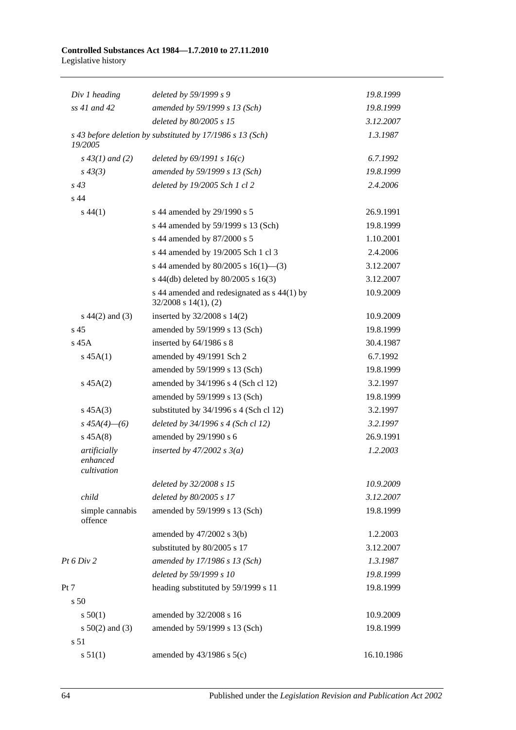| | | |
|---|---|---|
| *Div 1 heading* | *deleted by 59/1999 s 9* | *19.8.1999* |
| *ss 41 and 42* | *amended by 59/1999 s 13 (Sch)* | *19.8.1999* |
| | *deleted by 80/2005 s 15* | *3.12.2007* |
| *s 43 before deletion by 19/2005* | *substituted by 17/1986 s 13 (Sch)* | *1.3.1987* |
| *s 43(1) and (2)* | *deleted by 69/1991 s 16(c)* | *6.7.1992* |
| *s 43(3)* | *amended by 59/1999 s 13 (Sch)* | *19.8.1999* |
| *s 43* | *deleted by 19/2005 Sch 1 cl 2* | *2.4.2006* |
| s 44 | | |
| s 44(1) | s 44 amended by 29/1990 s 5 | 26.9.1991 |
| | s 44 amended by 59/1999 s 13 (Sch) | 19.8.1999 |
| | s 44 amended by 87/2000 s 5 | 1.10.2001 |
| | s 44 amended by 19/2005 Sch 1 cl 3 | 2.4.2006 |
| | s 44 amended by 80/2005 s 16(1)—(3) | 3.12.2007 |
| | s 44(db) deleted by 80/2005 s 16(3) | 3.12.2007 |
| | s 44 amended and redesignated as s 44(1) by 32/2008 s 14(1), (2) | 10.9.2009 |
| s 44(2) and (3) | inserted by 32/2008 s 14(2) | 10.9.2009 |
| s 45 | amended by 59/1999 s 13 (Sch) | 19.8.1999 |
| s 45A | inserted by 64/1986 s 8 | 30.4.1987 |
| s 45A(1) | amended by 49/1991 Sch 2 | 6.7.1992 |
| | amended by 59/1999 s 13 (Sch) | 19.8.1999 |
| s 45A(2) | amended by 34/1996 s 4 (Sch cl 12) | 3.2.1997 |
| | amended by 59/1999 s 13 (Sch) | 19.8.1999 |
| s 45A(3) | substituted by 34/1996 s 4 (Sch cl 12) | 3.2.1997 |
| *s 45A(4)—(6)* | *deleted by 34/1996 s 4 (Sch cl 12)* | *3.2.1997* |
| s 45A(8) | amended by 29/1990 s 6 | 26.9.1991 |
| *artificially enhanced cultivation* | *inserted by 47/2002 s 3(a)* | *1.2.2003* |
| | *deleted by 32/2008 s 15* | *10.9.2009* |
| *child* | *deleted by 80/2005 s 17* | *3.12.2007* |
| simple cannabis offence | amended by 59/1999 s 13 (Sch) | 19.8.1999 |
| | amended by 47/2002 s 3(b) | 1.2.2003 |
| | substituted by 80/2005 s 17 | 3.12.2007 |
| *Pt 6 Div 2* | *amended by 17/1986 s 13 (Sch)* | *1.3.1987* |
| | *deleted by 59/1999 s 10* | *19.8.1999* |
| Pt 7 | heading substituted by 59/1999 s 11 | 19.8.1999 |
| s 50 | | |
| s 50(1) | amended by 32/2008 s 16 | 10.9.2009 |
| s 50(2) and (3) | amended by 59/1999 s 13 (Sch) | 19.8.1999 |
| s 51 | | |
| s 51(1) | amended by 43/1986 s 5(c) | 16.10.1986 |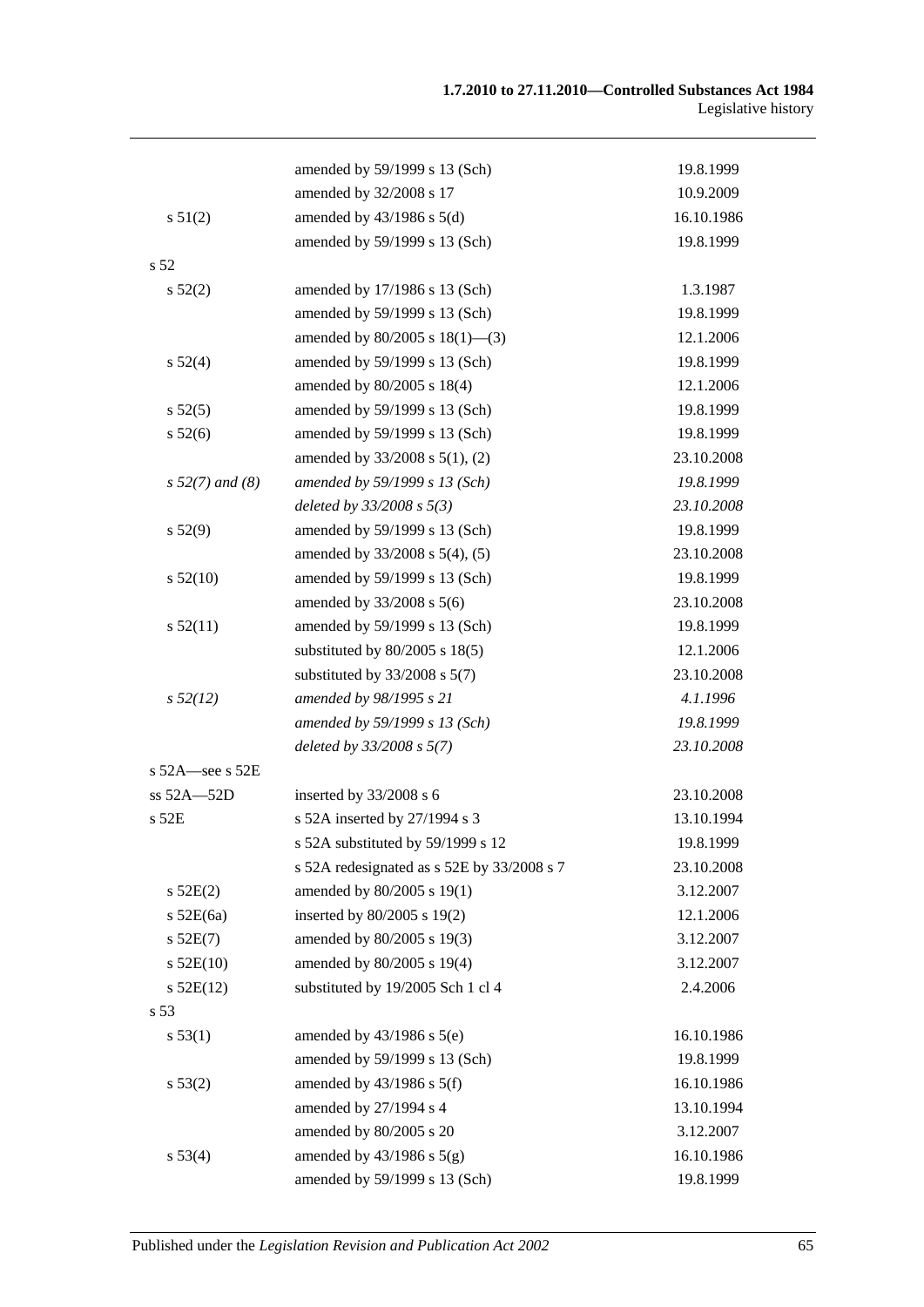| | | |
|---|---|---|
| | amended by 59/1999 s 13 (Sch) | 19.8.1999 |
| | amended by 32/2008 s 17 | 10.9.2009 |
| s 51(2) | amended by 43/1986 s 5(d) | 16.10.1986 |
| | amended by 59/1999 s 13 (Sch) | 19.8.1999 |
| s 52 | | |
| s 52(2) | amended by 17/1986 s 13 (Sch) | 1.3.1987 |
| | amended by 59/1999 s 13 (Sch) | 19.8.1999 |
| | amended by 80/2005 s 18(1)—(3) | 12.1.2006 |
| s 52(4) | amended by 59/1999 s 13 (Sch) | 19.8.1999 |
| | amended by 80/2005 s 18(4) | 12.1.2006 |
| s 52(5) | amended by 59/1999 s 13 (Sch) | 19.8.1999 |
| s 52(6) | amended by 59/1999 s 13 (Sch) | 19.8.1999 |
| | amended by 33/2008 s 5(1), (2) | 23.10.2008 |
| *s 52(7) and (8)* | *amended by 59/1999 s 13 (Sch)* | *19.8.1999* |
| | *deleted by 33/2008 s 5(3)* | *23.10.2008* |
| s 52(9) | amended by 59/1999 s 13 (Sch) | 19.8.1999 |
| | amended by 33/2008 s 5(4), (5) | 23.10.2008 |
| s 52(10) | amended by 59/1999 s 13 (Sch) | 19.8.1999 |
| | amended by 33/2008 s 5(6) | 23.10.2008 |
| s 52(11) | amended by 59/1999 s 13 (Sch) | 19.8.1999 |
| | substituted by 80/2005 s 18(5) | 12.1.2006 |
| | substituted by 33/2008 s 5(7) | 23.10.2008 |
| *s 52(12)* | *amended by 98/1995 s 21* | *4.1.1996* |
| | *amended by 59/1999 s 13 (Sch)* | *19.8.1999* |
| | *deleted by 33/2008 s 5(7)* | *23.10.2008* |
| s 52A—see s 52E | | |
| ss 52A—52D | inserted by 33/2008 s 6 | 23.10.2008 |
| s 52E | s 52A inserted by 27/1994 s 3 | 13.10.1994 |
| | s 52A substituted by 59/1999 s 12 | 19.8.1999 |
| | s 52A redesignated as s 52E by 33/2008 s 7 | 23.10.2008 |
| s 52E(2) | amended by 80/2005 s 19(1) | 3.12.2007 |
| s 52E(6a) | inserted by 80/2005 s 19(2) | 12.1.2006 |
| s 52E(7) | amended by 80/2005 s 19(3) | 3.12.2007 |
| s 52E(10) | amended by 80/2005 s 19(4) | 3.12.2007 |
| s 52E(12) | substituted by 19/2005 Sch 1 cl 4 | 2.4.2006 |
| s 53 | | |
| s 53(1) | amended by 43/1986 s 5(e) | 16.10.1986 |
| | amended by 59/1999 s 13 (Sch) | 19.8.1999 |
| s 53(2) | amended by 43/1986 s 5(f) | 16.10.1986 |
| | amended by 27/1994 s 4 | 13.10.1994 |
| | amended by 80/2005 s 20 | 3.12.2007 |
| s 53(4) | amended by 43/1986 s 5(g) | 16.10.1986 |
| | amended by 59/1999 s 13 (Sch) | 19.8.1999 |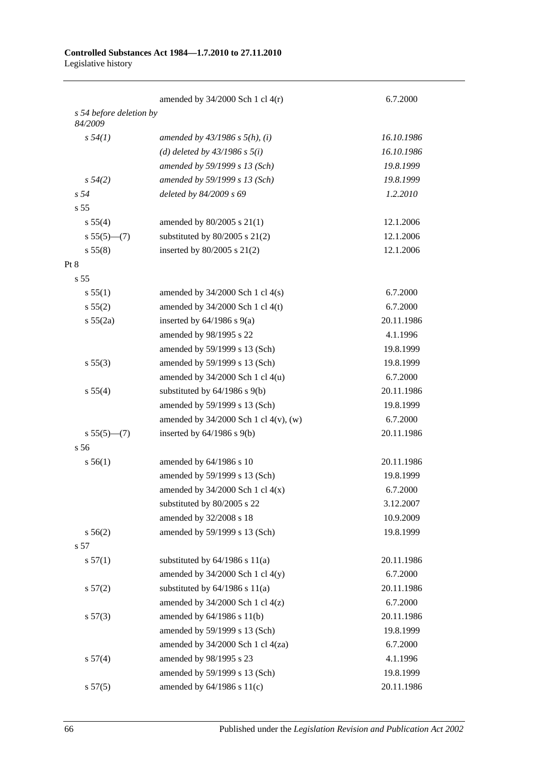| | | |
|---|---|---|
| | amended by 34/2000 Sch 1 cl 4(r) | 6.7.2000 |
| *s 54 before deletion by 84/2009* | | |
| *s 54(1)* | *amended by 43/1986 s 5(h), (i)* | *16.10.1986* |
| | *(d) deleted by 43/1986 s 5(i)* | *16.10.1986* |
| | *amended by 59/1999 s 13 (Sch)* | *19.8.1999* |
| *s 54(2)* | *amended by 59/1999 s 13 (Sch)* | *19.8.1999* |
| *s 54* | *deleted by 84/2009 s 69* | *1.2.2010* |
| s 55 | | |
| s 55(4) | amended by 80/2005 s 21(1) | 12.1.2006 |
| s 55(5)—(7) | substituted by 80/2005 s 21(2) | 12.1.2006 |
| s 55(8) | inserted by 80/2005 s 21(2) | 12.1.2006 |
| Pt 8 | | |
| s 55 | | |
| s 55(1) | amended by 34/2000 Sch 1 cl 4(s) | 6.7.2000 |
| s 55(2) | amended by 34/2000 Sch 1 cl 4(t) | 6.7.2000 |
| s 55(2a) | inserted by 64/1986 s 9(a) | 20.11.1986 |
| | amended by 98/1995 s 22 | 4.1.1996 |
| | amended by 59/1999 s 13 (Sch) | 19.8.1999 |
| s 55(3) | amended by 59/1999 s 13 (Sch) | 19.8.1999 |
| | amended by 34/2000 Sch 1 cl 4(u) | 6.7.2000 |
| s 55(4) | substituted by 64/1986 s 9(b) | 20.11.1986 |
| | amended by 59/1999 s 13 (Sch) | 19.8.1999 |
| | amended by 34/2000 Sch 1 cl 4(v), (w) | 6.7.2000 |
| s 55(5)—(7) | inserted by 64/1986 s 9(b) | 20.11.1986 |
| s 56 | | |
| s 56(1) | amended by 64/1986 s 10 | 20.11.1986 |
| | amended by 59/1999 s 13 (Sch) | 19.8.1999 |
| | amended by 34/2000 Sch 1 cl 4(x) | 6.7.2000 |
| | substituted by 80/2005 s 22 | 3.12.2007 |
| | amended by 32/2008 s 18 | 10.9.2009 |
| s 56(2) | amended by 59/1999 s 13 (Sch) | 19.8.1999 |
| s 57 | | |
| s 57(1) | substituted by 64/1986 s 11(a) | 20.11.1986 |
| | amended by 34/2000 Sch 1 cl 4(y) | 6.7.2000 |
| s 57(2) | substituted by 64/1986 s 11(a) | 20.11.1986 |
| | amended by 34/2000 Sch 1 cl 4(z) | 6.7.2000 |
| s 57(3) | amended by 64/1986 s 11(b) | 20.11.1986 |
| | amended by 59/1999 s 13 (Sch) | 19.8.1999 |
| | amended by 34/2000 Sch 1 cl 4(za) | 6.7.2000 |
| s 57(4) | amended by 98/1995 s 23 | 4.1.1996 |
| | amended by 59/1999 s 13 (Sch) | 19.8.1999 |
| s 57(5) | amended by 64/1986 s 11(c) | 20.11.1986 |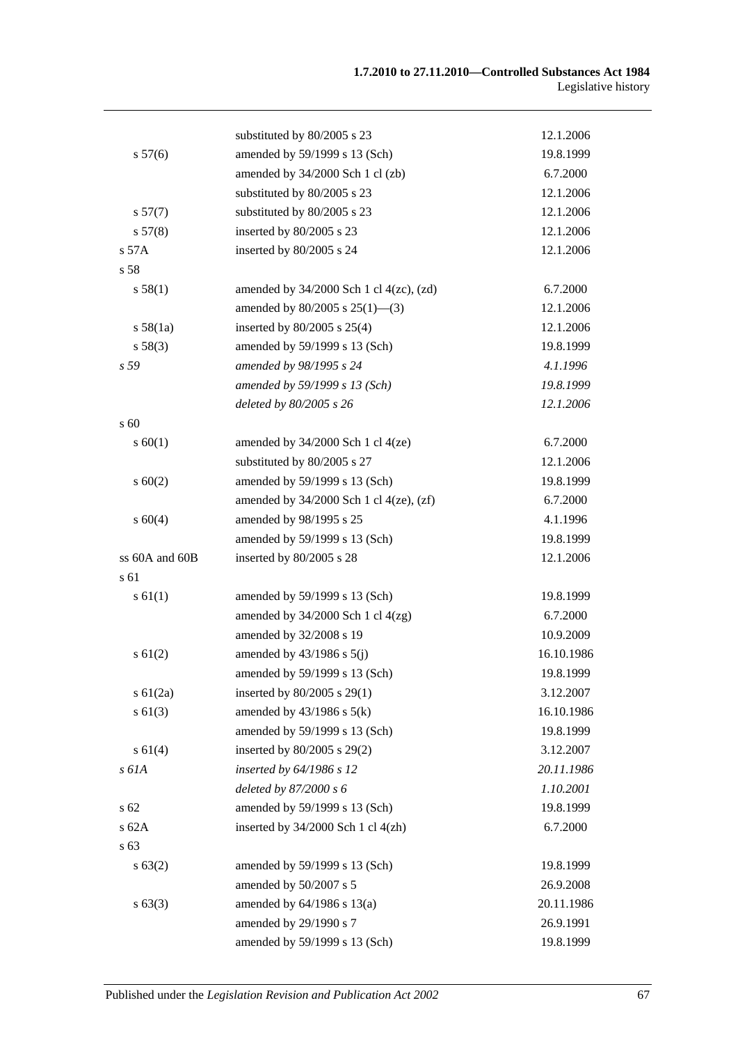| | | |
|---|---|---|
| | substituted by 80/2005 s 23 | 12.1.2006 |
| s 57(6) | amended by 59/1999 s 13 (Sch) | 19.8.1999 |
| | amended by 34/2000 Sch 1 cl (zb) | 6.7.2000 |
| | substituted by 80/2005 s 23 | 12.1.2006 |
| s 57(7) | substituted by 80/2005 s 23 | 12.1.2006 |
| s 57(8) | inserted by 80/2005 s 23 | 12.1.2006 |
| s 57A | inserted by 80/2005 s 24 | 12.1.2006 |
| s 58 | | |
| s 58(1) | amended by 34/2000 Sch 1 cl 4(zc), (zd) | 6.7.2000 |
| | amended by 80/2005 s 25(1)—(3) | 12.1.2006 |
| s 58(1a) | inserted by 80/2005 s 25(4) | 12.1.2006 |
| s 58(3) | amended by 59/1999 s 13 (Sch) | 19.8.1999 |
| *s 59* | *amended by 98/1995 s 24* | *4.1.1996* |
| | *amended by 59/1999 s 13 (Sch)* | *19.8.1999* |
| | *deleted by 80/2005 s 26* | *12.1.2006* |
| s 60 | | |
| s 60(1) | amended by 34/2000 Sch 1 cl 4(ze) | 6.7.2000 |
| | substituted by 80/2005 s 27 | 12.1.2006 |
| s 60(2) | amended by 59/1999 s 13 (Sch) | 19.8.1999 |
| | amended by 34/2000 Sch 1 cl 4(ze), (zf) | 6.7.2000 |
| s 60(4) | amended by 98/1995 s 25 | 4.1.1996 |
| | amended by 59/1999 s 13 (Sch) | 19.8.1999 |
| ss 60A and 60B | inserted by 80/2005 s 28 | 12.1.2006 |
| s 61 | | |
| s 61(1) | amended by 59/1999 s 13 (Sch) | 19.8.1999 |
| | amended by 34/2000 Sch 1 cl 4(zg) | 6.7.2000 |
| | amended by 32/2008 s 19 | 10.9.2009 |
| s 61(2) | amended by 43/1986 s 5(j) | 16.10.1986 |
| | amended by 59/1999 s 13 (Sch) | 19.8.1999 |
| s 61(2a) | inserted by 80/2005 s 29(1) | 3.12.2007 |
| s 61(3) | amended by 43/1986 s 5(k) | 16.10.1986 |
| | amended by 59/1999 s 13 (Sch) | 19.8.1999 |
| s 61(4) | inserted by 80/2005 s 29(2) | 3.12.2007 |
| *s 61A* | *inserted by 64/1986 s 12* | *20.11.1986* |
| | *deleted by 87/2000 s 6* | *1.10.2001* |
| s 62 | amended by 59/1999 s 13 (Sch) | 19.8.1999 |
| s 62A | inserted by 34/2000 Sch 1 cl 4(zh) | 6.7.2000 |
| s 63 | | |
| s 63(2) | amended by 59/1999 s 13 (Sch) | 19.8.1999 |
| | amended by 50/2007 s 5 | 26.9.2008 |
| s 63(3) | amended by 64/1986 s 13(a) | 20.11.1986 |
| | amended by 29/1990 s 7 | 26.9.1991 |
| | amended by 59/1999 s 13 (Sch) | 19.8.1999 |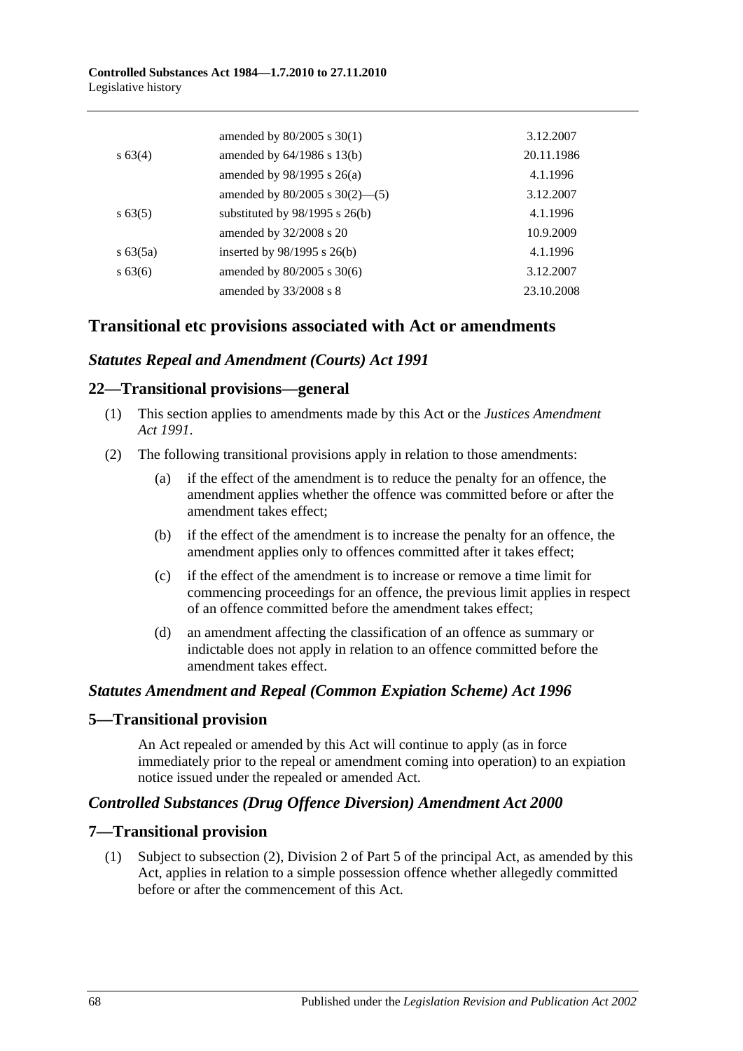| | | |
|---|---|---|
| | amended by 80/2005 s 30(1) | 3.12.2007 |
| s 63(4) | amended by 64/1986 s 13(b) | 20.11.1986 |
| | amended by 98/1995 s 26(a) | 4.1.1996 |
| | amended by 80/2005 s 30(2)—(5) | 3.12.2007 |
| s 63(5) | substituted by 98/1995 s 26(b) | 4.1.1996 |
| | amended by 32/2008 s 20 | 10.9.2009 |
| s 63(5a) | inserted by 98/1995 s 26(b) | 4.1.1996 |
| s 63(6) | amended by 80/2005 s 30(6) | 3.12.2007 |
| | amended by 33/2008 s 8 | 23.10.2008 |

## Transitional etc provisions associated with Act or amendments

### *Statutes Repeal and Amendment (Courts) Act 1991*

### 22—Transitional provisions—general

(1) This section applies to amendments made by this Act or the *Justices Amendment Act 1991*.

(2) The following transitional provisions apply in relation to those amendments:

(a) if the effect of the amendment is to reduce the penalty for an offence, the amendment applies whether the offence was committed before or after the amendment takes effect;

(b) if the effect of the amendment is to increase the penalty for an offence, the amendment applies only to offences committed after it takes effect;

(c) if the effect of the amendment is to increase or remove a time limit for commencing proceedings for an offence, the previous limit applies in respect of an offence committed before the amendment takes effect;

(d) an amendment affecting the classification of an offence as summary or indictable does not apply in relation to an offence committed before the amendment takes effect.

### *Statutes Amendment and Repeal (Common Expiation Scheme) Act 1996*

### 5—Transitional provision

An Act repealed or amended by this Act will continue to apply (as in force immediately prior to the repeal or amendment coming into operation) to an expiation notice issued under the repealed or amended Act.

### *Controlled Substances (Drug Offence Diversion) Amendment Act 2000*

### 7—Transitional provision

(1) Subject to subsection (2), Division 2 of Part 5 of the principal Act, as amended by this Act, applies in relation to a simple possession offence whether allegedly committed before or after the commencement of this Act.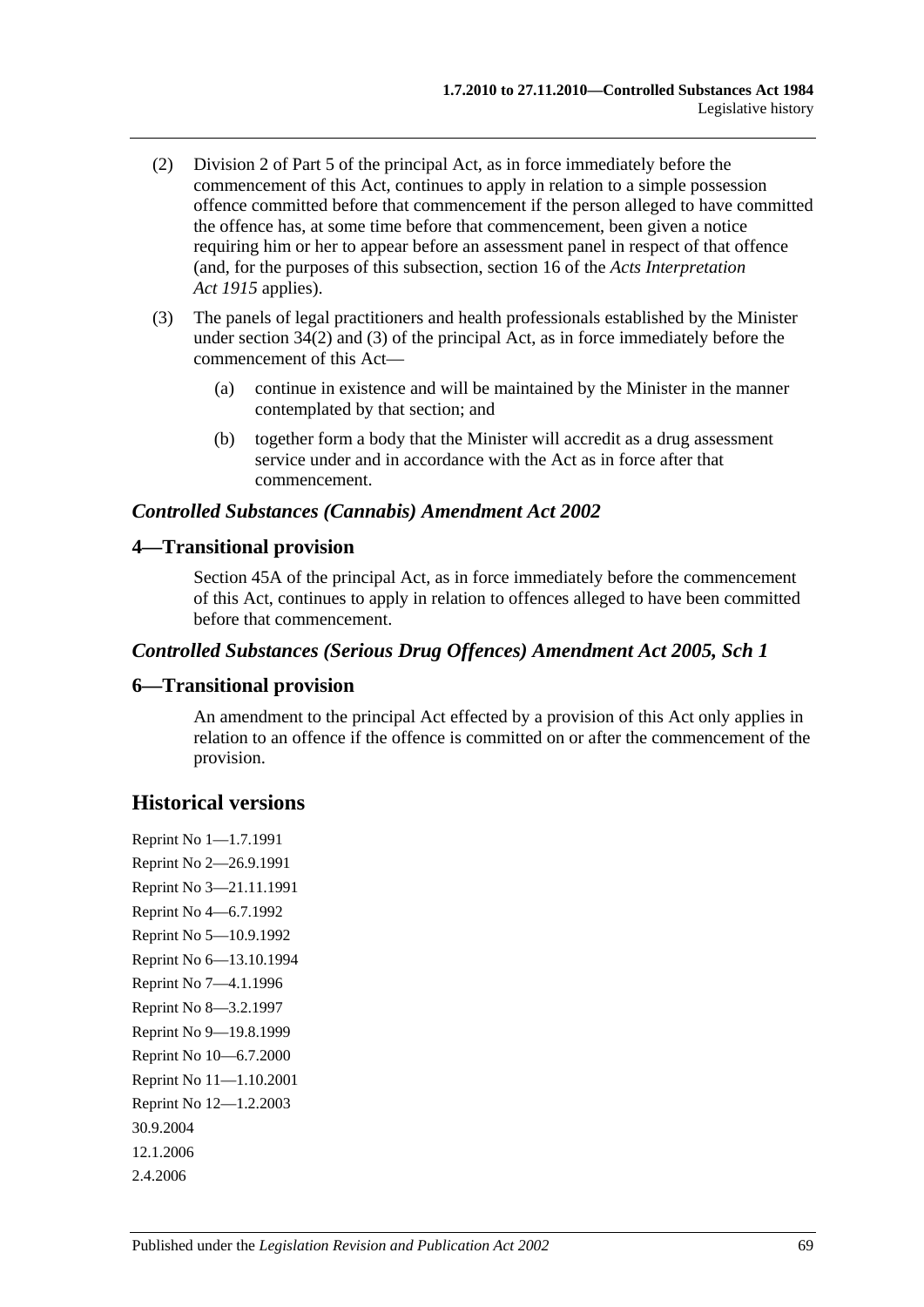(2) Division 2 of Part 5 of the principal Act, as in force immediately before the commencement of this Act, continues to apply in relation to a simple possession offence committed before that commencement if the person alleged to have committed the offence has, at some time before that commencement, been given a notice requiring him or her to appear before an assessment panel in respect of that offence (and, for the purposes of this subsection, section 16 of the *Acts Interpretation Act 1915* applies).

(3) The panels of legal practitioners and health professionals established by the Minister under section 34(2) and (3) of the principal Act, as in force immediately before the commencement of this Act—

(a) continue in existence and will be maintained by the Minister in the manner contemplated by that section; and

(b) together form a body that the Minister will accredit as a drug assessment service under and in accordance with the Act as in force after that commencement.

### *Controlled Substances (Cannabis) Amendment Act 2002*

## 4—Transitional provision

Section 45A of the principal Act, as in force immediately before the commencement of this Act, continues to apply in relation to offences alleged to have been committed before that commencement.

### *Controlled Substances (Serious Drug Offences) Amendment Act 2005, Sch 1*

## 6—Transitional provision

An amendment to the principal Act effected by a provision of this Act only applies in relation to an offence if the offence is committed on or after the commencement of the provision.

# Historical versions

Reprint No 1—1.7.1991

Reprint No 2—26.9.1991

Reprint No 3—21.11.1991

Reprint No 4—6.7.1992

Reprint No 5—10.9.1992

Reprint No 6—13.10.1994

Reprint No 7—4.1.1996

Reprint No 8—3.2.1997

Reprint No 9—19.8.1999

Reprint No 10—6.7.2000

Reprint No 11—1.10.2001

Reprint No 12—1.2.2003

30.9.2004

12.1.2006

2.4.2006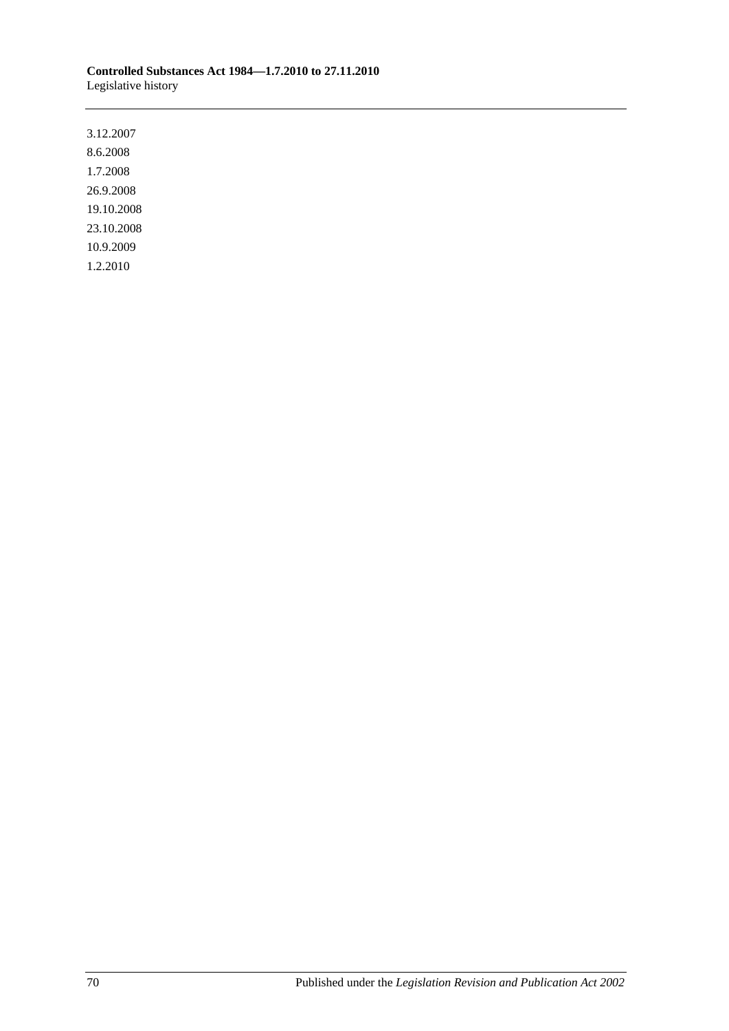3.12.2007

8.6.2008

1.7.2008

26.9.2008

19.10.2008

23.10.2008

10.9.2009

1.2.2010